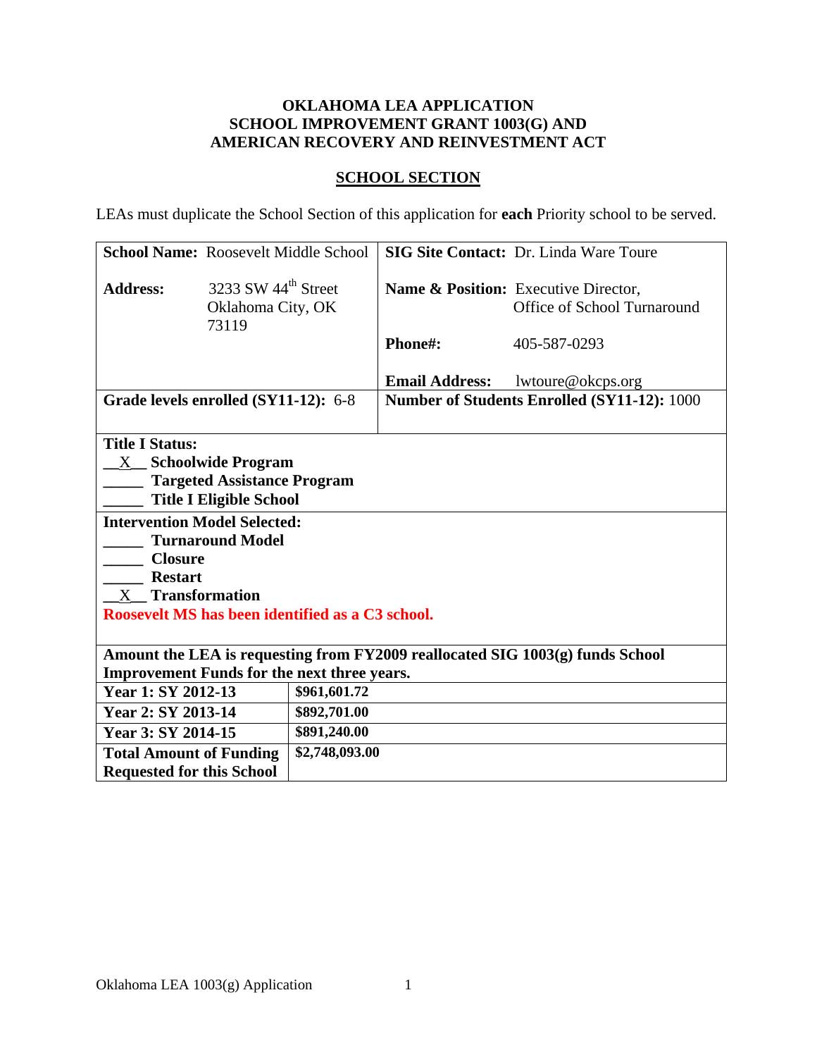# OKLAHOMA LEA APPLICATION
# SCHOOL IMPROVEMENT GRANT 1003(G) AND
# AMERICAN RECOVERY AND REINVESTMENT ACT

## SCHOOL SECTION

LEAs must duplicate the School Section of this application for **each** Priority school to be served.

| | |
|---|---|
| **School Name:** Roosevelt Middle School | **SIG Site Contact:** Dr. Linda Ware Toure |
| **Address:** 3233 SW 44th Street, Oklahoma City, OK 73119 | **Name & Position:** Executive Director, Office of School Turnaround<br>**Phone#:** 405-587-0293<br>**Email Address:** lwtoure@okcps.org |
| **Grade levels enrolled (SY11-12):** 6-8 | **Number of Students Enrolled (SY11-12):** 1000 |

**Title I Status:**
__X__ **Schoolwide Program**
_____ **Targeted Assistance Program**
_____ **Title I Eligible School**

**Intervention Model Selected:**
_____ **Turnaround Model**
_____ **Closure**
_____ **Restart**
__X__ **Transformation**
**Roosevelt MS has been identified as a C3 school.**

**Amount the LEA is requesting from FY2009 reallocated SIG 1003(g) funds School Improvement Funds for the next three years.**

| | |
|---|---|
| **Year 1: SY 2012-13** | **$961,601.72** |
| **Year 2: SY 2013-14** | **$892,701.00** |
| **Year 3: SY 2014-15** | **$891,240.00** |
| **Total Amount of Funding Requested for this School** | **$2,748,093.00** |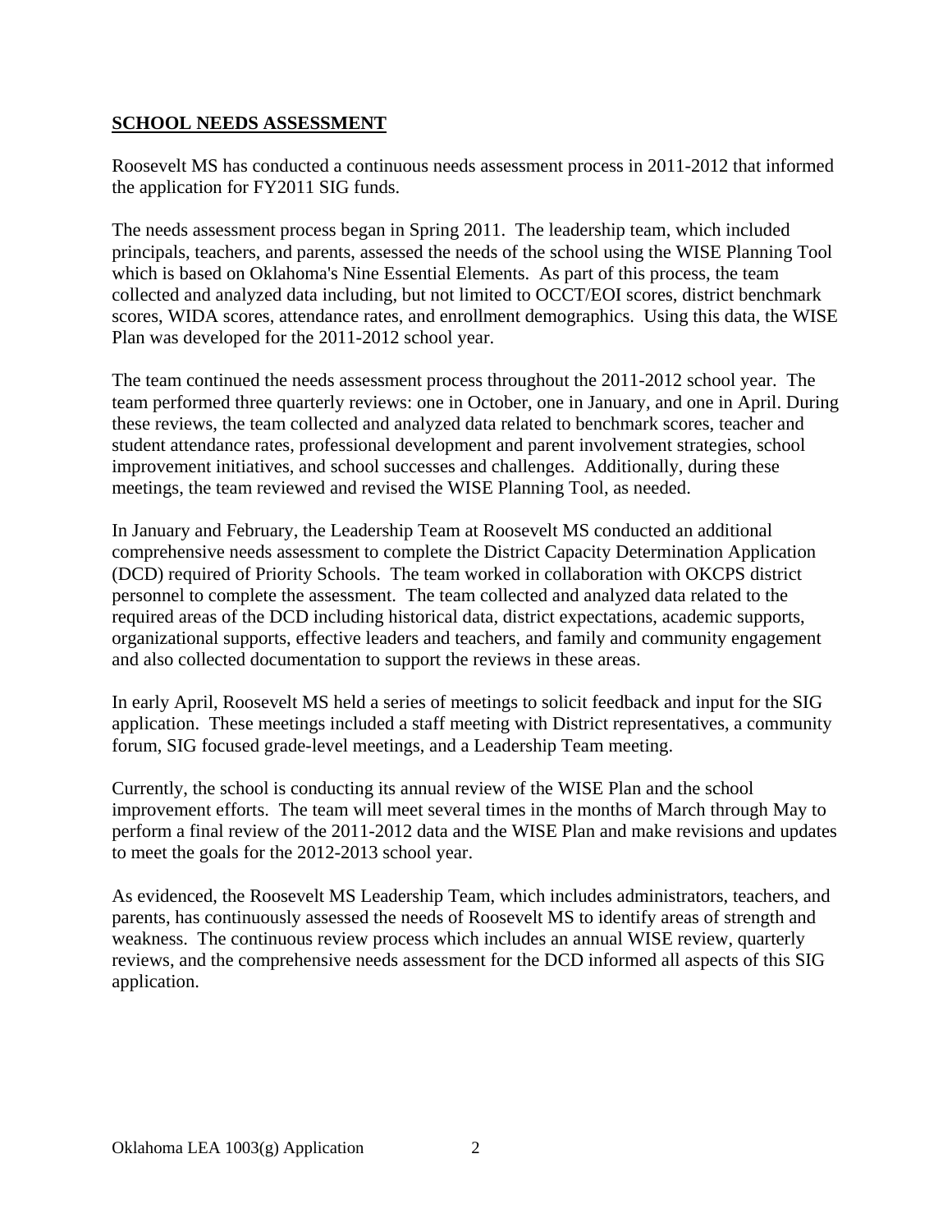## SCHOOL NEEDS ASSESSMENT

Roosevelt MS has conducted a continuous needs assessment process in 2011-2012 that informed the application for FY2011 SIG funds.

The needs assessment process began in Spring 2011. The leadership team, which included principals, teachers, and parents, assessed the needs of the school using the WISE Planning Tool which is based on Oklahoma's Nine Essential Elements. As part of this process, the team collected and analyzed data including, but not limited to OCCT/EOI scores, district benchmark scores, WIDA scores, attendance rates, and enrollment demographics. Using this data, the WISE Plan was developed for the 2011-2012 school year.

The team continued the needs assessment process throughout the 2011-2012 school year. The team performed three quarterly reviews: one in October, one in January, and one in April. During these reviews, the team collected and analyzed data related to benchmark scores, teacher and student attendance rates, professional development and parent involvement strategies, school improvement initiatives, and school successes and challenges. Additionally, during these meetings, the team reviewed and revised the WISE Planning Tool, as needed.

In January and February, the Leadership Team at Roosevelt MS conducted an additional comprehensive needs assessment to complete the District Capacity Determination Application (DCD) required of Priority Schools. The team worked in collaboration with OKCPS district personnel to complete the assessment. The team collected and analyzed data related to the required areas of the DCD including historical data, district expectations, academic supports, organizational supports, effective leaders and teachers, and family and community engagement and also collected documentation to support the reviews in these areas.

In early April, Roosevelt MS held a series of meetings to solicit feedback and input for the SIG application. These meetings included a staff meeting with District representatives, a community forum, SIG focused grade-level meetings, and a Leadership Team meeting.

Currently, the school is conducting its annual review of the WISE Plan and the school improvement efforts. The team will meet several times in the months of March through May to perform a final review of the 2011-2012 data and the WISE Plan and make revisions and updates to meet the goals for the 2012-2013 school year.

As evidenced, the Roosevelt MS Leadership Team, which includes administrators, teachers, and parents, has continuously assessed the needs of Roosevelt MS to identify areas of strength and weakness. The continuous review process which includes an annual WISE review, quarterly reviews, and the comprehensive needs assessment for the DCD informed all aspects of this SIG application.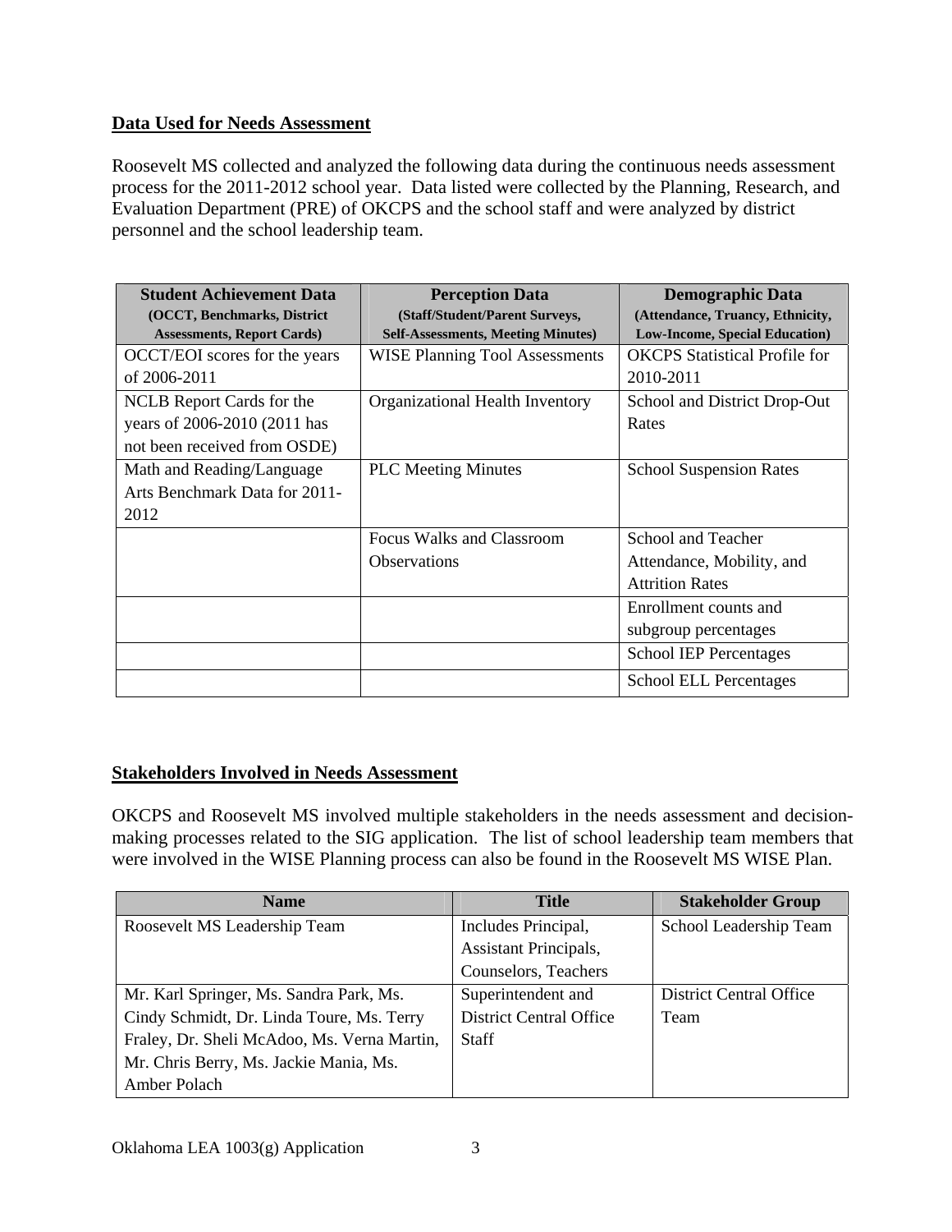**Data Used for Needs Assessment**

Roosevelt MS collected and analyzed the following data during the continuous needs assessment process for the 2011-2012 school year. Data listed were collected by the Planning, Research, and Evaluation Department (PRE) of OKCPS and the school staff and were analyzed by district personnel and the school leadership team.

| **Student Achievement Data (OCCT, Benchmarks, District Assessments, Report Cards)** | **Perception Data (Staff/Student/Parent Surveys, Self-Assessments, Meeting Minutes)** | **Demographic Data (Attendance, Truancy, Ethnicity, Low-Income, Special Education)** |
|---|---|---|
| OCCT/EOI scores for the years of 2006-2011 | WISE Planning Tool Assessments | OKCPS Statistical Profile for 2010-2011 |
| NCLB Report Cards for the years of 2006-2010 (2011 has not been received from OSDE) | Organizational Health Inventory | School and District Drop-Out Rates |
| Math and Reading/Language Arts Benchmark Data for 2011-2012 | PLC Meeting Minutes | School Suspension Rates |
| | Focus Walks and Classroom Observations | School and Teacher Attendance, Mobility, and Attrition Rates |
| | | Enrollment counts and subgroup percentages |
| | | School IEP Percentages |
| | | School ELL Percentages |

**Stakeholders Involved in Needs Assessment**

OKCPS and Roosevelt MS involved multiple stakeholders in the needs assessment and decision-making processes related to the SIG application. The list of school leadership team members that were involved in the WISE Planning process can also be found in the Roosevelt MS WISE Plan.

| **Name** | **Title** | **Stakeholder Group** |
|---|---|---|
| Roosevelt MS Leadership Team | Includes Principal, Assistant Principals, Counselors, Teachers | School Leadership Team |
| Mr. Karl Springer, Ms. Sandra Park, Ms. Cindy Schmidt, Dr. Linda Toure, Ms. Terry Fraley, Dr. Sheli McAdoo, Ms. Verna Martin, Mr. Chris Berry, Ms. Jackie Mania, Ms. Amber Polach | Superintendent and District Central Office Staff | District Central Office Team |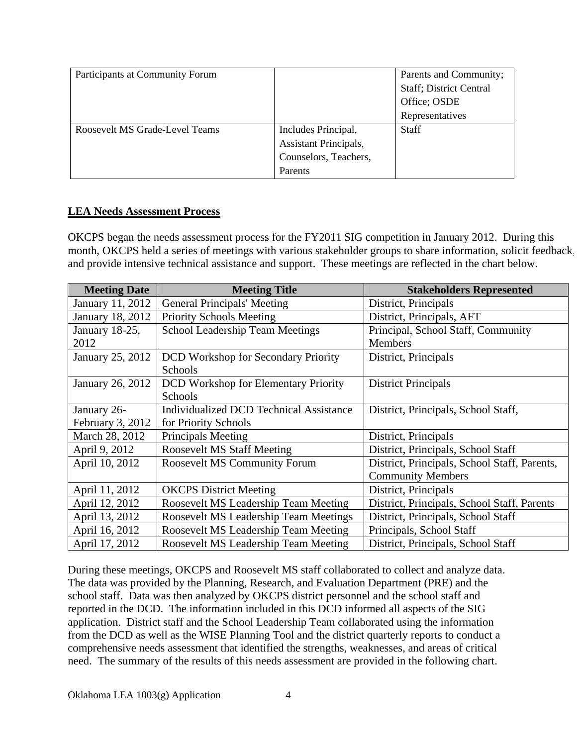| Participants at Community Forum | | Parents and Community; Staff; District Central Office; OSDE Representatives |
| --- | --- | --- |
| Roosevelt MS Grade-Level Teams | Includes Principal, Assistant Principals, Counselors, Teachers, Parents | Staff |

**LEA Needs Assessment Process**

OKCPS began the needs assessment process for the FY2011 SIG competition in January 2012. During this month, OKCPS held a series of meetings with various stakeholder groups to share information, solicit feedback, and provide intensive technical assistance and support. These meetings are reflected in the chart below.

| Meeting Date | Meeting Title | Stakeholders Represented |
| --- | --- | --- |
| January 11, 2012 | General Principals' Meeting | District, Principals |
| January 18, 2012 | Priority Schools Meeting | District, Principals, AFT |
| January 18-25, 2012 | School Leadership Team Meetings | Principal, School Staff, Community Members |
| January 25, 2012 | DCD Workshop for Secondary Priority Schools | District, Principals |
| January 26, 2012 | DCD Workshop for Elementary Priority Schools | District Principals |
| January 26-February 3, 2012 | Individualized DCD Technical Assistance for Priority Schools | District, Principals, School Staff, |
| March 28, 2012 | Principals Meeting | District, Principals |
| April 9, 2012 | Roosevelt MS Staff Meeting | District, Principals, School Staff |
| April 10, 2012 | Roosevelt MS Community Forum | District, Principals, School Staff, Parents, Community Members |
| April 11, 2012 | OKCPS District Meeting | District, Principals |
| April 12, 2012 | Roosevelt MS Leadership Team Meeting | District, Principals, School Staff, Parents |
| April 13, 2012 | Roosevelt MS Leadership Team Meetings | District, Principals, School Staff |
| April 16, 2012 | Roosevelt MS Leadership Team Meeting | Principals, School Staff |
| April 17, 2012 | Roosevelt MS Leadership Team Meeting | District, Principals, School Staff |

During these meetings, OKCPS and Roosevelt MS staff collaborated to collect and analyze data. The data was provided by the Planning, Research, and Evaluation Department (PRE) and the school staff. Data was then analyzed by OKCPS district personnel and the school staff and reported in the DCD. The information included in this DCD informed all aspects of the SIG application. District staff and the School Leadership Team collaborated using the information from the DCD as well as the WISE Planning Tool and the district quarterly reports to conduct a comprehensive needs assessment that identified the strengths, weaknesses, and areas of critical need. The summary of the results of this needs assessment are provided in the following chart.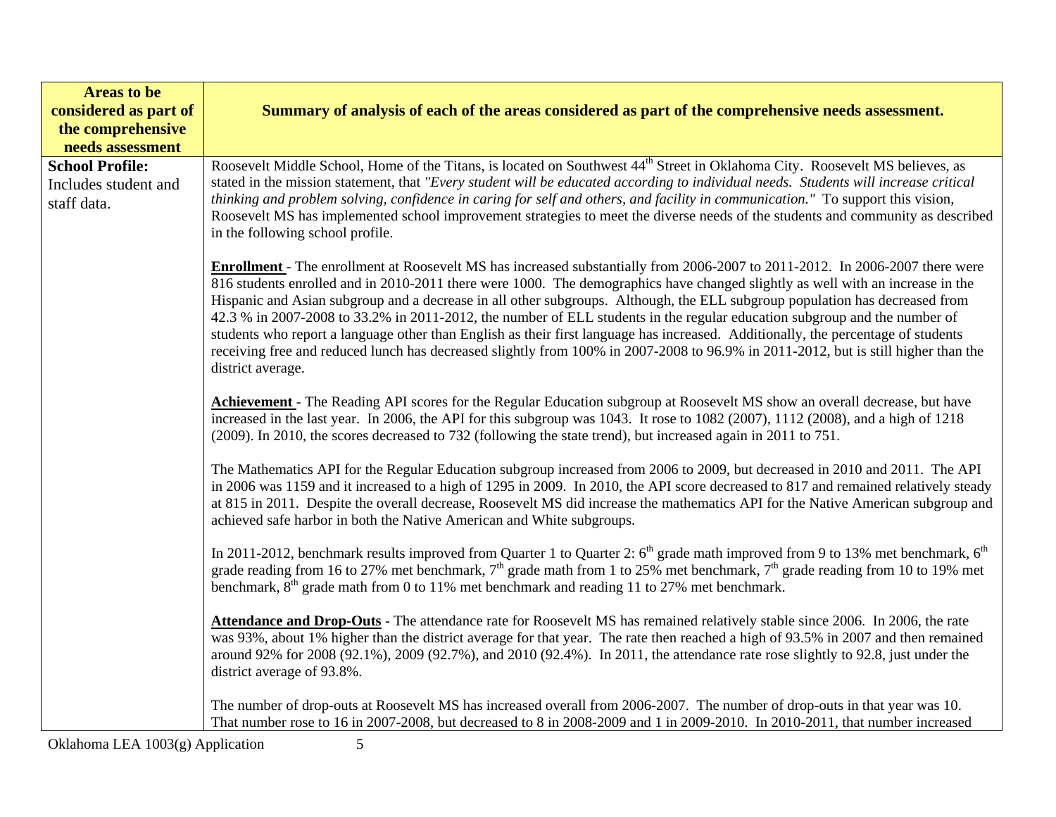| Areas to be considered as part of the comprehensive needs assessment | Summary of analysis of each of the areas considered as part of the comprehensive needs assessment. |
|---|---|
| **School Profile:** Includes student and staff data. | Roosevelt Middle School, Home of the Titans, is located on Southwest 44th Street in Oklahoma City. Roosevelt MS believes, as stated in the mission statement, that *"Every student will be educated according to individual needs. Students will increase critical thinking and problem solving, confidence in caring for self and others, and facility in communication."* To support this vision, Roosevelt MS has implemented school improvement strategies to meet the diverse needs of the students and community as described in the following school profile.<br><br>**Enrollment** - The enrollment at Roosevelt MS has increased substantially from 2006-2007 to 2011-2012. In 2006-2007 there were 816 students enrolled and in 2010-2011 there were 1000. The demographics have changed slightly as well with an increase in the Hispanic and Asian subgroup and a decrease in all other subgroups. Although, the ELL subgroup population has decreased from 42.3 % in 2007-2008 to 33.2% in 2011-2012, the number of ELL students in the regular education subgroup and the number of students who report a language other than English as their first language has increased. Additionally, the percentage of students receiving free and reduced lunch has decreased slightly from 100% in 2007-2008 to 96.9% in 2011-2012, but is still higher than the district average.<br><br>**Achievement** - The Reading API scores for the Regular Education subgroup at Roosevelt MS show an overall decrease, but have increased in the last year. In 2006, the API for this subgroup was 1043. It rose to 1082 (2007), 1112 (2008), and a high of 1218 (2009). In 2010, the scores decreased to 732 (following the state trend), but increased again in 2011 to 751.<br><br>The Mathematics API for the Regular Education subgroup increased from 2006 to 2009, but decreased in 2010 and 2011. The API in 2006 was 1159 and it increased to a high of 1295 in 2009. In 2010, the API score decreased to 817 and remained relatively steady at 815 in 2011. Despite the overall decrease, Roosevelt MS did increase the mathematics API for the Native American subgroup and achieved safe harbor in both the Native American and White subgroups.<br><br>In 2011-2012, benchmark results improved from Quarter 1 to Quarter 2: 6th grade math improved from 9 to 13% met benchmark, 6th grade reading from 16 to 27% met benchmark, 7th grade math from 1 to 25% met benchmark, 7th grade reading from 10 to 19% met benchmark, 8th grade math from 0 to 11% met benchmark and reading 11 to 27% met benchmark.<br><br>**Attendance and Drop-Outs** - The attendance rate for Roosevelt MS has remained relatively stable since 2006. In 2006, the rate was 93%, about 1% higher than the district average for that year. The rate then reached a high of 93.5% in 2007 and then remained around 92% for 2008 (92.1%), 2009 (92.7%), and 2010 (92.4%). In 2011, the attendance rate rose slightly to 92.8, just under the district average of 93.8%.<br><br>The number of drop-outs at Roosevelt MS has increased overall from 2006-2007. The number of drop-outs in that year was 10. That number rose to 16 in 2007-2008, but decreased to 8 in 2008-2009 and 1 in 2009-2010. In 2010-2011, that number increased |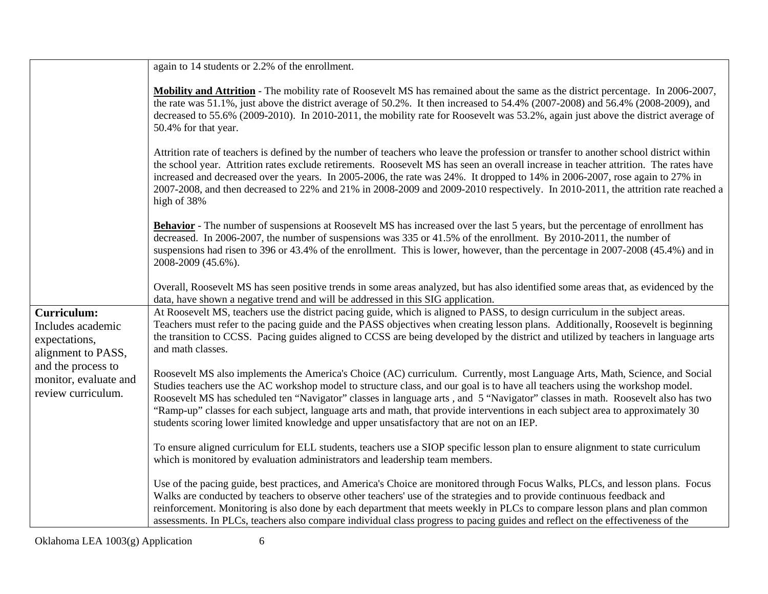| | |
|---|---|
| | again to 14 students or 2.2% of the enrollment.<br><br>**Mobility and Attrition** - The mobility rate of Roosevelt MS has remained about the same as the district percentage. In 2006-2007, the rate was 51.1%, just above the district average of 50.2%. It then increased to 54.4% (2007-2008) and 56.4% (2008-2009), and decreased to 55.6% (2009-2010). In 2010-2011, the mobility rate for Roosevelt was 53.2%, again just above the district average of 50.4% for that year.<br><br>Attrition rate of teachers is defined by the number of teachers who leave the profession or transfer to another school district within the school year. Attrition rates exclude retirements. Roosevelt MS has seen an overall increase in teacher attrition. The rates have increased and decreased over the years. In 2005-2006, the rate was 24%. It dropped to 14% in 2006-2007, rose again to 27% in 2007-2008, and then decreased to 22% and 21% in 2008-2009 and 2009-2010 respectively. In 2010-2011, the attrition rate reached a high of 38%<br><br>**Behavior** - The number of suspensions at Roosevelt MS has increased over the last 5 years, but the percentage of enrollment has decreased. In 2006-2007, the number of suspensions was 335 or 41.5% of the enrollment. By 2010-2011, the number of suspensions had risen to 396 or 43.4% of the enrollment. This is lower, however, than the percentage in 2007-2008 (45.4%) and in 2008-2009 (45.6%).<br><br>Overall, Roosevelt MS has seen positive trends in some areas analyzed, but has also identified some areas that, as evidenced by the data, have shown a negative trend and will be addressed in this SIG application. |
| **Curriculum:** Includes academic expectations, alignment to PASS, and the process to monitor, evaluate and review curriculum. | At Roosevelt MS, teachers use the district pacing guide, which is aligned to PASS, to design curriculum in the subject areas. Teachers must refer to the pacing guide and the PASS objectives when creating lesson plans. Additionally, Roosevelt is beginning the transition to CCSS. Pacing guides aligned to CCSS are being developed by the district and utilized by teachers in language arts and math classes.<br><br>Roosevelt MS also implements the America's Choice (AC) curriculum. Currently, most Language Arts, Math, Science, and Social Studies teachers use the AC workshop model to structure class, and our goal is to have all teachers using the workshop model. Roosevelt MS has scheduled ten "Navigator" classes in language arts , and 5 "Navigator" classes in math. Roosevelt also has two "Ramp-up" classes for each subject, language arts and math, that provide interventions in each subject area to approximately 30 students scoring lower limited knowledge and upper unsatisfactory that are not on an IEP.<br><br>To ensure aligned curriculum for ELL students, teachers use a SIOP specific lesson plan to ensure alignment to state curriculum which is monitored by evaluation administrators and leadership team members.<br><br>Use of the pacing guide, best practices, and America's Choice are monitored through Focus Walks, PLCs, and lesson plans. Focus Walks are conducted by teachers to observe other teachers' use of the strategies and to provide continuous feedback and reinforcement. Monitoring is also done by each department that meets weekly in PLCs to compare lesson plans and plan common assessments. In PLCs, teachers also compare individual class progress to pacing guides and reflect on the effectiveness of the |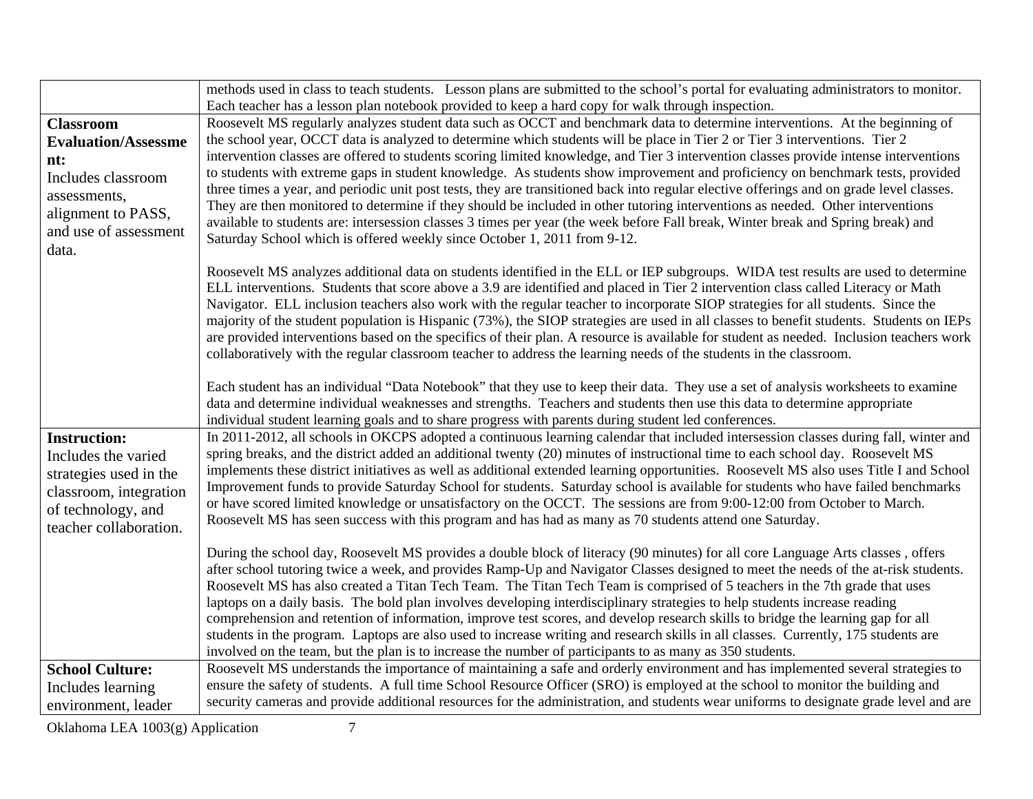| | |
|---|---|
| | methods used in class to teach students. Lesson plans are submitted to the school's portal for evaluating administrators to monitor. Each teacher has a lesson plan notebook provided to keep a hard copy for walk through inspection. |
| **Classroom Evaluation/Assessment:** Includes classroom assessments, alignment to PASS, and use of assessment data. | Roosevelt MS regularly analyzes student data such as OCCT and benchmark data to determine interventions. At the beginning of the school year, OCCT data is analyzed to determine which students will be place in Tier 2 or Tier 3 interventions. Tier 2 intervention classes are offered to students scoring limited knowledge, and Tier 3 intervention classes provide intense interventions to students with extreme gaps in student knowledge. As students show improvement and proficiency on benchmark tests, provided three times a year, and periodic unit post tests, they are transitioned back into regular elective offerings and on grade level classes. They are then monitored to determine if they should be included in other tutoring interventions as needed. Other interventions available to students are: intersession classes 3 times per year (the week before Fall break, Winter break and Spring break) and Saturday School which is offered weekly since October 1, 2011 from 9-12.<br><br>Roosevelt MS analyzes additional data on students identified in the ELL or IEP subgroups. WIDA test results are used to determine ELL interventions. Students that score above a 3.9 are identified and placed in Tier 2 intervention class called Literacy or Math Navigator. ELL inclusion teachers also work with the regular teacher to incorporate SIOP strategies for all students. Since the majority of the student population is Hispanic (73%), the SIOP strategies are used in all classes to benefit students. Students on IEPs are provided interventions based on the specifics of their plan. A resource is available for student as needed. Inclusion teachers work collaboratively with the regular classroom teacher to address the learning needs of the students in the classroom.<br><br>Each student has an individual "Data Notebook" that they use to keep their data. They use a set of analysis worksheets to examine data and determine individual weaknesses and strengths. Teachers and students then use this data to determine appropriate individual student learning goals and to share progress with parents during student led conferences. |
| **Instruction:** Includes the varied strategies used in the classroom, integration of technology, and teacher collaboration. | In 2011-2012, all schools in OKCPS adopted a continuous learning calendar that included intersession classes during fall, winter and spring breaks, and the district added an additional twenty (20) minutes of instructional time to each school day. Roosevelt MS implements these district initiatives as well as additional extended learning opportunities. Roosevelt MS also uses Title I and School Improvement funds to provide Saturday School for students. Saturday school is available for students who have failed benchmarks or have scored limited knowledge or unsatisfactory on the OCCT. The sessions are from 9:00-12:00 from October to March. Roosevelt MS has seen success with this program and has had as many as 70 students attend one Saturday.<br><br>During the school day, Roosevelt MS provides a double block of literacy (90 minutes) for all core Language Arts classes , offers after school tutoring twice a week, and provides Ramp-Up and Navigator Classes designed to meet the needs of the at-risk students. Roosevelt MS has also created a Titan Tech Team. The Titan Tech Team is comprised of 5 teachers in the 7th grade that uses laptops on a daily basis. The bold plan involves developing interdisciplinary strategies to help students increase reading comprehension and retention of information, improve test scores, and develop research skills to bridge the learning gap for all students in the program. Laptops are also used to increase writing and research skills in all classes. Currently, 175 students are involved on the team, but the plan is to increase the number of participants to as many as 350 students. |
| **School Culture:** Includes learning environment, leader | Roosevelt MS understands the importance of maintaining a safe and orderly environment and has implemented several strategies to ensure the safety of students. A full time School Resource Officer (SRO) is employed at the school to monitor the building and security cameras and provide additional resources for the administration, and students wear uniforms to designate grade level and are |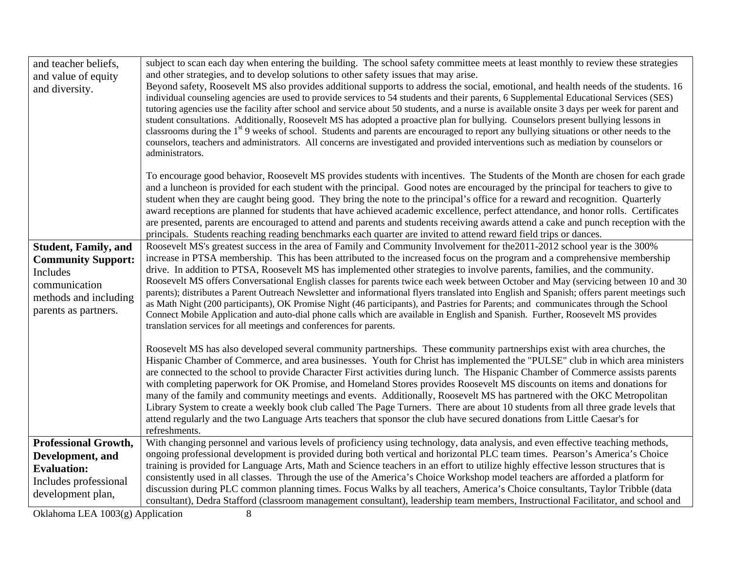| | |
|---|---|
| and teacher beliefs, and value of equity and diversity. | subject to scan each day when entering the building. The school safety committee meets at least monthly to review these strategies and other strategies, and to develop solutions to other safety issues that may arise.<br>Beyond safety, Roosevelt MS also provides additional supports to address the social, emotional, and health needs of the students. 16 individual counseling agencies are used to provide services to 54 students and their parents, 6 Supplemental Educational Services (SES) tutoring agencies use the facility after school and service about 50 students, and a nurse is available onsite 3 days per week for parent and student consultations. Additionally, Roosevelt MS has adopted a proactive plan for bullying. Counselors present bullying lessons in classrooms during the 1st 9 weeks of school. Students and parents are encouraged to report any bullying situations or other needs to the counselors, teachers and administrators. All concerns are investigated and provided interventions such as mediation by counselors or administrators.<br><br>To encourage good behavior, Roosevelt MS provides students with incentives. The Students of the Month are chosen for each grade and a luncheon is provided for each student with the principal. Good notes are encouraged by the principal for teachers to give to student when they are caught being good. They bring the note to the principal's office for a reward and recognition. Quarterly award receptions are planned for students that have achieved academic excellence, perfect attendance, and honor rolls. Certificates are presented, parents are encouraged to attend and parents and students receiving awards attend a cake and punch reception with the principals. Students reaching reading benchmarks each quarter are invited to attend reward field trips or dances. |
| **Student, Family, and Community Support:** Includes communication methods and including parents as partners. | Roosevelt MS's greatest success in the area of Family and Community Involvement for the2011-2012 school year is the 300% increase in PTSA membership. This has been attributed to the increased focus on the program and a comprehensive membership drive. In addition to PTSA, Roosevelt MS has implemented other strategies to involve parents, families, and the community. Roosevelt MS offers Conversational English classes for parents twice each week between October and May (servicing between 10 and 30 parents); distributes a Parent Outreach Newsletter and informational flyers translated into English and Spanish; offers parent meetings such as Math Night (200 participants), OK Promise Night (46 participants), and Pastries for Parents; and communicates through the School Connect Mobile Application and auto-dial phone calls which are available in English and Spanish. Further, Roosevelt MS provides translation services for all meetings and conferences for parents.<br><br>Roosevelt MS has also developed several community partnerships. These **c**ommunity partnerships exist with area churches, the Hispanic Chamber of Commerce, and area businesses. Youth for Christ has implemented the "PULSE" club in which area ministers are connected to the school to provide Character First activities during lunch. The Hispanic Chamber of Commerce assists parents with completing paperwork for OK Promise, and Homeland Stores provides Roosevelt MS discounts on items and donations for many of the family and community meetings and events. Additionally, Roosevelt MS has partnered with the OKC Metropolitan Library System to create a weekly book club called The Page Turners. There are about 10 students from all three grade levels that attend regularly and the two Language Arts teachers that sponsor the club have secured donations from Little Caesar's for refreshments. |
| **Professional Growth, Development, and Evaluation:** Includes professional development plan, | With changing personnel and various levels of proficiency using technology, data analysis, and even effective teaching methods, ongoing professional development is provided during both vertical and horizontal PLC team times. Pearson's America's Choice training is provided for Language Arts, Math and Science teachers in an effort to utilize highly effective lesson structures that is consistently used in all classes. Through the use of the America's Choice Workshop model teachers are afforded a platform for discussion during PLC common planning times. Focus Walks by all teachers, America's Choice consultants, Taylor Tribble (data consultant), Dedra Stafford (classroom management consultant), leadership team members, Instructional Facilitator, and school and |

Oklahoma LEA 1003(g) Application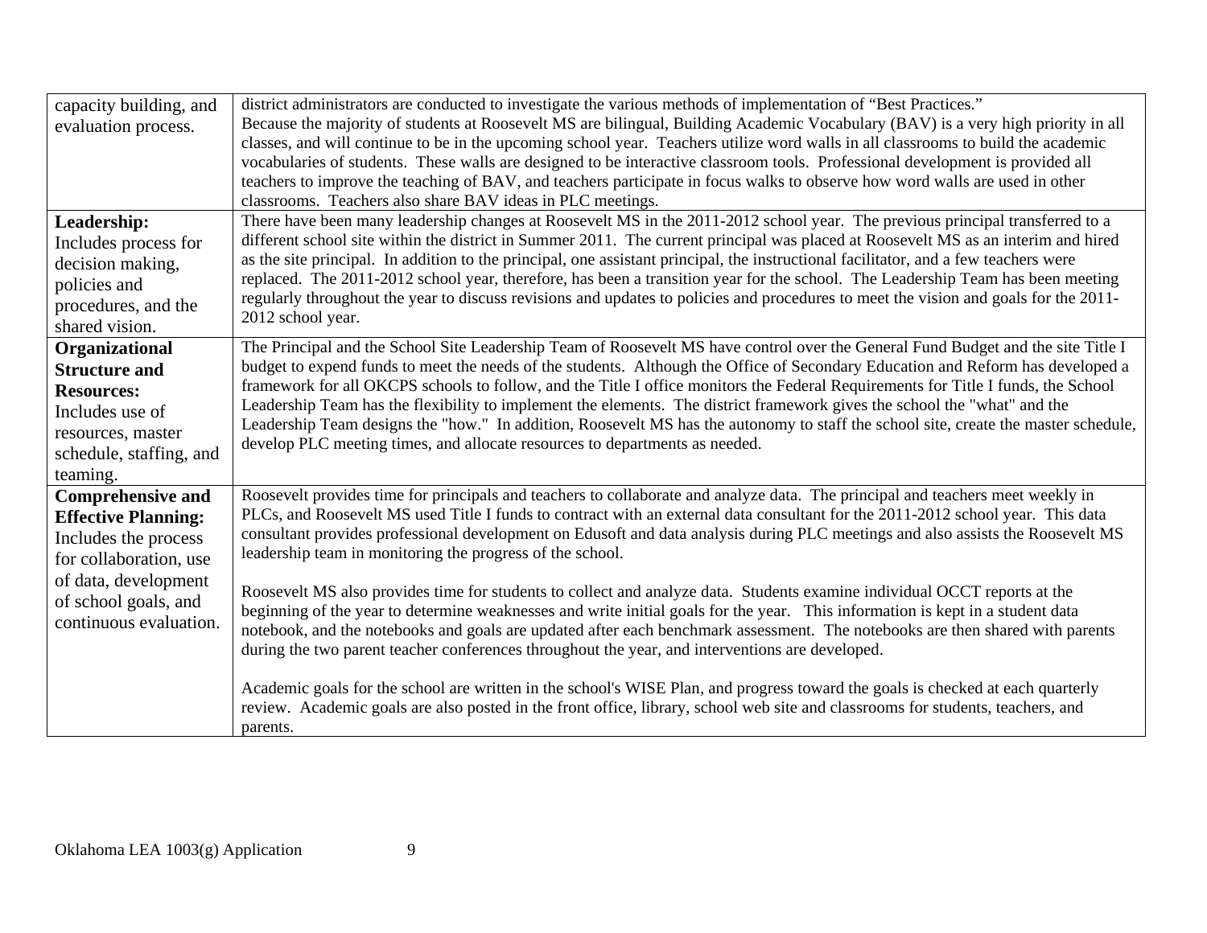| | |
|---|---|
| capacity building, and evaluation process. | district administrators are conducted to investigate the various methods of implementation of "Best Practices."<br>Because the majority of students at Roosevelt MS are bilingual, Building Academic Vocabulary (BAV) is a very high priority in all classes, and will continue to be in the upcoming school year. Teachers utilize word walls in all classrooms to build the academic vocabularies of students. These walls are designed to be interactive classroom tools. Professional development is provided all teachers to improve the teaching of BAV, and teachers participate in focus walks to observe how word walls are used in other classrooms. Teachers also share BAV ideas in PLC meetings. |
| **Leadership:**<br>Includes process for decision making, policies and procedures, and the shared vision. | There have been many leadership changes at Roosevelt MS in the 2011-2012 school year. The previous principal transferred to a different school site within the district in Summer 2011. The current principal was placed at Roosevelt MS as an interim and hired as the site principal. In addition to the principal, one assistant principal, the instructional facilitator, and a few teachers were replaced. The 2011-2012 school year, therefore, has been a transition year for the school. The Leadership Team has been meeting regularly throughout the year to discuss revisions and updates to policies and procedures to meet the vision and goals for the 2011-2012 school year. |
| **Organizational Structure and Resources:**<br>Includes use of resources, master schedule, staffing, and teaming. | The Principal and the School Site Leadership Team of Roosevelt MS have control over the General Fund Budget and the site Title I budget to expend funds to meet the needs of the students. Although the Office of Secondary Education and Reform has developed a framework for all OKCPS schools to follow, and the Title I office monitors the Federal Requirements for Title I funds, the School Leadership Team has the flexibility to implement the elements. The district framework gives the school the "what" and the Leadership Team designs the "how." In addition, Roosevelt MS has the autonomy to staff the school site, create the master schedule, develop PLC meeting times, and allocate resources to departments as needed. |
| **Comprehensive and Effective Planning:**<br>Includes the process for collaboration, use of data, development of school goals, and continuous evaluation. | Roosevelt provides time for principals and teachers to collaborate and analyze data. The principal and teachers meet weekly in PLCs, and Roosevelt MS used Title I funds to contract with an external data consultant for the 2011-2012 school year. This data consultant provides professional development on Edusoft and data analysis during PLC meetings and also assists the Roosevelt MS leadership team in monitoring the progress of the school.<br><br>Roosevelt MS also provides time for students to collect and analyze data. Students examine individual OCCT reports at the beginning of the year to determine weaknesses and write initial goals for the year. This information is kept in a student data notebook, and the notebooks and goals are updated after each benchmark assessment. The notebooks are then shared with parents during the two parent teacher conferences throughout the year, and interventions are developed.<br><br>Academic goals for the school are written in the school's WISE Plan, and progress toward the goals is checked at each quarterly review. Academic goals are also posted in the front office, library, school web site and classrooms for students, teachers, and parents. |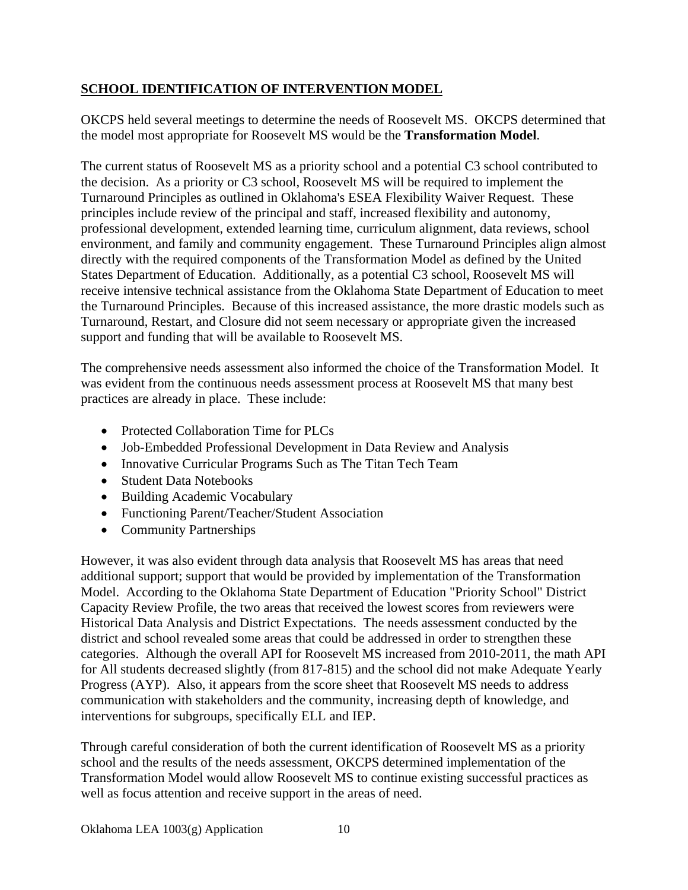## SCHOOL IDENTIFICATION OF INTERVENTION MODEL

OKCPS held several meetings to determine the needs of Roosevelt MS. OKCPS determined that the model most appropriate for Roosevelt MS would be the **Transformation Model**.

The current status of Roosevelt MS as a priority school and a potential C3 school contributed to the decision. As a priority or C3 school, Roosevelt MS will be required to implement the Turnaround Principles as outlined in Oklahoma's ESEA Flexibility Waiver Request. These principles include review of the principal and staff, increased flexibility and autonomy, professional development, extended learning time, curriculum alignment, data reviews, school environment, and family and community engagement. These Turnaround Principles align almost directly with the required components of the Transformation Model as defined by the United States Department of Education. Additionally, as a potential C3 school, Roosevelt MS will receive intensive technical assistance from the Oklahoma State Department of Education to meet the Turnaround Principles. Because of this increased assistance, the more drastic models such as Turnaround, Restart, and Closure did not seem necessary or appropriate given the increased support and funding that will be available to Roosevelt MS.

The comprehensive needs assessment also informed the choice of the Transformation Model. It was evident from the continuous needs assessment process at Roosevelt MS that many best practices are already in place. These include:

- Protected Collaboration Time for PLCs
- Job-Embedded Professional Development in Data Review and Analysis
- Innovative Curricular Programs Such as The Titan Tech Team
- Student Data Notebooks
- Building Academic Vocabulary
- Functioning Parent/Teacher/Student Association
- Community Partnerships

However, it was also evident through data analysis that Roosevelt MS has areas that need additional support; support that would be provided by implementation of the Transformation Model. According to the Oklahoma State Department of Education "Priority School" District Capacity Review Profile, the two areas that received the lowest scores from reviewers were Historical Data Analysis and District Expectations. The needs assessment conducted by the district and school revealed some areas that could be addressed in order to strengthen these categories. Although the overall API for Roosevelt MS increased from 2010-2011, the math API for All students decreased slightly (from 817-815) and the school did not make Adequate Yearly Progress (AYP). Also, it appears from the score sheet that Roosevelt MS needs to address communication with stakeholders and the community, increasing depth of knowledge, and interventions for subgroups, specifically ELL and IEP.

Through careful consideration of both the current identification of Roosevelt MS as a priority school and the results of the needs assessment, OKCPS determined implementation of the Transformation Model would allow Roosevelt MS to continue existing successful practices as well as focus attention and receive support in the areas of need.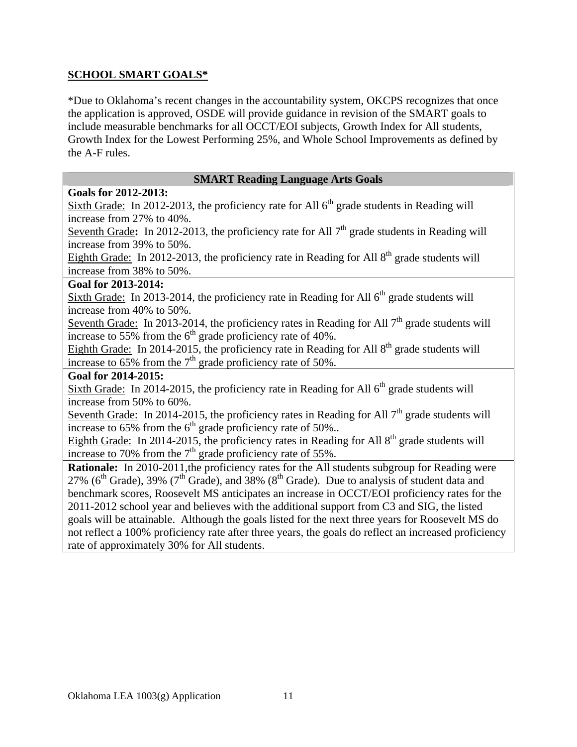**SCHOOL SMART GOALS***

*Due to Oklahoma's recent changes in the accountability system, OKCPS recognizes that once the application is approved, OSDE will provide guidance in revision of the SMART goals to include measurable benchmarks for all OCCT/EOI subjects, Growth Index for All students, Growth Index for the Lowest Performing 25%, and Whole School Improvements as defined by the A-F rules.

| SMART Reading Language Arts Goals |
|---|
| **Goals for 2012-2013:**<br>Sixth Grade: In 2012-2013, the proficiency rate for All 6th grade students in Reading will increase from 27% to 40%.<br>Seventh Grade**:** In 2012-2013, the proficiency rate for All 7th grade students in Reading will increase from 39% to 50%.<br>Eighth Grade: In 2012-2013, the proficiency rate in Reading for All 8th grade students will increase from 38% to 50%. |
| **Goal for 2013-2014:**<br>Sixth Grade: In 2013-2014, the proficiency rate in Reading for All 6th grade students will increase from 40% to 50%.<br>Seventh Grade: In 2013-2014, the proficiency rates in Reading for All 7th grade students will increase to 55% from the 6th grade proficiency rate of 40%.<br>Eighth Grade: In 2014-2015, the proficiency rate in Reading for All 8th grade students will increase to 65% from the 7th grade proficiency rate of 50%. |
| **Goal for 2014-2015:**<br>Sixth Grade: In 2014-2015, the proficiency rate in Reading for All 6th grade students will increase from 50% to 60%.<br>Seventh Grade: In 2014-2015, the proficiency rates in Reading for All 7th grade students will increase to 65% from the 6th grade proficiency rate of 50%..<br>Eighth Grade: In 2014-2015, the proficiency rates in Reading for All 8th grade students will increase to 70% from the 7th grade proficiency rate of 55%. |
| **Rationale:** In 2010-2011,the proficiency rates for the All students subgroup for Reading were 27% (6th Grade), 39% (7th Grade), and 38% (8th Grade). Due to analysis of student data and benchmark scores, Roosevelt MS anticipates an increase in OCCT/EOI proficiency rates for the 2011-2012 school year and believes with the additional support from C3 and SIG, the listed goals will be attainable. Although the goals listed for the next three years for Roosevelt MS do not reflect a 100% proficiency rate after three years, the goals do reflect an increased proficiency rate of approximately 30% for All students. |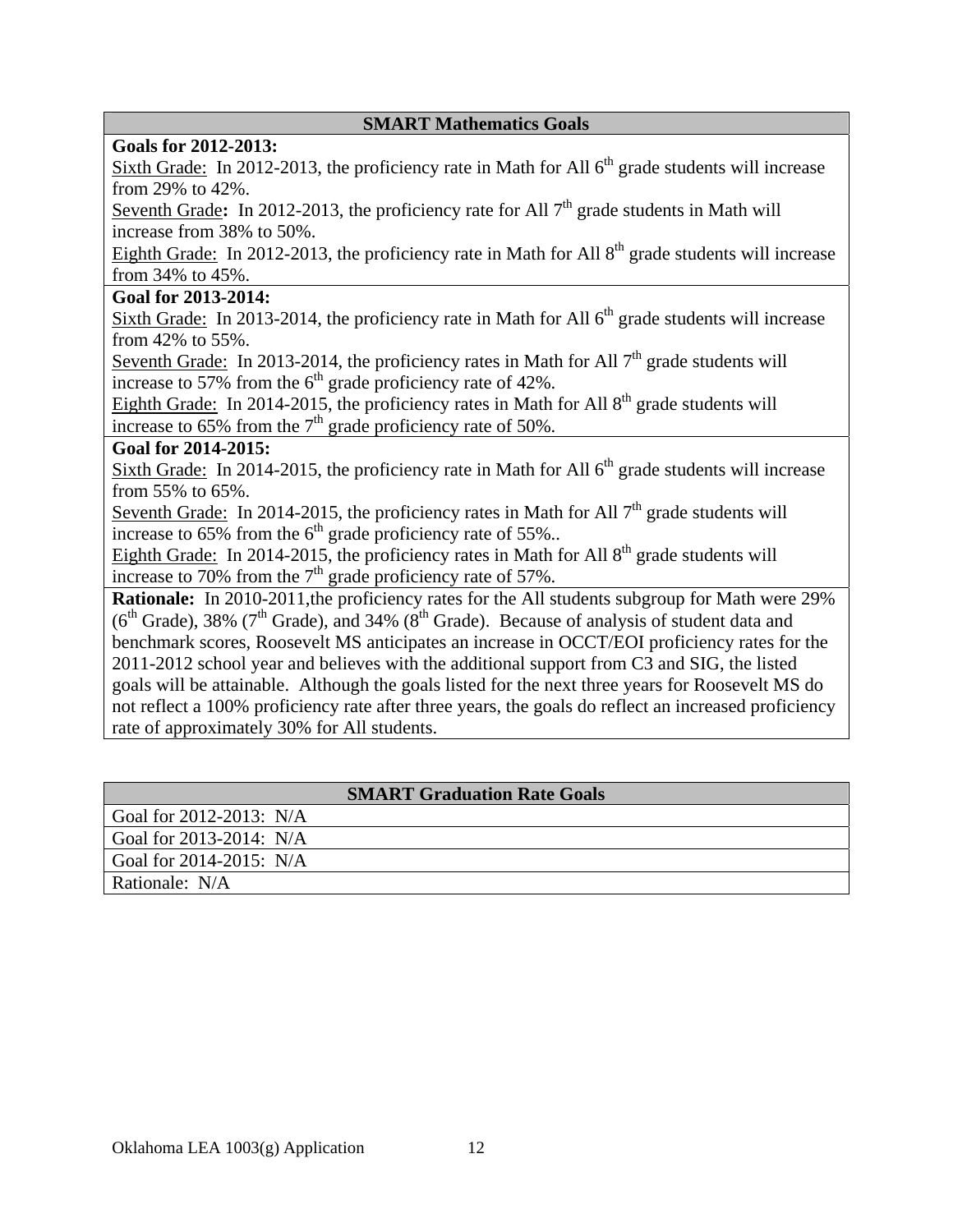| SMART Mathematics Goals |
|---|
| **Goals for 2012-2013:**<br>Sixth Grade: In 2012-2013, the proficiency rate in Math for All 6th grade students will increase from 29% to 42%.<br>Seventh Grade**:** In 2012-2013, the proficiency rate for All 7th grade students in Math will increase from 38% to 50%.<br>Eighth Grade: In 2012-2013, the proficiency rate in Math for All 8th grade students will increase from 34% to 45%. |
| **Goal for 2013-2014:**<br>Sixth Grade: In 2013-2014, the proficiency rate in Math for All 6th grade students will increase from 42% to 55%.<br>Seventh Grade: In 2013-2014, the proficiency rates in Math for All 7th grade students will increase to 57% from the 6th grade proficiency rate of 42%.<br>Eighth Grade: In 2014-2015, the proficiency rates in Math for All 8th grade students will increase to 65% from the 7th grade proficiency rate of 50%. |
| **Goal for 2014-2015:**<br>Sixth Grade: In 2014-2015, the proficiency rate in Math for All 6th grade students will increase from 55% to 65%.<br>Seventh Grade: In 2014-2015, the proficiency rates in Math for All 7th grade students will increase to 65% from the 6th grade proficiency rate of 55%..<br>Eighth Grade: In 2014-2015, the proficiency rates in Math for All 8th grade students will increase to 70% from the 7th grade proficiency rate of 57%. |
| **Rationale:** In 2010-2011,the proficiency rates for the All students subgroup for Math were 29% (6th Grade), 38% (7th Grade), and 34% (8th Grade). Because of analysis of student data and benchmark scores, Roosevelt MS anticipates an increase in OCCT/EOI proficiency rates for the 2011-2012 school year and believes with the additional support from C3 and SIG, the listed goals will be attainable. Although the goals listed for the next three years for Roosevelt MS do not reflect a 100% proficiency rate after three years, the goals do reflect an increased proficiency rate of approximately 30% for All students. |

| SMART Graduation Rate Goals |
|---|
| Goal for 2012-2013: N/A |
| Goal for 2013-2014: N/A |
| Goal for 2014-2015: N/A |
| Rationale: N/A |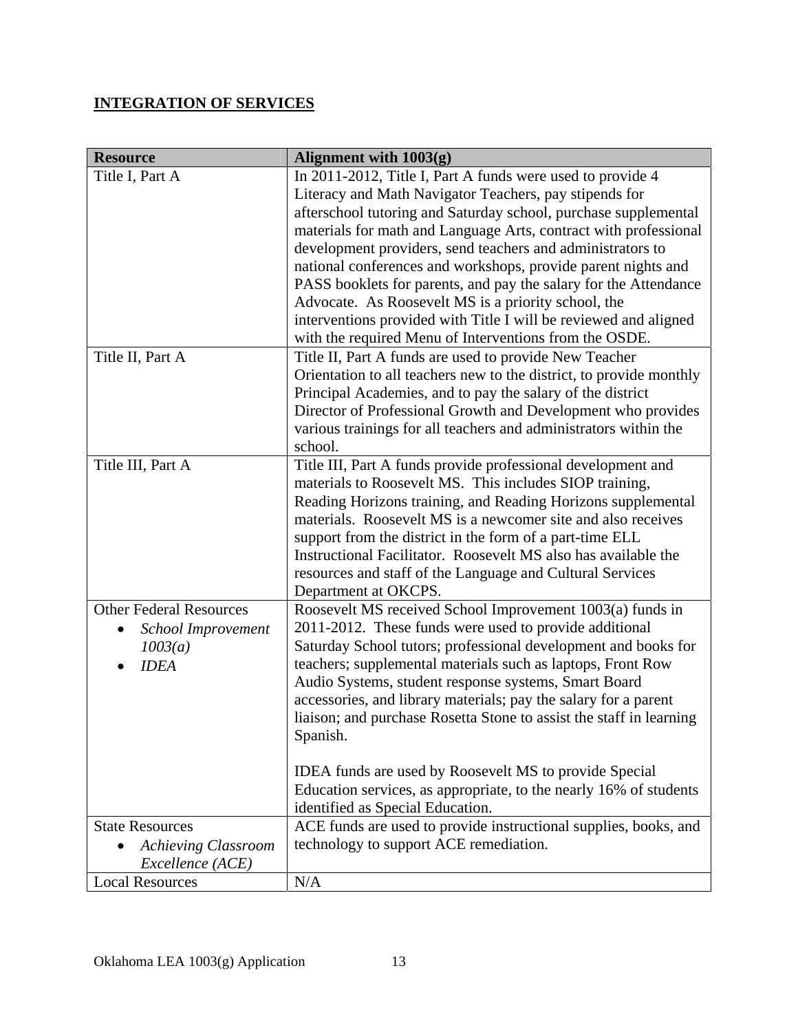## INTEGRATION OF SERVICES

| Resource | Alignment with 1003(g) |
|---|---|
| Title I, Part A | In 2011-2012, Title I, Part A funds were used to provide 4 Literacy and Math Navigator Teachers, pay stipends for afterschool tutoring and Saturday school, purchase supplemental materials for math and Language Arts, contract with professional development providers, send teachers and administrators to national conferences and workshops, provide parent nights and PASS booklets for parents, and pay the salary for the Attendance Advocate. As Roosevelt MS is a priority school, the interventions provided with Title I will be reviewed and aligned with the required Menu of Interventions from the OSDE. |
| Title II, Part A | Title II, Part A funds are used to provide New Teacher Orientation to all teachers new to the district, to provide monthly Principal Academies, and to pay the salary of the district Director of Professional Growth and Development who provides various trainings for all teachers and administrators within the school. |
| Title III, Part A | Title III, Part A funds provide professional development and materials to Roosevelt MS. This includes SIOP training, Reading Horizons training, and Reading Horizons supplemental materials. Roosevelt MS is a newcomer site and also receives support from the district in the form of a part-time ELL Instructional Facilitator. Roosevelt MS also has available the resources and staff of the Language and Cultural Services Department at OKCPS. |
| Other Federal Resources<br>• *School Improvement 1003(a)*<br>• *IDEA* | Roosevelt MS received School Improvement 1003(a) funds in 2011-2012. These funds were used to provide additional Saturday School tutors; professional development and books for teachers; supplemental materials such as laptops, Front Row Audio Systems, student response systems, Smart Board accessories, and library materials; pay the salary for a parent liaison; and purchase Rosetta Stone to assist the staff in learning Spanish.<br><br>IDEA funds are used by Roosevelt MS to provide Special Education services, as appropriate, to the nearly 16% of students identified as Special Education. |
| State Resources<br>• *Achieving Classroom Excellence (ACE)* | ACE funds are used to provide instructional supplies, books, and technology to support ACE remediation. |
| Local Resources | N/A |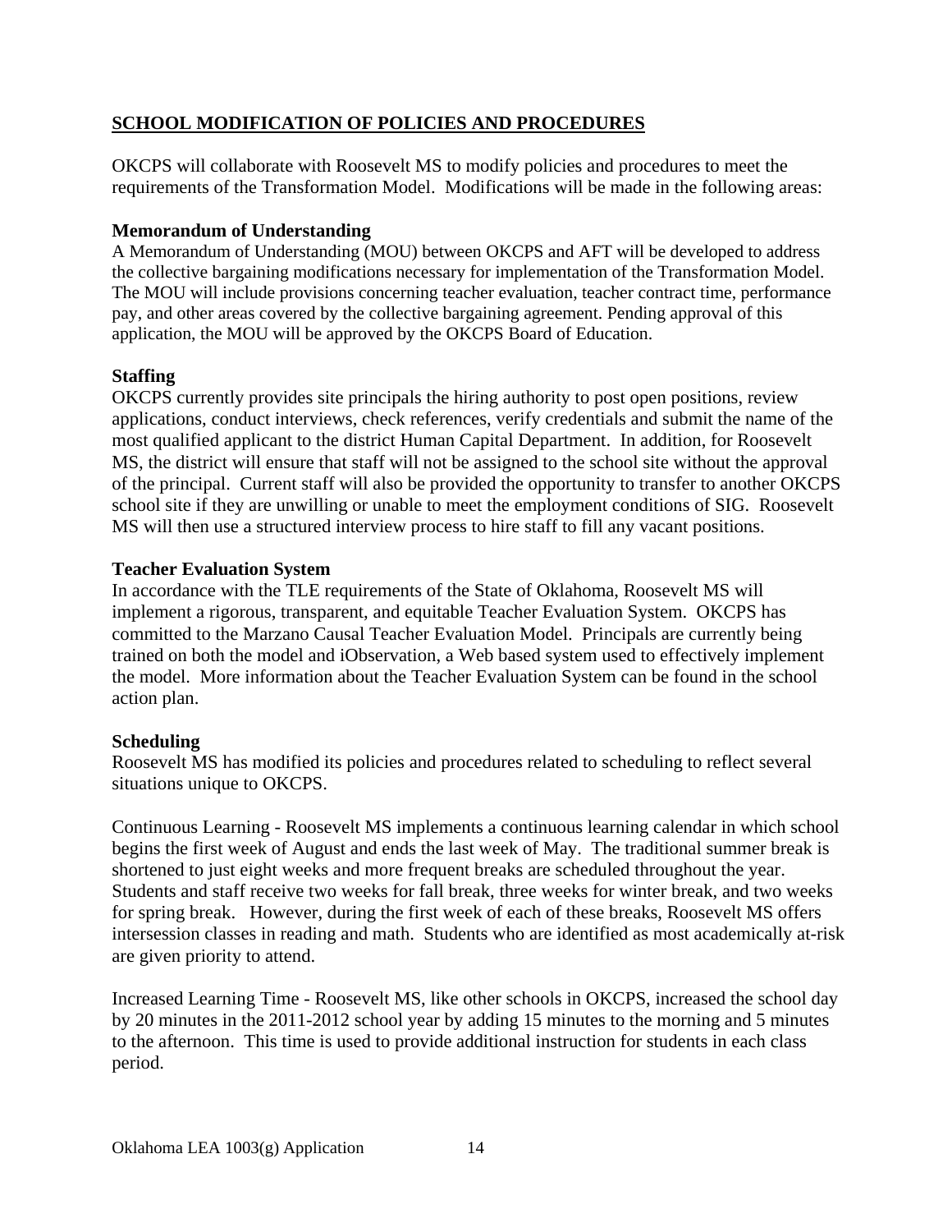## **SCHOOL MODIFICATION OF POLICIES AND PROCEDURES**

OKCPS will collaborate with Roosevelt MS to modify policies and procedures to meet the requirements of the Transformation Model. Modifications will be made in the following areas:

### Memorandum of Understanding

A Memorandum of Understanding (MOU) between OKCPS and AFT will be developed to address the collective bargaining modifications necessary for implementation of the Transformation Model. The MOU will include provisions concerning teacher evaluation, teacher contract time, performance pay, and other areas covered by the collective bargaining agreement. Pending approval of this application, the MOU will be approved by the OKCPS Board of Education.

### Staffing

OKCPS currently provides site principals the hiring authority to post open positions, review applications, conduct interviews, check references, verify credentials and submit the name of the most qualified applicant to the district Human Capital Department. In addition, for Roosevelt MS, the district will ensure that staff will not be assigned to the school site without the approval of the principal. Current staff will also be provided the opportunity to transfer to another OKCPS school site if they are unwilling or unable to meet the employment conditions of SIG. Roosevelt MS will then use a structured interview process to hire staff to fill any vacant positions.

### Teacher Evaluation System

In accordance with the TLE requirements of the State of Oklahoma, Roosevelt MS will implement a rigorous, transparent, and equitable Teacher Evaluation System. OKCPS has committed to the Marzano Causal Teacher Evaluation Model. Principals are currently being trained on both the model and iObservation, a Web based system used to effectively implement the model. More information about the Teacher Evaluation System can be found in the school action plan.

### Scheduling

Roosevelt MS has modified its policies and procedures related to scheduling to reflect several situations unique to OKCPS.

Continuous Learning - Roosevelt MS implements a continuous learning calendar in which school begins the first week of August and ends the last week of May. The traditional summer break is shortened to just eight weeks and more frequent breaks are scheduled throughout the year. Students and staff receive two weeks for fall break, three weeks for winter break, and two weeks for spring break. However, during the first week of each of these breaks, Roosevelt MS offers intersession classes in reading and math. Students who are identified as most academically at-risk are given priority to attend.

Increased Learning Time - Roosevelt MS, like other schools in OKCPS, increased the school day by 20 minutes in the 2011-2012 school year by adding 15 minutes to the morning and 5 minutes to the afternoon. This time is used to provide additional instruction for students in each class period.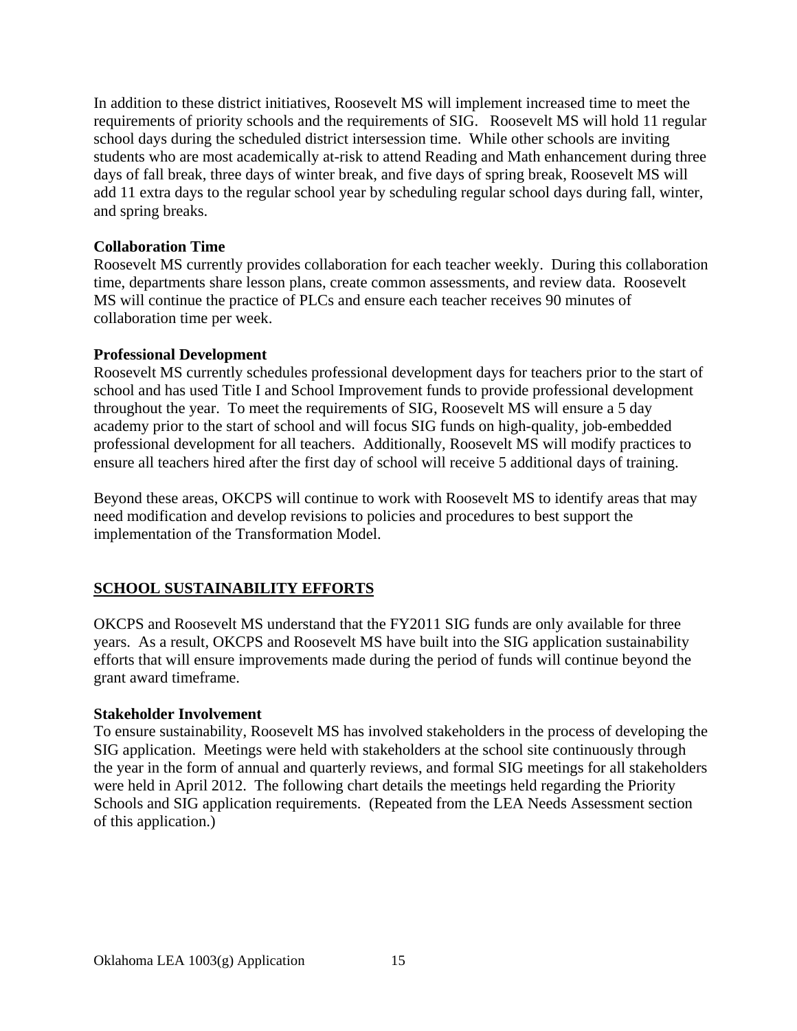In addition to these district initiatives, Roosevelt MS will implement increased time to meet the requirements of priority schools and the requirements of SIG. Roosevelt MS will hold 11 regular school days during the scheduled district intersession time. While other schools are inviting students who are most academically at-risk to attend Reading and Math enhancement during three days of fall break, three days of winter break, and five days of spring break, Roosevelt MS will add 11 extra days to the regular school year by scheduling regular school days during fall, winter, and spring breaks.

**Collaboration Time**
Roosevelt MS currently provides collaboration for each teacher weekly. During this collaboration time, departments share lesson plans, create common assessments, and review data. Roosevelt MS will continue the practice of PLCs and ensure each teacher receives 90 minutes of collaboration time per week.

**Professional Development**
Roosevelt MS currently schedules professional development days for teachers prior to the start of school and has used Title I and School Improvement funds to provide professional development throughout the year. To meet the requirements of SIG, Roosevelt MS will ensure a 5 day academy prior to the start of school and will focus SIG funds on high-quality, job-embedded professional development for all teachers. Additionally, Roosevelt MS will modify practices to ensure all teachers hired after the first day of school will receive 5 additional days of training.

Beyond these areas, OKCPS will continue to work with Roosevelt MS to identify areas that may need modification and develop revisions to policies and procedures to best support the implementation of the Transformation Model.

## SCHOOL SUSTAINABILITY EFFORTS

OKCPS and Roosevelt MS understand that the FY2011 SIG funds are only available for three years. As a result, OKCPS and Roosevelt MS have built into the SIG application sustainability efforts that will ensure improvements made during the period of funds will continue beyond the grant award timeframe.

**Stakeholder Involvement**
To ensure sustainability, Roosevelt MS has involved stakeholders in the process of developing the SIG application. Meetings were held with stakeholders at the school site continuously through the year in the form of annual and quarterly reviews, and formal SIG meetings for all stakeholders were held in April 2012. The following chart details the meetings held regarding the Priority Schools and SIG application requirements. (Repeated from the LEA Needs Assessment section of this application.)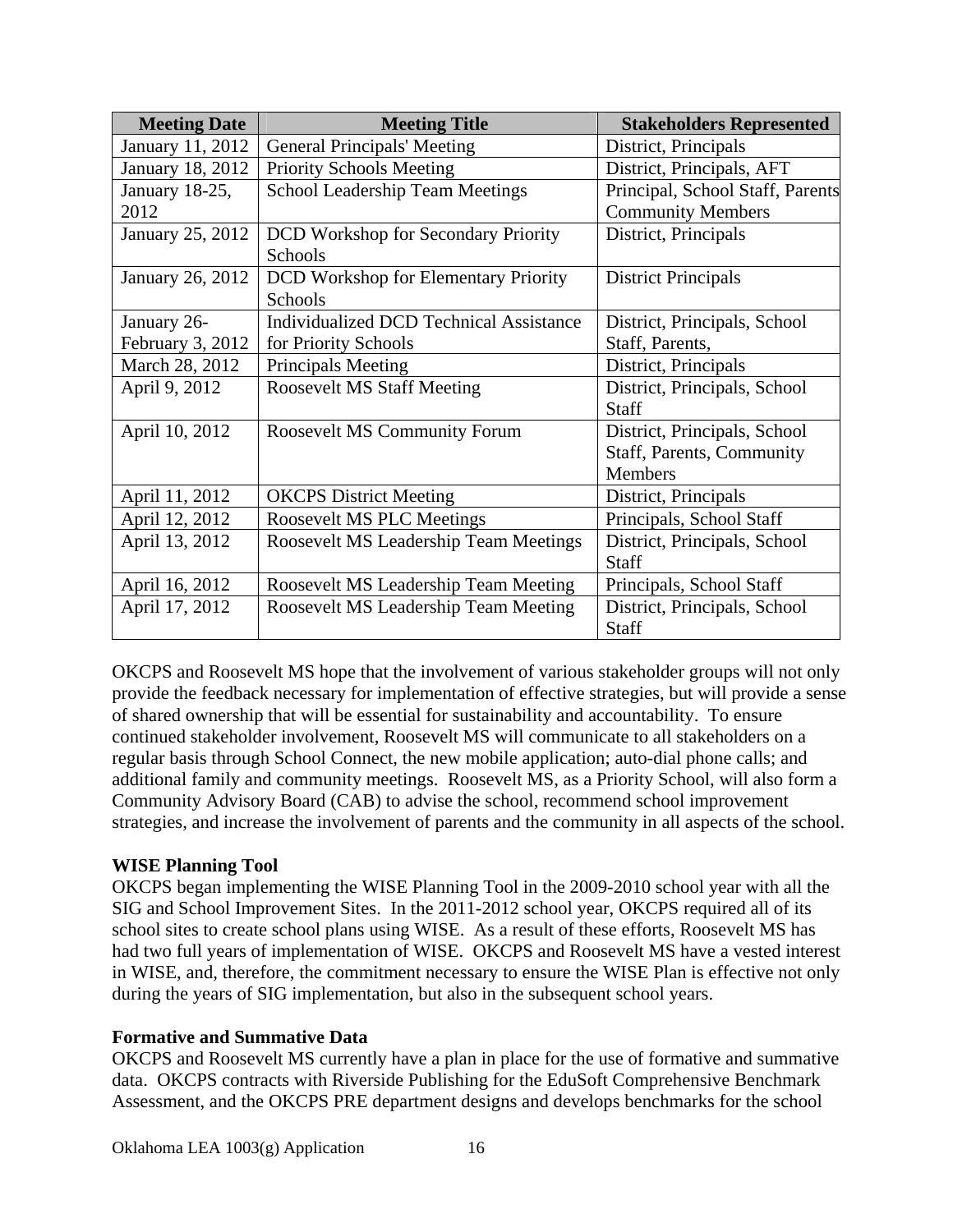| Meeting Date | Meeting Title | Stakeholders Represented |
| --- | --- | --- |
| January 11, 2012 | General Principals' Meeting | District, Principals |
| January 18, 2012 | Priority Schools Meeting | District, Principals, AFT |
| January 18-25, 2012 | School Leadership Team Meetings | Principal, School Staff, Parents Community Members |
| January 25, 2012 | DCD Workshop for Secondary Priority Schools | District, Principals |
| January 26, 2012 | DCD Workshop for Elementary Priority Schools | District Principals |
| January 26-February 3, 2012 | Individualized DCD Technical Assistance for Priority Schools | District, Principals, School Staff, Parents, |
| March 28, 2012 | Principals Meeting | District, Principals |
| April 9, 2012 | Roosevelt MS Staff Meeting | District, Principals, School Staff |
| April 10, 2012 | Roosevelt MS Community Forum | District, Principals, School Staff, Parents, Community Members |
| April 11, 2012 | OKCPS District Meeting | District, Principals |
| April 12, 2012 | Roosevelt MS PLC Meetings | Principals, School Staff |
| April 13, 2012 | Roosevelt MS Leadership Team Meetings | District, Principals, School Staff |
| April 16, 2012 | Roosevelt MS Leadership Team Meeting | Principals, School Staff |
| April 17, 2012 | Roosevelt MS Leadership Team Meeting | District, Principals, School Staff |

OKCPS and Roosevelt MS hope that the involvement of various stakeholder groups will not only provide the feedback necessary for implementation of effective strategies, but will provide a sense of shared ownership that will be essential for sustainability and accountability. To ensure continued stakeholder involvement, Roosevelt MS will communicate to all stakeholders on a regular basis through School Connect, the new mobile application; auto-dial phone calls; and additional family and community meetings. Roosevelt MS, as a Priority School, will also form a Community Advisory Board (CAB) to advise the school, recommend school improvement strategies, and increase the involvement of parents and the community in all aspects of the school.

**WISE Planning Tool**

OKCPS began implementing the WISE Planning Tool in the 2009-2010 school year with all the SIG and School Improvement Sites. In the 2011-2012 school year, OKCPS required all of its school sites to create school plans using WISE. As a result of these efforts, Roosevelt MS has had two full years of implementation of WISE. OKCPS and Roosevelt MS have a vested interest in WISE, and, therefore, the commitment necessary to ensure the WISE Plan is effective not only during the years of SIG implementation, but also in the subsequent school years.

**Formative and Summative Data**

OKCPS and Roosevelt MS currently have a plan in place for the use of formative and summative data. OKCPS contracts with Riverside Publishing for the EduSoft Comprehensive Benchmark Assessment, and the OKCPS PRE department designs and develops benchmarks for the school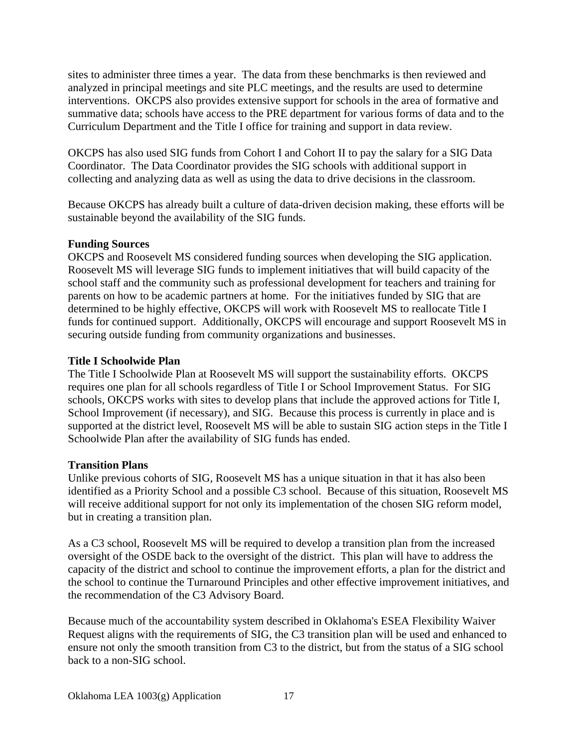sites to administer three times a year. The data from these benchmarks is then reviewed and analyzed in principal meetings and site PLC meetings, and the results are used to determine interventions. OKCPS also provides extensive support for schools in the area of formative and summative data; schools have access to the PRE department for various forms of data and to the Curriculum Department and the Title I office for training and support in data review.

OKCPS has also used SIG funds from Cohort I and Cohort II to pay the salary for a SIG Data Coordinator. The Data Coordinator provides the SIG schools with additional support in collecting and analyzing data as well as using the data to drive decisions in the classroom.

Because OKCPS has already built a culture of data-driven decision making, these efforts will be sustainable beyond the availability of the SIG funds.

**Funding Sources**

OKCPS and Roosevelt MS considered funding sources when developing the SIG application. Roosevelt MS will leverage SIG funds to implement initiatives that will build capacity of the school staff and the community such as professional development for teachers and training for parents on how to be academic partners at home. For the initiatives funded by SIG that are determined to be highly effective, OKCPS will work with Roosevelt MS to reallocate Title I funds for continued support. Additionally, OKCPS will encourage and support Roosevelt MS in securing outside funding from community organizations and businesses.

**Title I Schoolwide Plan**

The Title I Schoolwide Plan at Roosevelt MS will support the sustainability efforts. OKCPS requires one plan for all schools regardless of Title I or School Improvement Status. For SIG schools, OKCPS works with sites to develop plans that include the approved actions for Title I, School Improvement (if necessary), and SIG. Because this process is currently in place and is supported at the district level, Roosevelt MS will be able to sustain SIG action steps in the Title I Schoolwide Plan after the availability of SIG funds has ended.

**Transition Plans**

Unlike previous cohorts of SIG, Roosevelt MS has a unique situation in that it has also been identified as a Priority School and a possible C3 school. Because of this situation, Roosevelt MS will receive additional support for not only its implementation of the chosen SIG reform model, but in creating a transition plan.

As a C3 school, Roosevelt MS will be required to develop a transition plan from the increased oversight of the OSDE back to the oversight of the district. This plan will have to address the capacity of the district and school to continue the improvement efforts, a plan for the district and the school to continue the Turnaround Principles and other effective improvement initiatives, and the recommendation of the C3 Advisory Board.

Because much of the accountability system described in Oklahoma's ESEA Flexibility Waiver Request aligns with the requirements of SIG, the C3 transition plan will be used and enhanced to ensure not only the smooth transition from C3 to the district, but from the status of a SIG school back to a non-SIG school.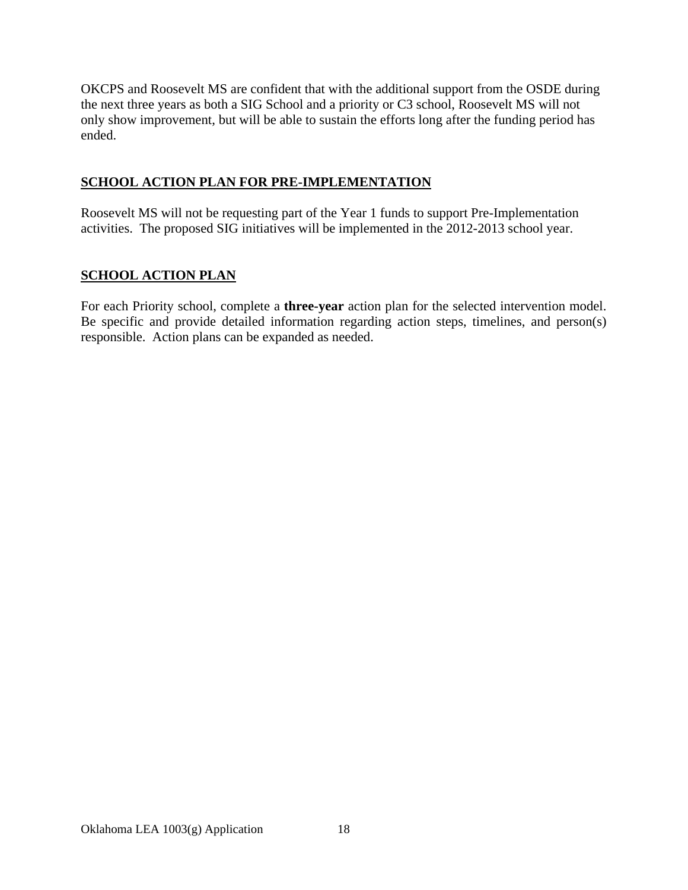OKCPS and Roosevelt MS are confident that with the additional support from the OSDE during the next three years as both a SIG School and a priority or C3 school, Roosevelt MS will not only show improvement, but will be able to sustain the efforts long after the funding period has ended.

## SCHOOL ACTION PLAN FOR PRE-IMPLEMENTATION

Roosevelt MS will not be requesting part of the Year 1 funds to support Pre-Implementation activities. The proposed SIG initiatives will be implemented in the 2012-2013 school year.

## SCHOOL ACTION PLAN

For each Priority school, complete a **three-year** action plan for the selected intervention model. Be specific and provide detailed information regarding action steps, timelines, and person(s) responsible. Action plans can be expanded as needed.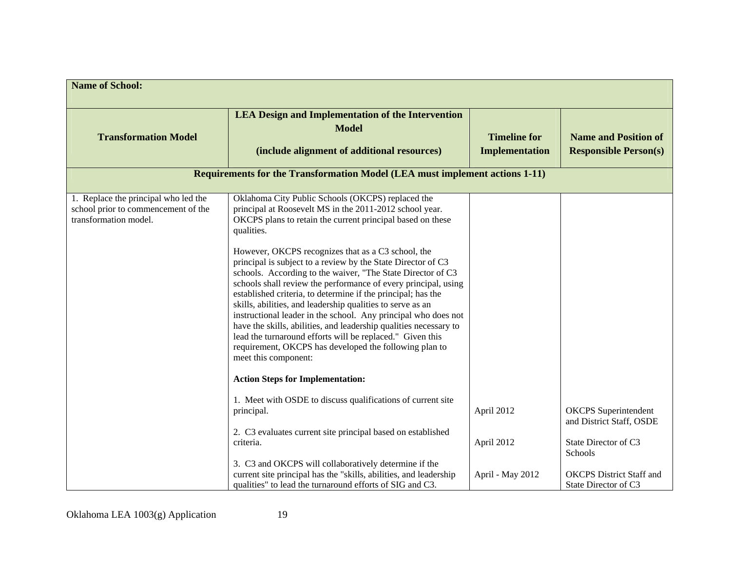| Name of School: | | | |
|---|---|---|---|
| **Transformation Model** | **LEA Design and Implementation of the Intervention Model**<br><br>**(include alignment of additional resources)** | **Timeline for Implementation** | **Name and Position of Responsible Person(s)** |
| **Requirements for the Transformation Model (LEA must implement actions 1-11)** | | | |
| 1. Replace the principal who led the school prior to commencement of the transformation model. | Oklahoma City Public Schools (OKCPS) replaced the principal at Roosevelt MS in the 2011-2012 school year. OKCPS plans to retain the current principal based on these qualities.<br><br>However, OKCPS recognizes that as a C3 school, the principal is subject to a review by the State Director of C3 schools. According to the waiver, "The State Director of C3 schools shall review the performance of every principal, using established criteria, to determine if the principal; has the skills, abilities, and leadership qualities to serve as an instructional leader in the school. Any principal who does not have the skills, abilities, and leadership qualities necessary to lead the turnaround efforts will be replaced." Given this requirement, OKCPS has developed the following plan to meet this component:<br><br>**Action Steps for Implementation:** | | |
| | 1. Meet with OSDE to discuss qualifications of current site principal. | April 2012 | OKCPS Superintendent and District Staff, OSDE |
| | 2. C3 evaluates current site principal based on established criteria. | April 2012 | State Director of C3 Schools |
| | 3. C3 and OKCPS will collaboratively determine if the current site principal has the "skills, abilities, and leadership qualities" to lead the turnaround efforts of SIG and C3. | April - May 2012 | OKCPS District Staff and State Director of C3 |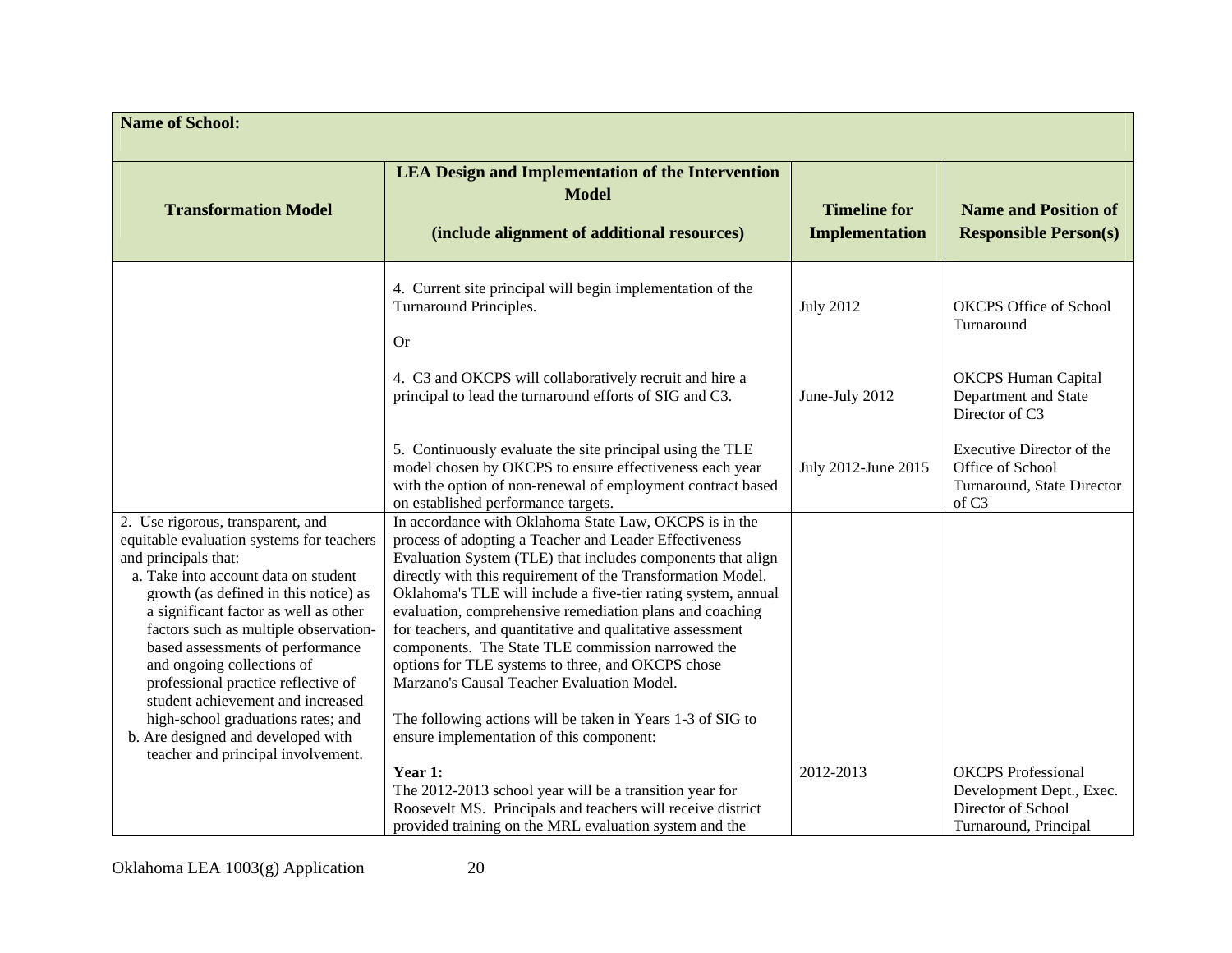| **Name of School:** | | | |
|---|---|---|---|
| **Transformation Model** | **LEA Design and Implementation of the Intervention Model**<br><br>**(include alignment of additional resources)** | **Timeline for Implementation** | **Name and Position of Responsible Person(s)** |
| | 4. Current site principal will begin implementation of the Turnaround Principles.<br><br>Or<br><br>4. C3 and OKCPS will collaboratively recruit and hire a principal to lead the turnaround efforts of SIG and C3.<br><br>5. Continuously evaluate the site principal using the TLE model chosen by OKCPS to ensure effectiveness each year with the option of non-renewal of employment contract based on established performance targets. | July 2012<br><br><br><br>June-July 2012<br><br><br>July 2012-June 2015 | OKCPS Office of School Turnaround<br><br><br>OKCPS Human Capital Department and State Director of C3<br><br>Executive Director of the Office of School Turnaround, State Director of C3 |
| 2. Use rigorous, transparent, and equitable evaluation systems for teachers and principals that:<br>a. Take into account data on student growth (as defined in this notice) as a significant factor as well as other factors such as multiple observation-based assessments of performance and ongoing collections of professional practice reflective of student achievement and increased high-school graduations rates; and<br>b. Are designed and developed with teacher and principal involvement. | In accordance with Oklahoma State Law, OKCPS is in the process of adopting a Teacher and Leader Effectiveness Evaluation System (TLE) that includes components that align directly with this requirement of the Transformation Model. Oklahoma's TLE will include a five-tier rating system, annual evaluation, comprehensive remediation plans and coaching for teachers, and quantitative and qualitative assessment components. The State TLE commission narrowed the options for TLE systems to three, and OKCPS chose Marzano's Causal Teacher Evaluation Model.<br><br>The following actions will be taken in Years 1-3 of SIG to ensure implementation of this component:<br><br>**Year 1:**<br>The 2012-2013 school year will be a transition year for Roosevelt MS. Principals and teachers will receive district provided training on the MRL evaluation system and the | <br><br><br><br><br><br><br><br><br><br><br><br>2012-2013 | <br><br><br><br><br><br><br><br><br><br><br><br>OKCPS Professional Development Dept., Exec. Director of School Turnaround, Principal |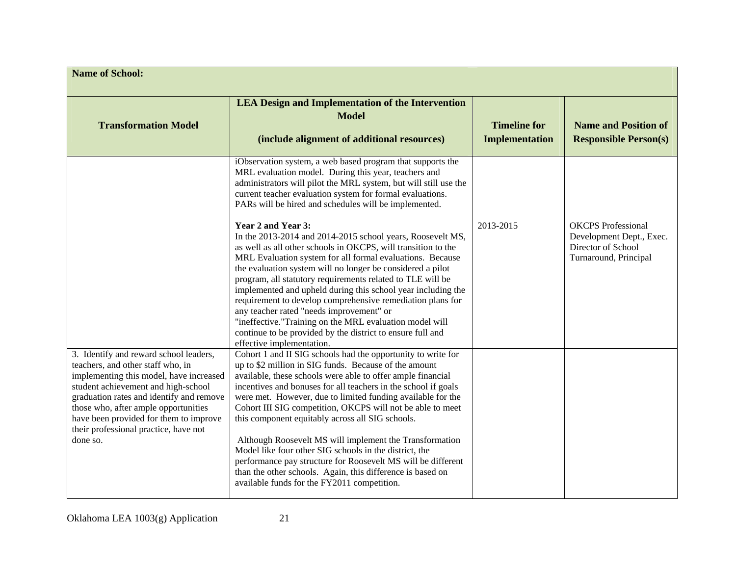| Name of School: | | | |
|---|---|---|---|
| **Transformation Model** | **LEA Design and Implementation of the Intervention Model**<br><br>**(include alignment of additional resources)** | **Timeline for Implementation** | **Name and Position of Responsible Person(s)** |
| | iObservation system, a web based program that supports the MRL evaluation model. During this year, teachers and administrators will pilot the MRL system, but will still use the current teacher evaluation system for formal evaluations. PARs will be hired and schedules will be implemented.<br><br>**Year 2 and Year 3:**<br>In the 2013-2014 and 2014-2015 school years, Roosevelt MS, as well as all other schools in OKCPS, will transition to the MRL Evaluation system for all formal evaluations. Because the evaluation system will no longer be considered a pilot program, all statutory requirements related to TLE will be implemented and upheld during this school year including the requirement to develop comprehensive remediation plans for any teacher rated "needs improvement" or "ineffective."Training on the MRL evaluation model will continue to be provided by the district to ensure full and effective implementation. | 2013-2015 | OKCPS Professional Development Dept., Exec. Director of School Turnaround, Principal |
| 3. Identify and reward school leaders, teachers, and other staff who, in implementing this model, have increased student achievement and high-school graduation rates and identify and remove those who, after ample opportunities have been provided for them to improve their professional practice, have not done so. | Cohort 1 and II SIG schools had the opportunity to write for up to $2 million in SIG funds. Because of the amount available, these schools were able to offer ample financial incentives and bonuses for all teachers in the school if goals were met. However, due to limited funding available for the Cohort III SIG competition, OKCPS will not be able to meet this component equitably across all SIG schools.<br><br>Although Roosevelt MS will implement the Transformation Model like four other SIG schools in the district, the performance pay structure for Roosevelt MS will be different than the other schools. Again, this difference is based on available funds for the FY2011 competition. | | |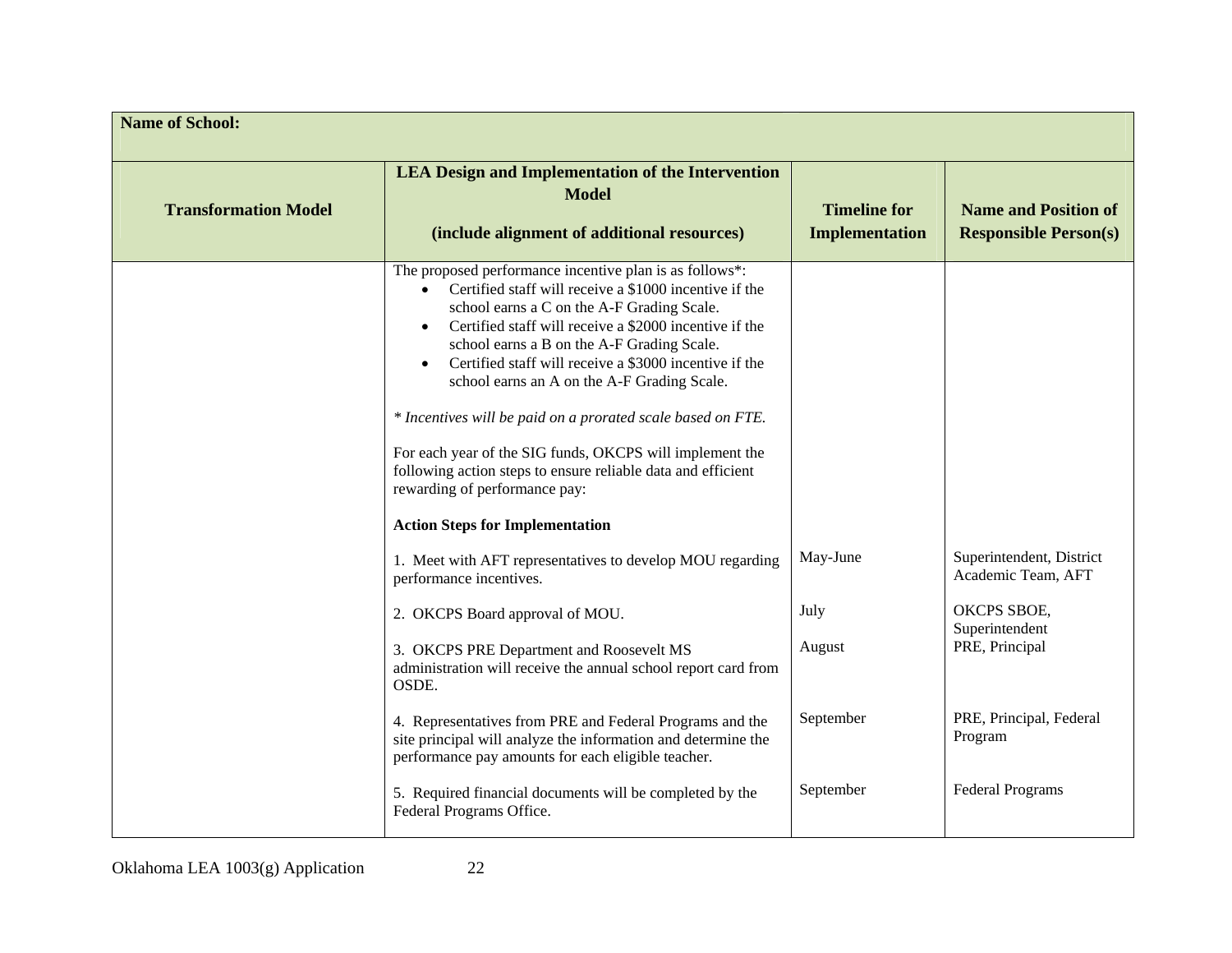| **Name of School:** | | | |
|---|---|---|---|
| **Transformation Model** | **LEA Design and Implementation of the Intervention Model**<br><br>**(include alignment of additional resources)** | **Timeline for Implementation** | **Name and Position of Responsible Person(s)** |
| | The proposed performance incentive plan is as follows*:<br>• Certified staff will receive a $1000 incentive if the school earns a C on the A-F Grading Scale.<br>• Certified staff will receive a $2000 incentive if the school earns a B on the A-F Grading Scale.<br>• Certified staff will receive a $3000 incentive if the school earns an A on the A-F Grading Scale.<br><br>*\* Incentives will be paid on a prorated scale based on FTE.*<br><br>For each year of the SIG funds, OKCPS will implement the following action steps to ensure reliable data and efficient rewarding of performance pay:<br><br>**Action Steps for Implementation** | | |
| | 1. Meet with AFT representatives to develop MOU regarding performance incentives. | May-June | Superintendent, District Academic Team, AFT |
| | 2. OKCPS Board approval of MOU. | July | OKCPS SBOE, Superintendent |
| | 3. OKCPS PRE Department and Roosevelt MS administration will receive the annual school report card from OSDE. | August | PRE, Principal |
| | 4. Representatives from PRE and Federal Programs and the site principal will analyze the information and determine the performance pay amounts for each eligible teacher. | September | PRE, Principal, Federal Program |
| | 5. Required financial documents will be completed by the Federal Programs Office. | September | Federal Programs |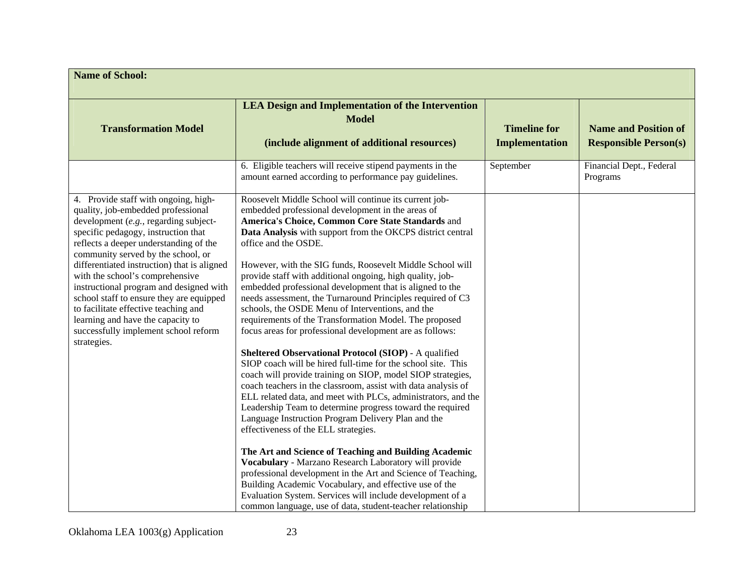| **Name of School:** | | | |
|---|---|---|---|
| **Transformation Model** | **LEA Design and Implementation of the Intervention Model**<br><br>**(include alignment of additional resources)** | **Timeline for Implementation** | **Name and Position of Responsible Person(s)** |
| | 6. Eligible teachers will receive stipend payments in the amount earned according to performance pay guidelines. | September | Financial Dept., Federal Programs |
| 4. Provide staff with ongoing, high-quality, job-embedded professional development (*e.g.*, regarding subject-specific pedagogy, instruction that reflects a deeper understanding of the community served by the school, or differentiated instruction) that is aligned with the school's comprehensive instructional program and designed with school staff to ensure they are equipped to facilitate effective teaching and learning and have the capacity to successfully implement school reform strategies. | Roosevelt Middle School will continue its current job-embedded professional development in the areas of **America's Choice, Common Core State Standards** and **Data Analysis** with support from the OKCPS district central office and the OSDE.<br><br>However, with the SIG funds, Roosevelt Middle School will provide staff with additional ongoing, high quality, job-embedded professional development that is aligned to the needs assessment, the Turnaround Principles required of C3 schools, the OSDE Menu of Interventions, and the requirements of the Transformation Model. The proposed focus areas for professional development are as follows:<br><br>**Sheltered Observational Protocol (SIOP)** - A qualified SIOP coach will be hired full-time for the school site. This coach will provide training on SIOP, model SIOP strategies, coach teachers in the classroom, assist with data analysis of ELL related data, and meet with PLCs, administrators, and the Leadership Team to determine progress toward the required Language Instruction Program Delivery Plan and the effectiveness of the ELL strategies.<br><br>**The Art and Science of Teaching and Building Academic Vocabulary** - Marzano Research Laboratory will provide professional development in the Art and Science of Teaching, Building Academic Vocabulary, and effective use of the Evaluation System. Services will include development of a common language, use of data, student-teacher relationship | | |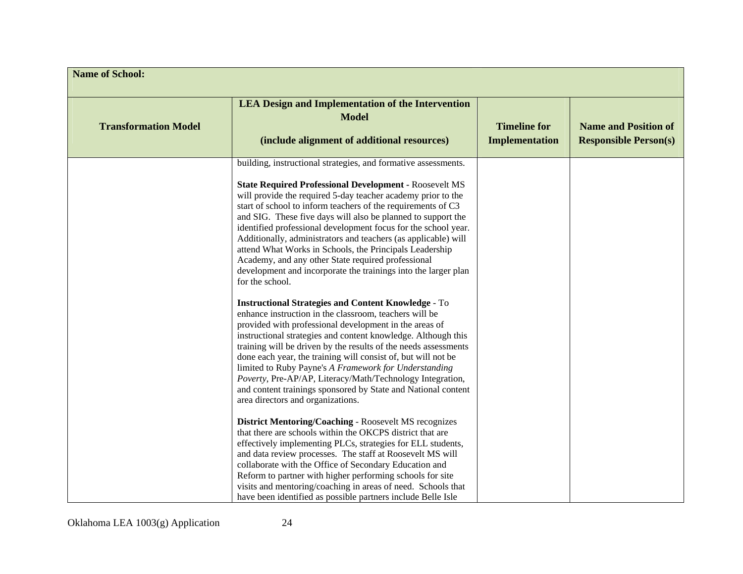| Name of School: | | | |
|---|---|---|---|
| **Transformation Model** | **LEA Design and Implementation of the Intervention Model**<br><br>**(include alignment of additional resources)** | **Timeline for Implementation** | **Name and Position of Responsible Person(s)** |
| | building, instructional strategies, and formative assessments.<br><br>**State Required Professional Development** - Roosevelt MS will provide the required 5-day teacher academy prior to the start of school to inform teachers of the requirements of C3 and SIG. These five days will also be planned to support the identified professional development focus for the school year. Additionally, administrators and teachers (as applicable) will attend What Works in Schools, the Principals Leadership Academy, and any other State required professional development and incorporate the trainings into the larger plan for the school.<br><br>**Instructional Strategies and Content Knowledge** - To enhance instruction in the classroom, teachers will be provided with professional development in the areas of instructional strategies and content knowledge. Although this training will be driven by the results of the needs assessments done each year, the training will consist of, but will not be limited to Ruby Payne's *A Framework for Understanding Poverty*, Pre-AP/AP, Literacy/Math/Technology Integration, and content trainings sponsored by State and National content area directors and organizations.<br><br>**District Mentoring/Coaching** - Roosevelt MS recognizes that there are schools within the OKCPS district that are effectively implementing PLCs, strategies for ELL students, and data review processes. The staff at Roosevelt MS will collaborate with the Office of Secondary Education and Reform to partner with higher performing schools for site visits and mentoring/coaching in areas of need. Schools that have been identified as possible partners include Belle Isle | | |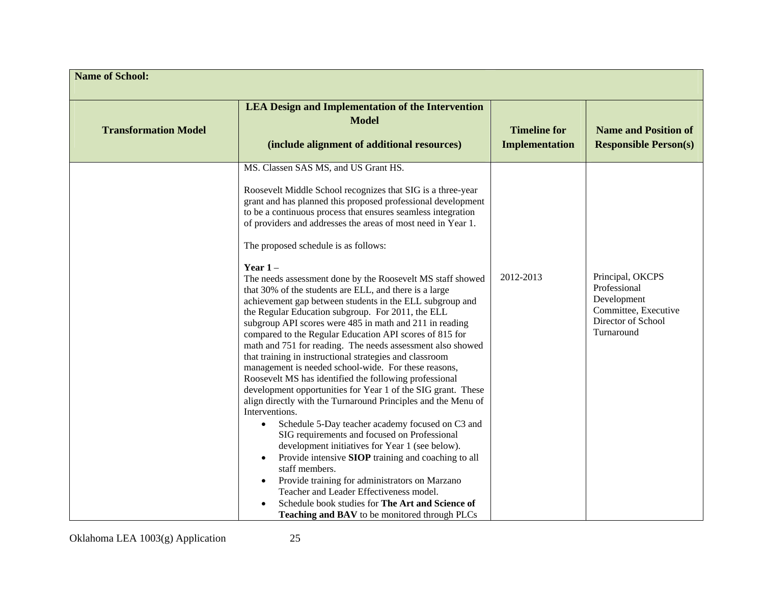| Name of School: | | | |
|---|---|---|---|
| **Transformation Model** | **LEA Design and Implementation of the Intervention Model**<br><br>**(include alignment of additional resources)** | **Timeline for Implementation** | **Name and Position of Responsible Person(s)** |
| | MS. Classen SAS MS, and US Grant HS.<br><br>Roosevelt Middle School recognizes that SIG is a three-year grant and has planned this proposed professional development to be a continuous process that ensures seamless integration of providers and addresses the areas of most need in Year 1.<br><br>The proposed schedule is as follows:<br><br>**Year 1** –<br>The needs assessment done by the Roosevelt MS staff showed that 30% of the students are ELL, and there is a large achievement gap between students in the ELL subgroup and the Regular Education subgroup. For 2011, the ELL subgroup API scores were 485 in math and 211 in reading compared to the Regular Education API scores of 815 for math and 751 for reading. The needs assessment also showed that training in instructional strategies and classroom management is needed school-wide. For these reasons, Roosevelt MS has identified the following professional development opportunities for Year 1 of the SIG grant. These align directly with the Turnaround Principles and the Menu of Interventions.<br>• Schedule 5-Day teacher academy focused on C3 and SIG requirements and focused on Professional development initiatives for Year 1 (see below).<br>• Provide intensive **SIOP** training and coaching to all staff members.<br>• Provide training for administrators on Marzano Teacher and Leader Effectiveness model.<br>• Schedule book studies for **The Art and Science of Teaching and BAV** to be monitored through PLCs | 2012-2013 | Principal, OKCPS Professional Development Committee, Executive Director of School Turnaround |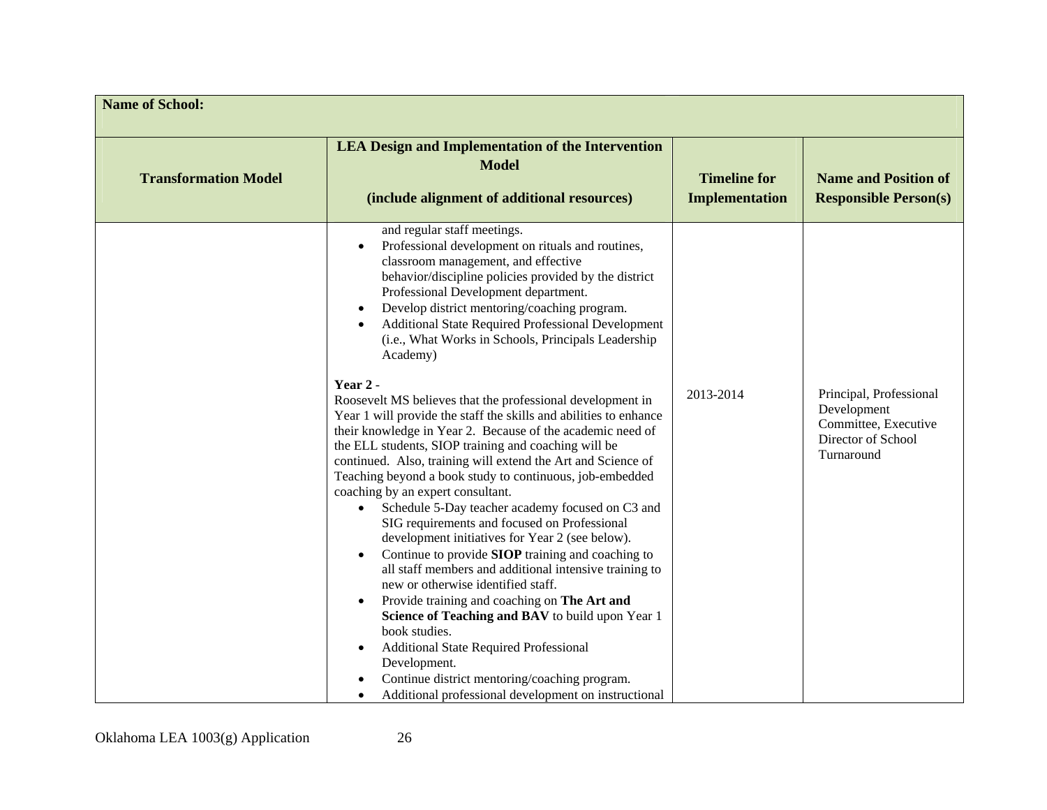| **Name of School:** | | | |
|---|---|---|---|
| **Transformation Model** | **LEA Design and Implementation of the Intervention Model**<br><br>**(include alignment of additional resources)** | **Timeline for Implementation** | **Name and Position of Responsible Person(s)** |
| | and regular staff meetings.<br>• Professional development on rituals and routines, classroom management, and effective behavior/discipline policies provided by the district Professional Development department.<br>• Develop district mentoring/coaching program.<br>• Additional State Required Professional Development (i.e., What Works in Schools, Principals Leadership Academy)<br><br>**Year 2** -<br>Roosevelt MS believes that the professional development in Year 1 will provide the staff the skills and abilities to enhance their knowledge in Year 2. Because of the academic need of the ELL students, SIOP training and coaching will be continued. Also, training will extend the Art and Science of Teaching beyond a book study to continuous, job-embedded coaching by an expert consultant.<br>• Schedule 5-Day teacher academy focused on C3 and SIG requirements and focused on Professional development initiatives for Year 2 (see below).<br>• Continue to provide **SIOP** training and coaching to all staff members and additional intensive training to new or otherwise identified staff.<br>• Provide training and coaching on **The Art and Science of Teaching and BAV** to build upon Year 1 book studies.<br>• Additional State Required Professional Development.<br>• Continue district mentoring/coaching program.<br>• Additional professional development on instructional | 2013-2014 | Principal, Professional Development Committee, Executive Director of School Turnaround |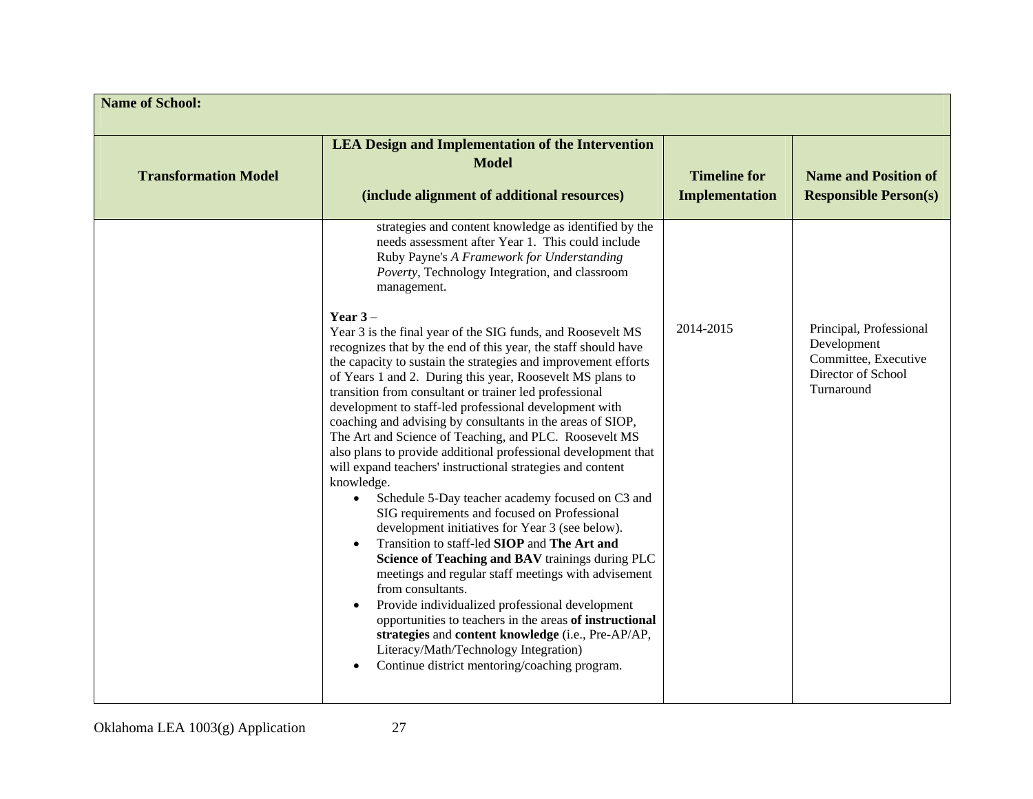| Name of School: | | | |
|---|---|---|---|
| **Transformation Model** | **LEA Design and Implementation of the Intervention Model**<br><br>**(include alignment of additional resources)** | **Timeline for Implementation** | **Name and Position of Responsible Person(s)** |
| | strategies and content knowledge as identified by the needs assessment after Year 1. This could include Ruby Payne's *A Framework for Understanding Poverty*, Technology Integration, and classroom management.<br><br>**Year 3** –<br>Year 3 is the final year of the SIG funds, and Roosevelt MS recognizes that by the end of this year, the staff should have the capacity to sustain the strategies and improvement efforts of Years 1 and 2. During this year, Roosevelt MS plans to transition from consultant or trainer led professional development to staff-led professional development with coaching and advising by consultants in the areas of SIOP, The Art and Science of Teaching, and PLC. Roosevelt MS also plans to provide additional professional development that will expand teachers' instructional strategies and content knowledge.<br>• Schedule 5-Day teacher academy focused on C3 and SIG requirements and focused on Professional development initiatives for Year 3 (see below).<br>• Transition to staff-led **SIOP** and **The Art and Science of Teaching and BAV** trainings during PLC meetings and regular staff meetings with advisement from consultants.<br>• Provide individualized professional development opportunities to teachers in the areas **of instructional strategies** and **content knowledge** (i.e., Pre-AP/AP, Literacy/Math/Technology Integration)<br>• Continue district mentoring/coaching program. | 2014-2015 | Principal, Professional Development Committee, Executive Director of School Turnaround |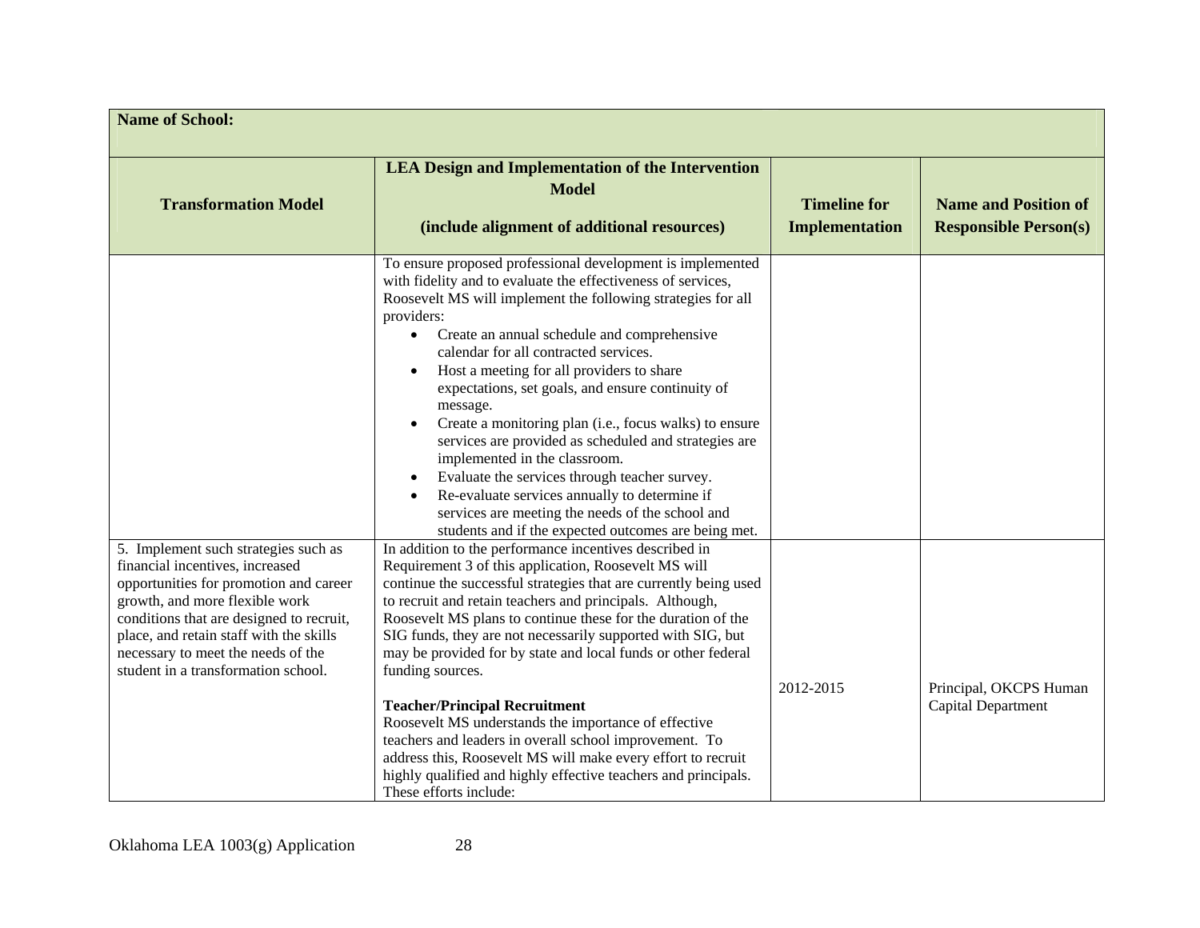| Name of School: | | | |
|---|---|---|---|
| **Transformation Model** | **LEA Design and Implementation of the Intervention Model (include alignment of additional resources)** | **Timeline for Implementation** | **Name and Position of Responsible Person(s)** |
| | To ensure proposed professional development is implemented with fidelity and to evaluate the effectiveness of services, Roosevelt MS will implement the following strategies for all providers:<br>• Create an annual schedule and comprehensive calendar for all contracted services.<br>• Host a meeting for all providers to share expectations, set goals, and ensure continuity of message.<br>• Create a monitoring plan (i.e., focus walks) to ensure services are provided as scheduled and strategies are implemented in the classroom.<br>• Evaluate the services through teacher survey.<br>• Re-evaluate services annually to determine if services are meeting the needs of the school and students and if the expected outcomes are being met. | | |
| 5. Implement such strategies such as financial incentives, increased opportunities for promotion and career growth, and more flexible work conditions that are designed to recruit, place, and retain staff with the skills necessary to meet the needs of the student in a transformation school. | In addition to the performance incentives described in Requirement 3 of this application, Roosevelt MS will continue the successful strategies that are currently being used to recruit and retain teachers and principals. Although, Roosevelt MS plans to continue these for the duration of the SIG funds, they are not necessarily supported with SIG, but may be provided for by state and local funds or other federal funding sources.<br><br>**Teacher/Principal Recruitment**<br>Roosevelt MS understands the importance of effective teachers and leaders in overall school improvement. To address this, Roosevelt MS will make every effort to recruit highly qualified and highly effective teachers and principals. These efforts include: | 2012-2015 | Principal, OKCPS Human Capital Department |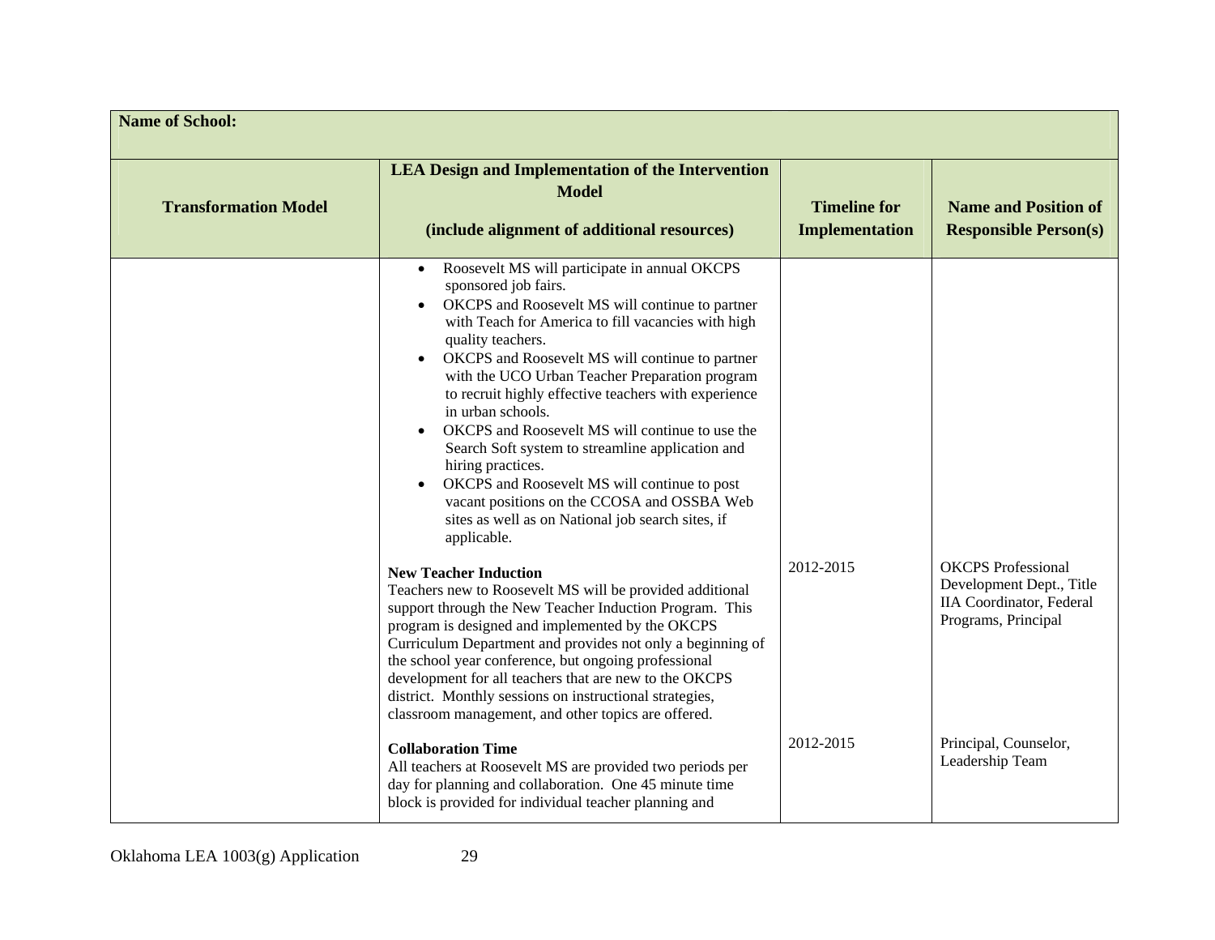| Name of School: | | | |
|---|---|---|---|
| **Transformation Model** | **LEA Design and Implementation of the Intervention Model**<br><br>**(include alignment of additional resources)** | **Timeline for Implementation** | **Name and Position of Responsible Person(s)** |
| | • Roosevelt MS will participate in annual OKCPS sponsored job fairs.<br>• OKCPS and Roosevelt MS will continue to partner with Teach for America to fill vacancies with high quality teachers.<br>• OKCPS and Roosevelt MS will continue to partner with the UCO Urban Teacher Preparation program to recruit highly effective teachers with experience in urban schools.<br>• OKCPS and Roosevelt MS will continue to use the Search Soft system to streamline application and hiring practices.<br>• OKCPS and Roosevelt MS will continue to post vacant positions on the CCOSA and OSSBA Web sites as well as on National job search sites, if applicable. | | |
| | **New Teacher Induction**<br>Teachers new to Roosevelt MS will be provided additional support through the New Teacher Induction Program. This program is designed and implemented by the OKCPS Curriculum Department and provides not only a beginning of the school year conference, but ongoing professional development for all teachers that are new to the OKCPS district. Monthly sessions on instructional strategies, classroom management, and other topics are offered. | 2012-2015 | OKCPS Professional Development Dept., Title IIA Coordinator, Federal Programs, Principal |
| | **Collaboration Time**<br>All teachers at Roosevelt MS are provided two periods per day for planning and collaboration. One 45 minute time block is provided for individual teacher planning and | 2012-2015 | Principal, Counselor, Leadership Team |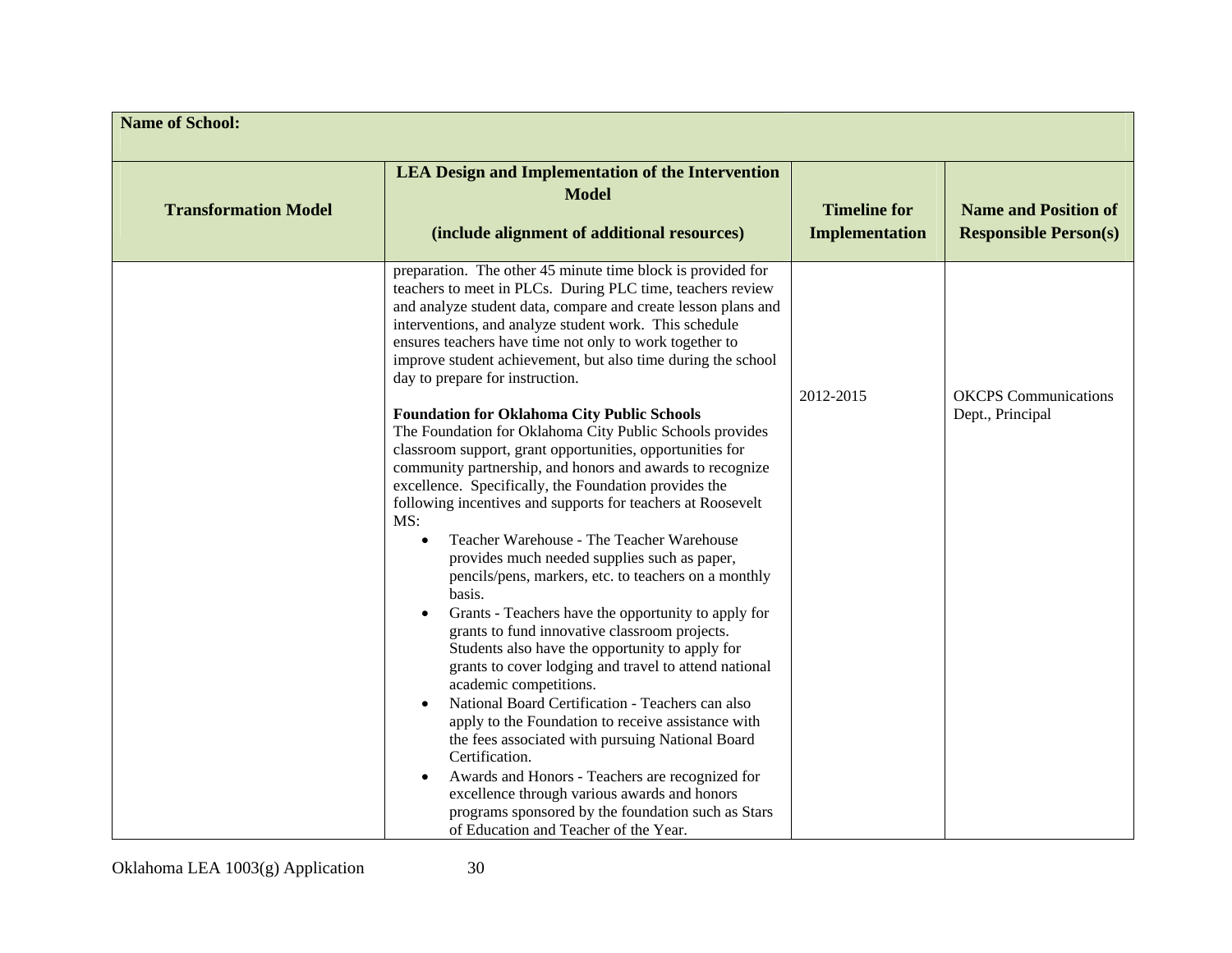| Name of School: | | | |
|---|---|---|---|
| **Transformation Model** | **LEA Design and Implementation of the Intervention Model**<br><br>**(include alignment of additional resources)** | **Timeline for Implementation** | **Name and Position of Responsible Person(s)** |
| | preparation. The other 45 minute time block is provided for teachers to meet in PLCs. During PLC time, teachers review and analyze student data, compare and create lesson plans and interventions, and analyze student work. This schedule ensures teachers have time not only to work together to improve student achievement, but also time during the school day to prepare for instruction.<br><br>**Foundation for Oklahoma City Public Schools**<br>The Foundation for Oklahoma City Public Schools provides classroom support, grant opportunities, opportunities for community partnership, and honors and awards to recognize excellence. Specifically, the Foundation provides the following incentives and supports for teachers at Roosevelt MS:<br>• Teacher Warehouse - The Teacher Warehouse provides much needed supplies such as paper, pencils/pens, markers, etc. to teachers on a monthly basis.<br>• Grants - Teachers have the opportunity to apply for grants to fund innovative classroom projects. Students also have the opportunity to apply for grants to cover lodging and travel to attend national academic competitions.<br>• National Board Certification - Teachers can also apply to the Foundation to receive assistance with the fees associated with pursuing National Board Certification.<br>• Awards and Honors - Teachers are recognized for excellence through various awards and honors programs sponsored by the foundation such as Stars of Education and Teacher of the Year. | 2012-2015 | OKCPS Communications Dept., Principal |

Oklahoma LEA 1003(g) Application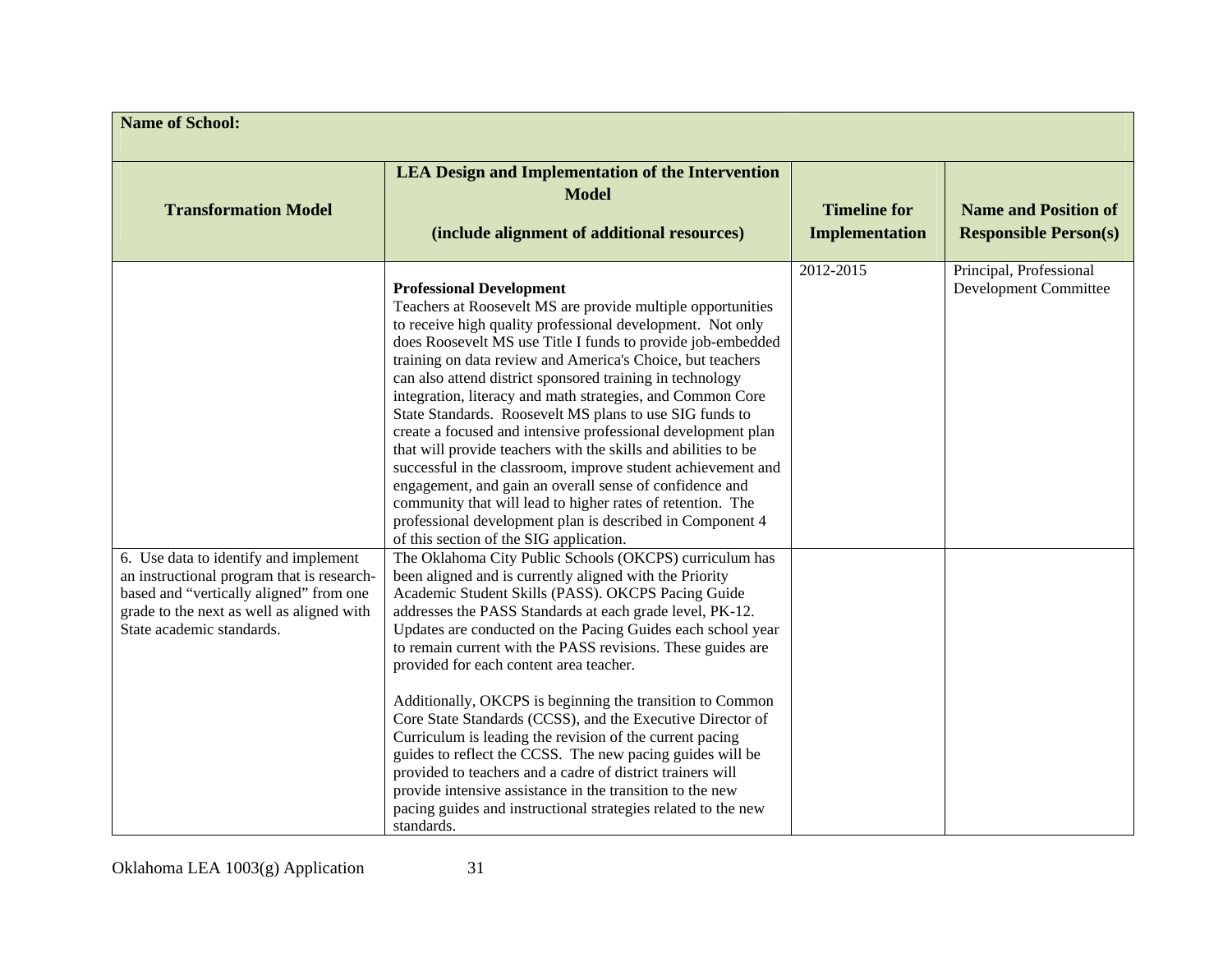| Name of School: | | | |
|---|---|---|---|
| **Transformation Model** | **LEA Design and Implementation of the Intervention Model**<br><br>**(include alignment of additional resources)** | **Timeline for Implementation** | **Name and Position of Responsible Person(s)** |
| | **Professional Development**<br>Teachers at Roosevelt MS are provide multiple opportunities to receive high quality professional development. Not only does Roosevelt MS use Title I funds to provide job-embedded training on data review and America's Choice, but teachers can also attend district sponsored training in technology integration, literacy and math strategies, and Common Core State Standards. Roosevelt MS plans to use SIG funds to create a focused and intensive professional development plan that will provide teachers with the skills and abilities to be successful in the classroom, improve student achievement and engagement, and gain an overall sense of confidence and community that will lead to higher rates of retention. The professional development plan is described in Component 4 of this section of the SIG application. | 2012-2015 | Principal, Professional Development Committee |
| 6. Use data to identify and implement an instructional program that is research-based and "vertically aligned" from one grade to the next as well as aligned with State academic standards. | The Oklahoma City Public Schools (OKCPS) curriculum has been aligned and is currently aligned with the Priority Academic Student Skills (PASS). OKCPS Pacing Guide addresses the PASS Standards at each grade level, PK-12. Updates are conducted on the Pacing Guides each school year to remain current with the PASS revisions. These guides are provided for each content area teacher.<br><br>Additionally, OKCPS is beginning the transition to Common Core State Standards (CCSS), and the Executive Director of Curriculum is leading the revision of the current pacing guides to reflect the CCSS. The new pacing guides will be provided to teachers and a cadre of district trainers will provide intensive assistance in the transition to the new pacing guides and instructional strategies related to the new standards. | | |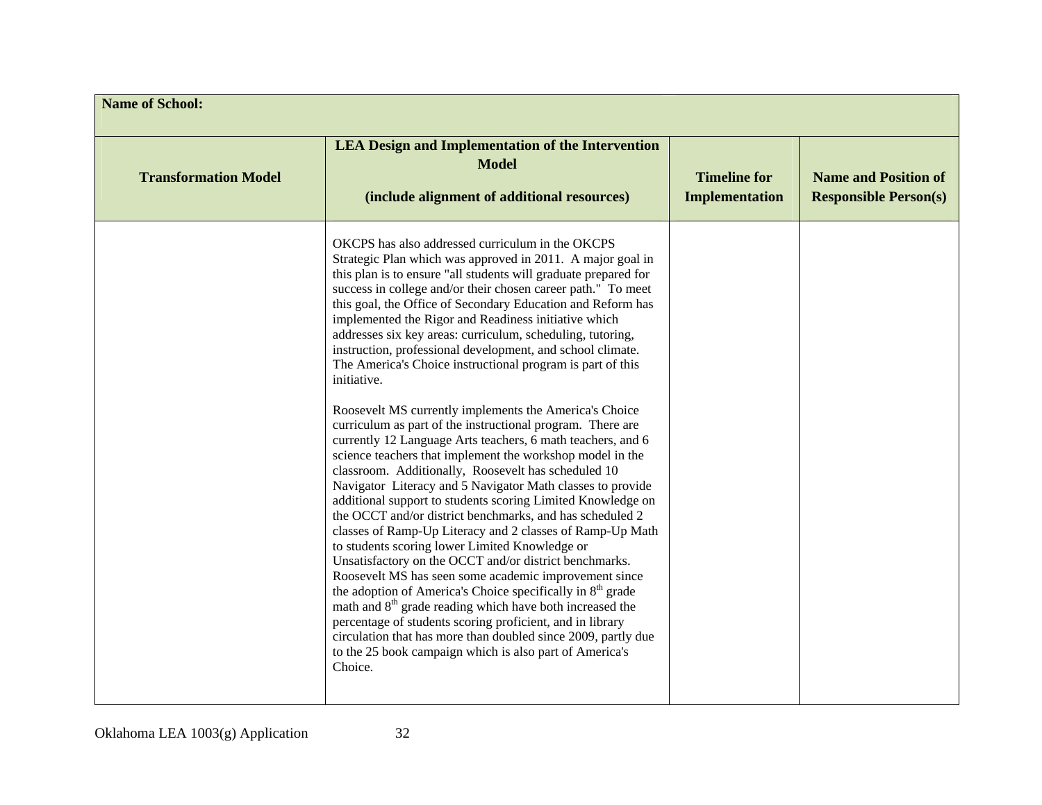| Name of School: | | | |
|---|---|---|---|
| **Transformation Model** | **LEA Design and Implementation of the Intervention Model (include alignment of additional resources)** | **Timeline for Implementation** | **Name and Position of Responsible Person(s)** |
| | OKCPS has also addressed curriculum in the OKCPS Strategic Plan which was approved in 2011. A major goal in this plan is to ensure "all students will graduate prepared for success in college and/or their chosen career path." To meet this goal, the Office of Secondary Education and Reform has implemented the Rigor and Readiness initiative which addresses six key areas: curriculum, scheduling, tutoring, instruction, professional development, and school climate. The America's Choice instructional program is part of this initiative.<br><br>Roosevelt MS currently implements the America's Choice curriculum as part of the instructional program. There are currently 12 Language Arts teachers, 6 math teachers, and 6 science teachers that implement the workshop model in the classroom. Additionally, Roosevelt has scheduled 10 Navigator Literacy and 5 Navigator Math classes to provide additional support to students scoring Limited Knowledge on the OCCT and/or district benchmarks, and has scheduled 2 classes of Ramp-Up Literacy and 2 classes of Ramp-Up Math to students scoring lower Limited Knowledge or Unsatisfactory on the OCCT and/or district benchmarks. Roosevelt MS has seen some academic improvement since the adoption of America's Choice specifically in 8th grade math and 8th grade reading which have both increased the percentage of students scoring proficient, and in library circulation that has more than doubled since 2009, partly due to the 25 book campaign which is also part of America's Choice. | | |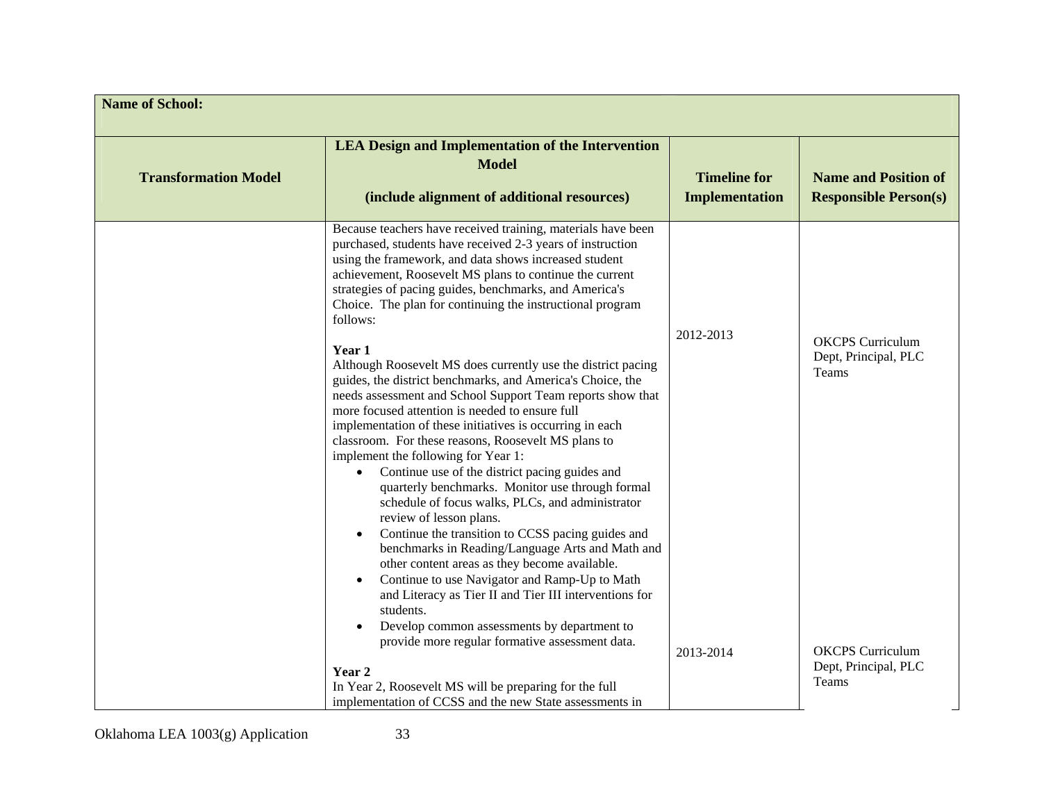| Name of School: | | | |
|---|---|---|---|
| **Transformation Model** | **LEA Design and Implementation of the Intervention Model**<br><br>**(include alignment of additional resources)** | **Timeline for Implementation** | **Name and Position of Responsible Person(s)** |
| | Because teachers have received training, materials have been purchased, students have received 2-3 years of instruction using the framework, and data shows increased student achievement, Roosevelt MS plans to continue the current strategies of pacing guides, benchmarks, and America's Choice. The plan for continuing the instructional program follows:<br><br>**Year 1**<br>Although Roosevelt MS does currently use the district pacing guides, the district benchmarks, and America's Choice, the needs assessment and School Support Team reports show that more focused attention is needed to ensure full implementation of these initiatives is occurring in each classroom. For these reasons, Roosevelt MS plans to implement the following for Year 1:<br>• Continue use of the district pacing guides and quarterly benchmarks. Monitor use through formal schedule of focus walks, PLCs, and administrator review of lesson plans.<br>• Continue the transition to CCSS pacing guides and benchmarks in Reading/Language Arts and Math and other content areas as they become available.<br>• Continue to use Navigator and Ramp-Up to Math and Literacy as Tier II and Tier III interventions for students.<br>• Develop common assessments by department to provide more regular formative assessment data.<br><br>**Year 2**<br>In Year 2, Roosevelt MS will be preparing for the full implementation of CCSS and the new State assessments in | 2012-2013<br><br><br><br><br><br><br><br><br><br><br><br><br><br><br><br><br><br>2013-2014 | OKCPS Curriculum Dept, Principal, PLC Teams<br><br><br><br><br><br><br><br><br><br><br><br><br><br><br><br><br>OKCPS Curriculum Dept, Principal, PLC Teams |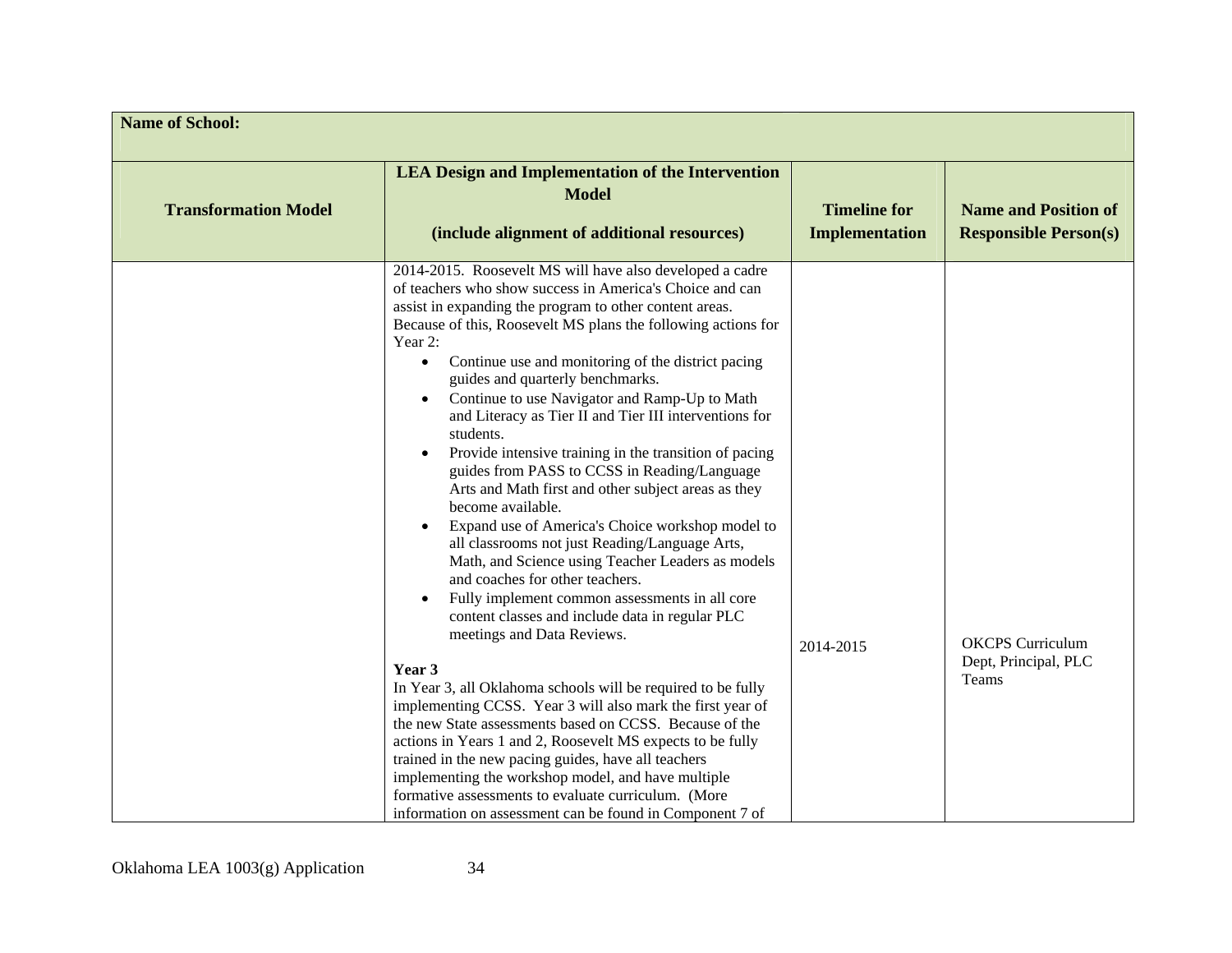| Name of School: | | | |
|---|---|---|---|
| **Transformation Model** | **LEA Design and Implementation of the Intervention Model**<br><br>**(include alignment of additional resources)** | **Timeline for Implementation** | **Name and Position of Responsible Person(s)** |
| | 2014-2015. Roosevelt MS will have also developed a cadre of teachers who show success in America's Choice and can assist in expanding the program to other content areas. Because of this, Roosevelt MS plans the following actions for Year 2:<br>• Continue use and monitoring of the district pacing guides and quarterly benchmarks.<br>• Continue to use Navigator and Ramp-Up to Math and Literacy as Tier II and Tier III interventions for students.<br>• Provide intensive training in the transition of pacing guides from PASS to CCSS in Reading/Language Arts and Math first and other subject areas as they become available.<br>• Expand use of America's Choice workshop model to all classrooms not just Reading/Language Arts, Math, and Science using Teacher Leaders as models and coaches for other teachers.<br>• Fully implement common assessments in all core content classes and include data in regular PLC meetings and Data Reviews.<br><br>**Year 3**<br>In Year 3, all Oklahoma schools will be required to be fully implementing CCSS. Year 3 will also mark the first year of the new State assessments based on CCSS. Because of the actions in Years 1 and 2, Roosevelt MS expects to be fully trained in the new pacing guides, have all teachers implementing the workshop model, and have multiple formative assessments to evaluate curriculum. (More information on assessment can be found in Component 7 of | 2014-2015 | OKCPS Curriculum Dept, Principal, PLC Teams |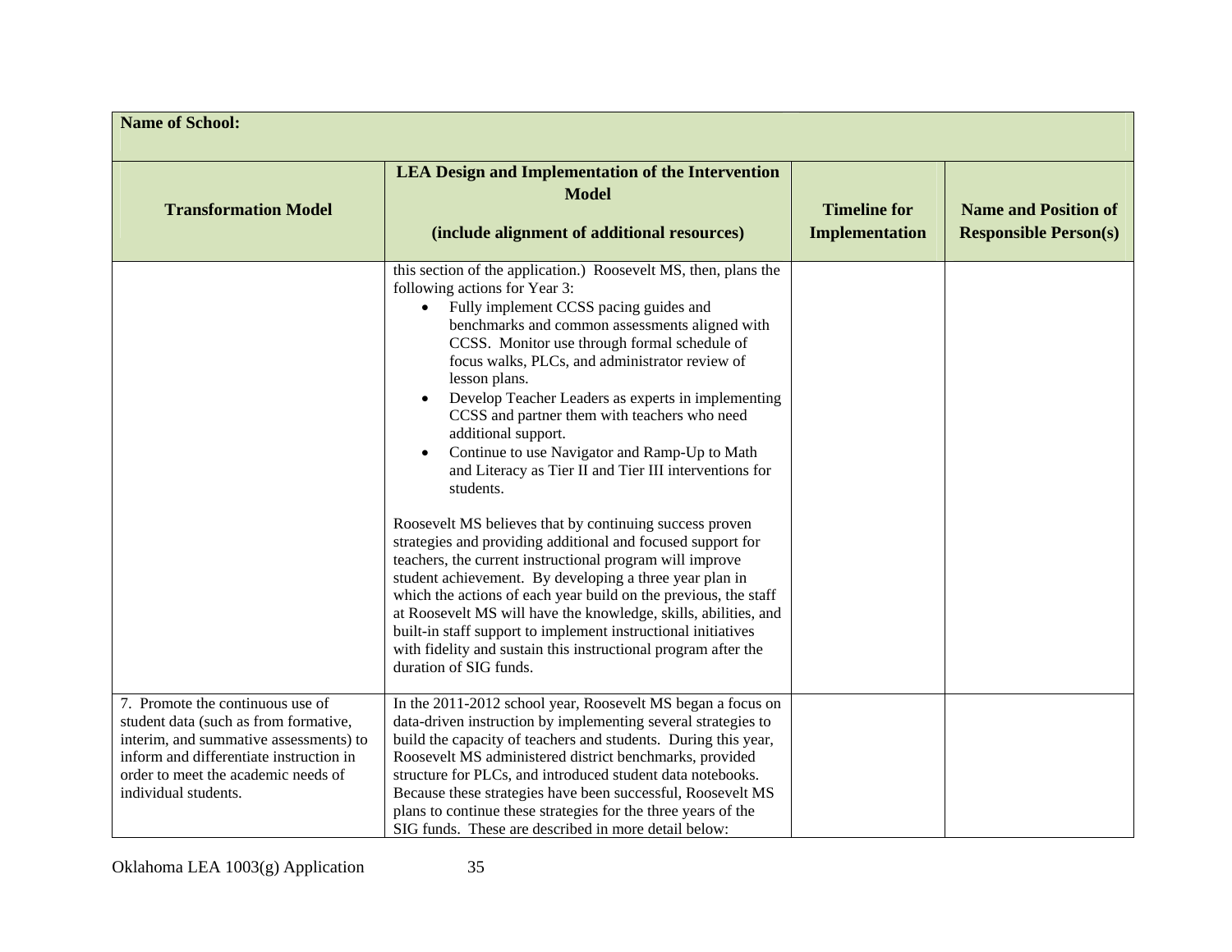| **Name of School:** | | | |
|---|---|---|---|
| **Transformation Model** | **LEA Design and Implementation of the Intervention Model**<br><br>**(include alignment of additional resources)** | **Timeline for Implementation** | **Name and Position of Responsible Person(s)** |
| | this section of the application.) Roosevelt MS, then, plans the following actions for Year 3:<br>• Fully implement CCSS pacing guides and benchmarks and common assessments aligned with CCSS. Monitor use through formal schedule of focus walks, PLCs, and administrator review of lesson plans.<br>• Develop Teacher Leaders as experts in implementing CCSS and partner them with teachers who need additional support.<br>• Continue to use Navigator and Ramp-Up to Math and Literacy as Tier II and Tier III interventions for students.<br><br>Roosevelt MS believes that by continuing success proven strategies and providing additional and focused support for teachers, the current instructional program will improve student achievement. By developing a three year plan in which the actions of each year build on the previous, the staff at Roosevelt MS will have the knowledge, skills, abilities, and built-in staff support to implement instructional initiatives with fidelity and sustain this instructional program after the duration of SIG funds. | | |
| 7. Promote the continuous use of student data (such as from formative, interim, and summative assessments) to inform and differentiate instruction in order to meet the academic needs of individual students. | In the 2011-2012 school year, Roosevelt MS began a focus on data-driven instruction by implementing several strategies to build the capacity of teachers and students. During this year, Roosevelt MS administered district benchmarks, provided structure for PLCs, and introduced student data notebooks. Because these strategies have been successful, Roosevelt MS plans to continue these strategies for the three years of the SIG funds. These are described in more detail below: | | |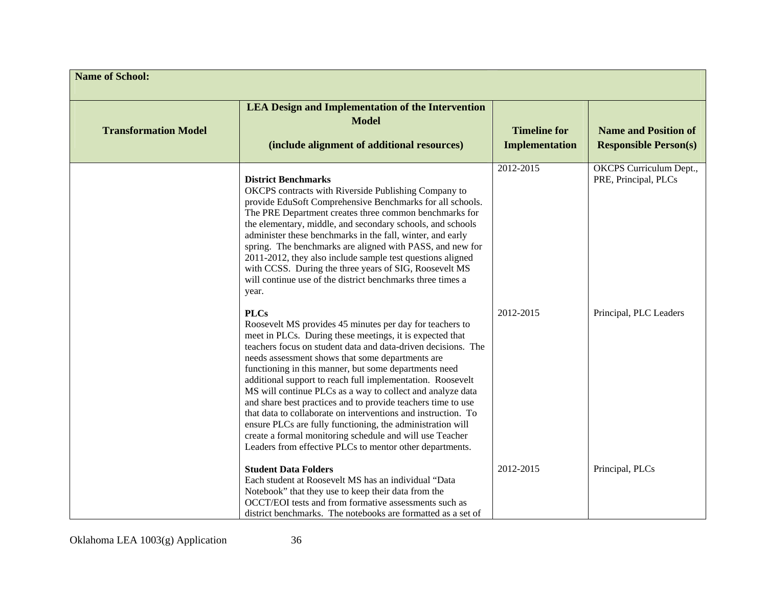| **Name of School:** | | | |
|---|---|---|---|
| **Transformation Model** | **LEA Design and Implementation of the Intervention Model**<br><br>**(include alignment of additional resources)** | **Timeline for Implementation** | **Name and Position of Responsible Person(s)** |
| | **District Benchmarks**<br>OKCPS contracts with Riverside Publishing Company to provide EduSoft Comprehensive Benchmarks for all schools. The PRE Department creates three common benchmarks for the elementary, middle, and secondary schools, and schools administer these benchmarks in the fall, winter, and early spring. The benchmarks are aligned with PASS, and new for 2011-2012, they also include sample test questions aligned with CCSS. During the three years of SIG, Roosevelt MS will continue use of the district benchmarks three times a year. | 2012-2015 | OKCPS Curriculum Dept., PRE, Principal, PLCs |
| | **PLCs**<br>Roosevelt MS provides 45 minutes per day for teachers to meet in PLCs. During these meetings, it is expected that teachers focus on student data and data-driven decisions. The needs assessment shows that some departments are functioning in this manner, but some departments need additional support to reach full implementation. Roosevelt MS will continue PLCs as a way to collect and analyze data and share best practices and to provide teachers time to use that data to collaborate on interventions and instruction. To ensure PLCs are fully functioning, the administration will create a formal monitoring schedule and will use Teacher Leaders from effective PLCs to mentor other departments. | 2012-2015 | Principal, PLC Leaders |
| | **Student Data Folders**<br>Each student at Roosevelt MS has an individual "Data Notebook" that they use to keep their data from the OCCT/EOI tests and from formative assessments such as district benchmarks. The notebooks are formatted as a set of | 2012-2015 | Principal, PLCs |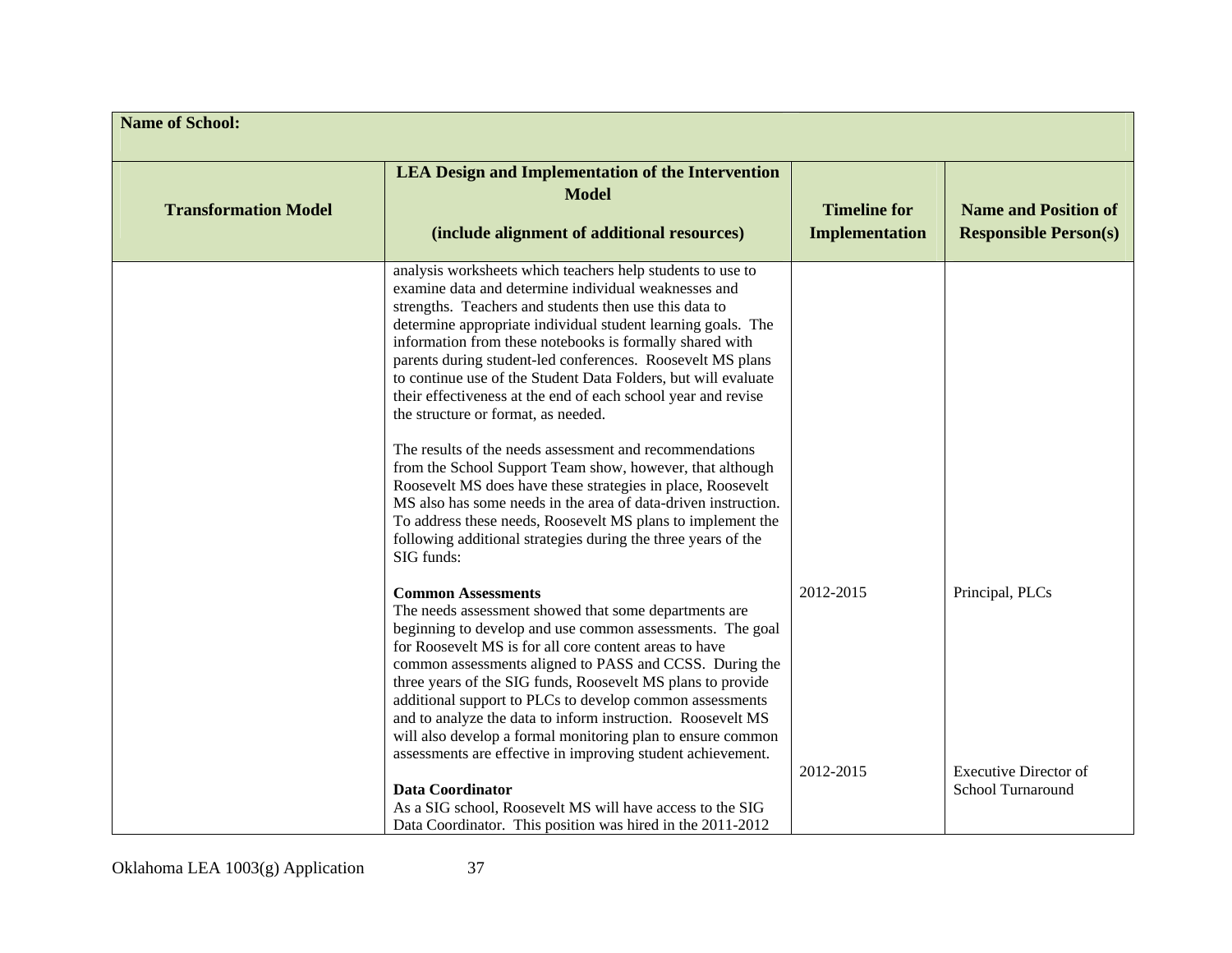| Name of School: | | | |
|---|---|---|---|
| **Transformation Model** | **LEA Design and Implementation of the Intervention Model**<br><br>**(include alignment of additional resources)** | **Timeline for Implementation** | **Name and Position of Responsible Person(s)** |
| | analysis worksheets which teachers help students to use to examine data and determine individual weaknesses and strengths. Teachers and students then use this data to determine appropriate individual student learning goals. The information from these notebooks is formally shared with parents during student-led conferences. Roosevelt MS plans to continue use of the Student Data Folders, but will evaluate their effectiveness at the end of each school year and revise the structure or format, as needed.<br><br>The results of the needs assessment and recommendations from the School Support Team show, however, that although Roosevelt MS does have these strategies in place, Roosevelt MS also has some needs in the area of data-driven instruction. To address these needs, Roosevelt MS plans to implement the following additional strategies during the three years of the SIG funds: | | |
| | **Common Assessments**<br>The needs assessment showed that some departments are beginning to develop and use common assessments. The goal for Roosevelt MS is for all core content areas to have common assessments aligned to PASS and CCSS. During the three years of the SIG funds, Roosevelt MS plans to provide additional support to PLCs to develop common assessments and to analyze the data to inform instruction. Roosevelt MS will also develop a formal monitoring plan to ensure common assessments are effective in improving student achievement. | 2012-2015 | Principal, PLCs |
| | **Data Coordinator**<br>As a SIG school, Roosevelt MS will have access to the SIG Data Coordinator. This position was hired in the 2011-2012 | 2012-2015 | Executive Director of School Turnaround |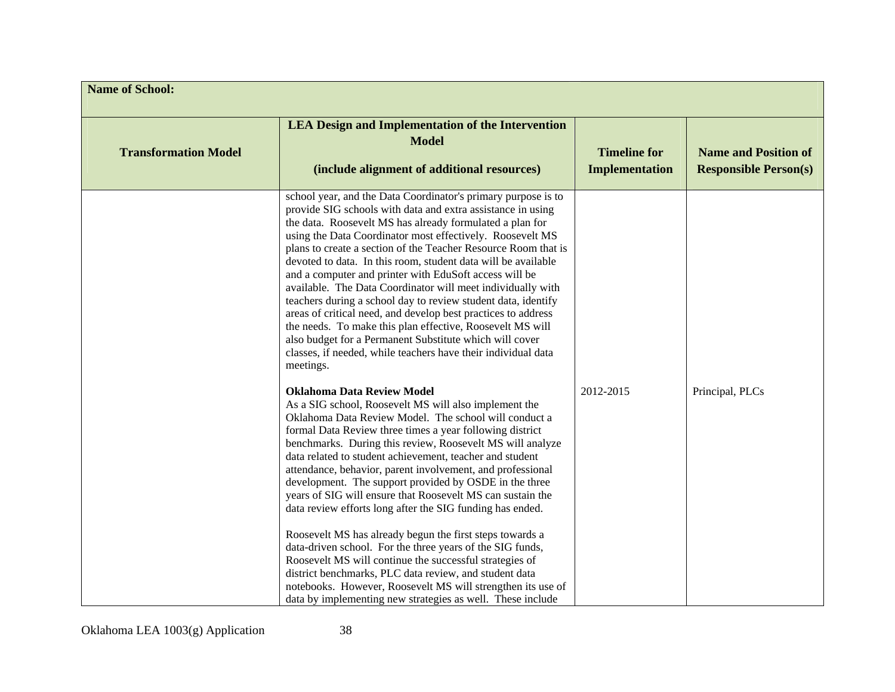| Name of School: | | | |
|---|---|---|---|
| **Transformation Model** | **LEA Design and Implementation of the Intervention Model**<br><br>**(include alignment of additional resources)** | **Timeline for Implementation** | **Name and Position of Responsible Person(s)** |
| | school year, and the Data Coordinator's primary purpose is to provide SIG schools with data and extra assistance in using the data. Roosevelt MS has already formulated a plan for using the Data Coordinator most effectively. Roosevelt MS plans to create a section of the Teacher Resource Room that is devoted to data. In this room, student data will be available and a computer and printer with EduSoft access will be available. The Data Coordinator will meet individually with teachers during a school day to review student data, identify areas of critical need, and develop best practices to address the needs. To make this plan effective, Roosevelt MS will also budget for a Permanent Substitute which will cover classes, if needed, while teachers have their individual data meetings. | | |
| | **Oklahoma Data Review Model**<br>As a SIG school, Roosevelt MS will also implement the Oklahoma Data Review Model. The school will conduct a formal Data Review three times a year following district benchmarks. During this review, Roosevelt MS will analyze data related to student achievement, teacher and student attendance, behavior, parent involvement, and professional development. The support provided by OSDE in the three years of SIG will ensure that Roosevelt MS can sustain the data review efforts long after the SIG funding has ended.<br><br>Roosevelt MS has already begun the first steps towards a data-driven school. For the three years of the SIG funds, Roosevelt MS will continue the successful strategies of district benchmarks, PLC data review, and student data notebooks. However, Roosevelt MS will strengthen its use of data by implementing new strategies as well. These include | 2012-2015 | Principal, PLCs |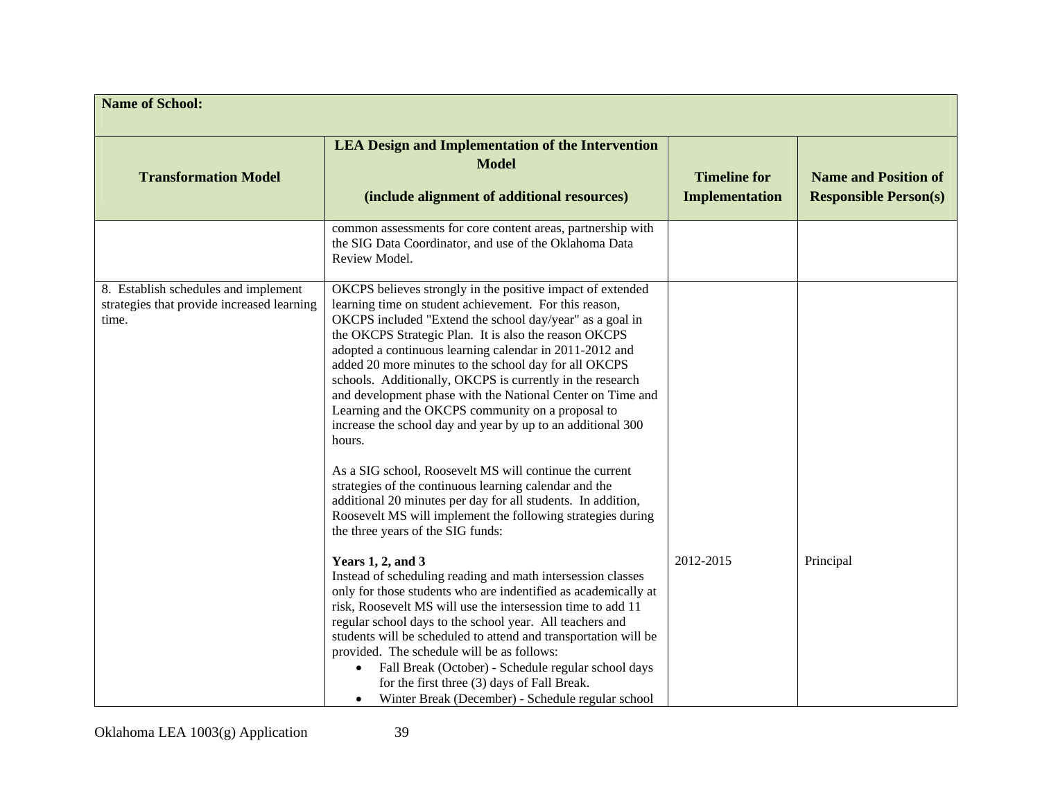| **Name of School:** | | | |
|---|---|---|---|
| **Transformation Model** | **LEA Design and Implementation of the Intervention Model**<br><br>**(include alignment of additional resources)** | **Timeline for Implementation** | **Name and Position of Responsible Person(s)** |
| | common assessments for core content areas, partnership with the SIG Data Coordinator, and use of the Oklahoma Data Review Model. | | |
| 8. Establish schedules and implement strategies that provide increased learning time. | OKCPS believes strongly in the positive impact of extended learning time on student achievement. For this reason, OKCPS included "Extend the school day/year" as a goal in the OKCPS Strategic Plan. It is also the reason OKCPS adopted a continuous learning calendar in 2011-2012 and added 20 more minutes to the school day for all OKCPS schools. Additionally, OKCPS is currently in the research and development phase with the National Center on Time and Learning and the OKCPS community on a proposal to increase the school day and year by up to an additional 300 hours.<br><br>As a SIG school, Roosevelt MS will continue the current strategies of the continuous learning calendar and the additional 20 minutes per day for all students. In addition, Roosevelt MS will implement the following strategies during the three years of the SIG funds:<br><br>**Years 1, 2, and 3**<br>Instead of scheduling reading and math intersession classes only for those students who are indentified as academically at risk, Roosevelt MS will use the intersession time to add 11 regular school days to the school year. All teachers and students will be scheduled to attend and transportation will be provided. The schedule will be as follows:<br>• Fall Break (October) - Schedule regular school days for the first three (3) days of Fall Break.<br>• Winter Break (December) - Schedule regular school | 2012-2015 | Principal |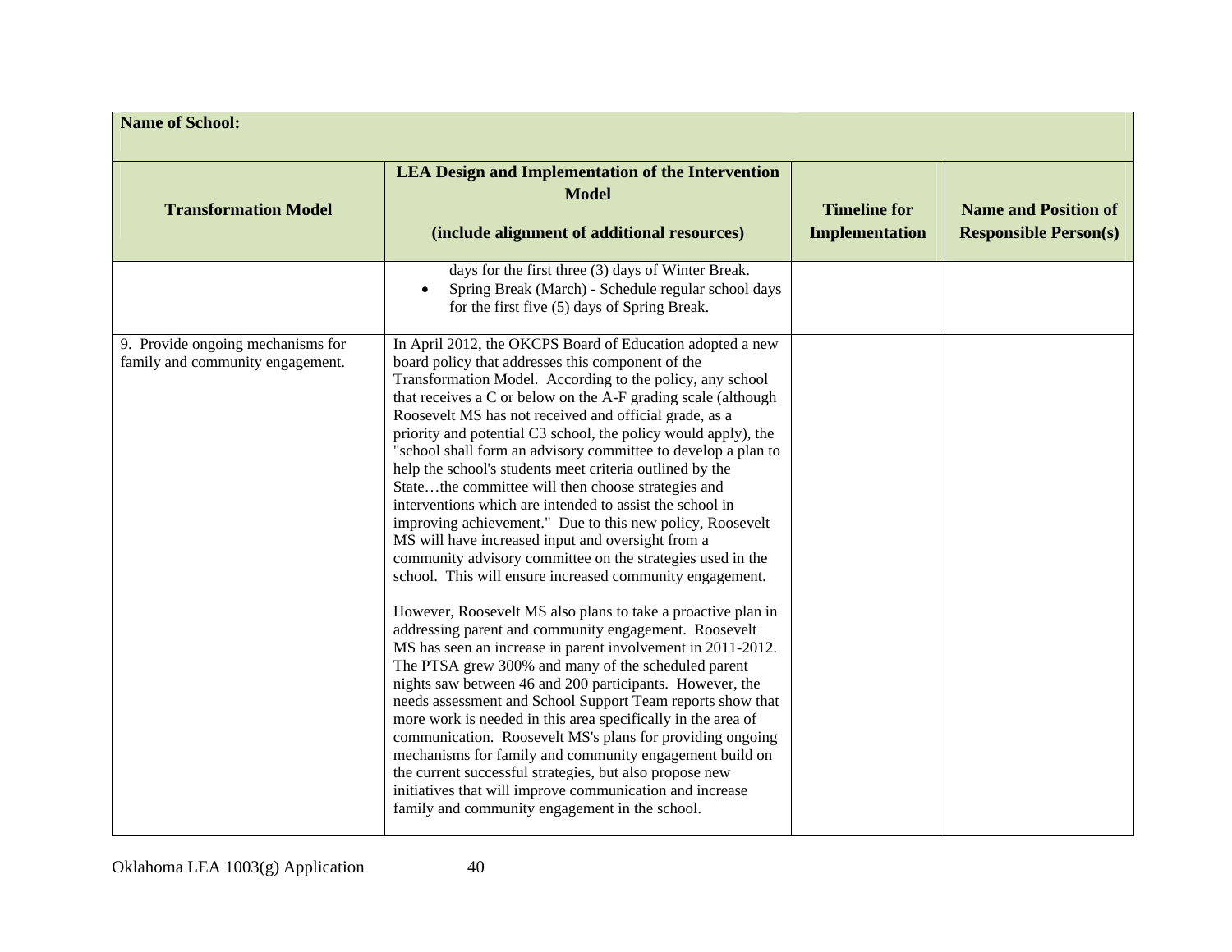| Name of School: | | | |
|---|---|---|---|
| **Transformation Model** | **LEA Design and Implementation of the Intervention Model**<br><br>**(include alignment of additional resources)** | **Timeline for Implementation** | **Name and Position of Responsible Person(s)** |
| | days for the first three (3) days of Winter Break.<br>• Spring Break (March) - Schedule regular school days for the first five (5) days of Spring Break. | | |
| 9. Provide ongoing mechanisms for family and community engagement. | In April 2012, the OKCPS Board of Education adopted a new board policy that addresses this component of the Transformation Model. According to the policy, any school that receives a C or below on the A-F grading scale (although Roosevelt MS has not received and official grade, as a priority and potential C3 school, the policy would apply), the "school shall form an advisory committee to develop a plan to help the school's students meet criteria outlined by the State…the committee will then choose strategies and interventions which are intended to assist the school in improving achievement." Due to this new policy, Roosevelt MS will have increased input and oversight from a community advisory committee on the strategies used in the school. This will ensure increased community engagement.<br><br>However, Roosevelt MS also plans to take a proactive plan in addressing parent and community engagement. Roosevelt MS has seen an increase in parent involvement in 2011-2012. The PTSA grew 300% and many of the scheduled parent nights saw between 46 and 200 participants. However, the needs assessment and School Support Team reports show that more work is needed in this area specifically in the area of communication. Roosevelt MS's plans for providing ongoing mechanisms for family and community engagement build on the current successful strategies, but also propose new initiatives that will improve communication and increase family and community engagement in the school. | | |

Oklahoma LEA 1003(g) Application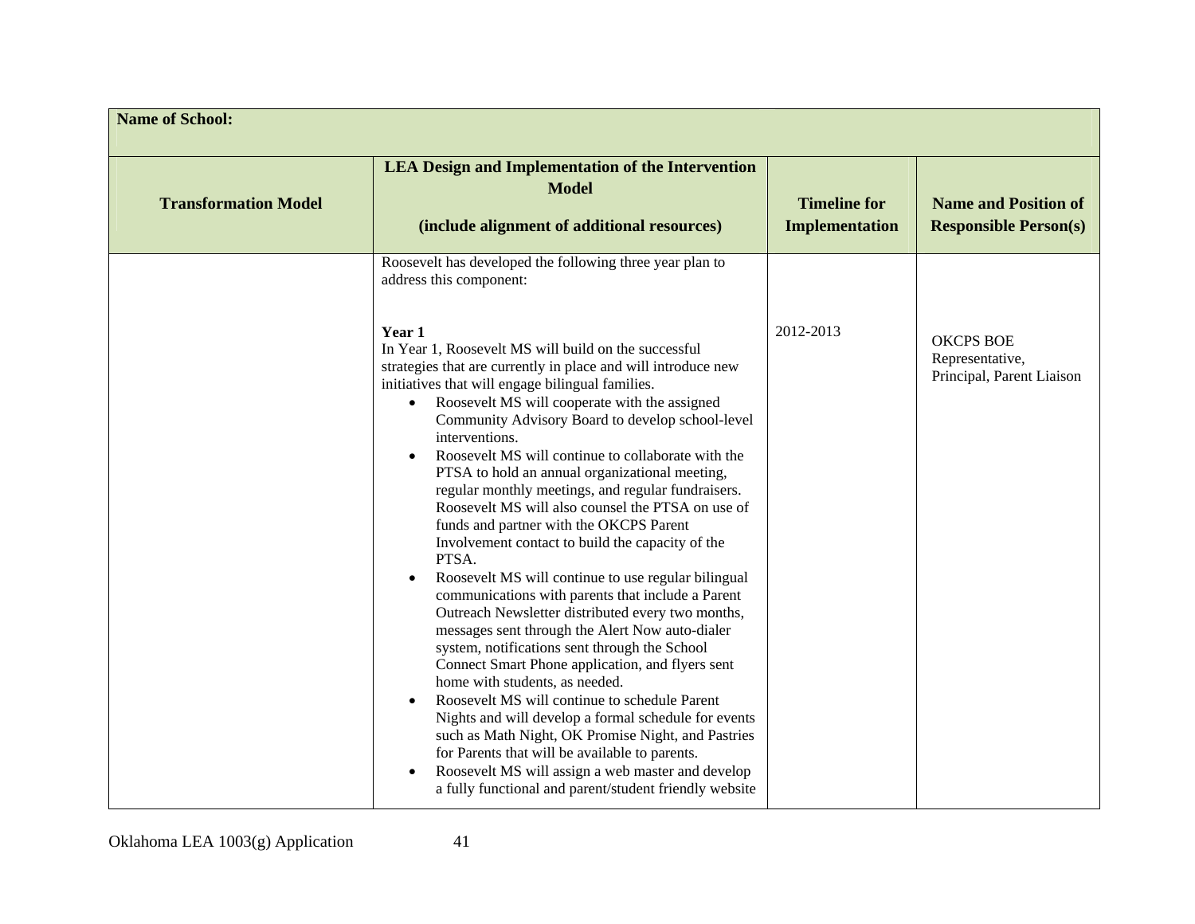| **Name of School:** | | | |
|---|---|---|---|
| **Transformation Model** | **LEA Design and Implementation of the Intervention Model**<br><br>**(include alignment of additional resources)** | **Timeline for Implementation** | **Name and Position of Responsible Person(s)** |
| | Roosevelt has developed the following three year plan to address this component:<br><br>**Year 1**<br>In Year 1, Roosevelt MS will build on the successful strategies that are currently in place and will introduce new initiatives that will engage bilingual families.<br>• Roosevelt MS will cooperate with the assigned Community Advisory Board to develop school-level interventions.<br>• Roosevelt MS will continue to collaborate with the PTSA to hold an annual organizational meeting, regular monthly meetings, and regular fundraisers. Roosevelt MS will also counsel the PTSA on use of funds and partner with the OKCPS Parent Involvement contact to build the capacity of the PTSA.<br>• Roosevelt MS will continue to use regular bilingual communications with parents that include a Parent Outreach Newsletter distributed every two months, messages sent through the Alert Now auto-dialer system, notifications sent through the School Connect Smart Phone application, and flyers sent home with students, as needed.<br>• Roosevelt MS will continue to schedule Parent Nights and will develop a formal schedule for events such as Math Night, OK Promise Night, and Pastries for Parents that will be available to parents.<br>• Roosevelt MS will assign a web master and develop a fully functional and parent/student friendly website | 2012-2013 | OKCPS BOE Representative, Principal, Parent Liaison |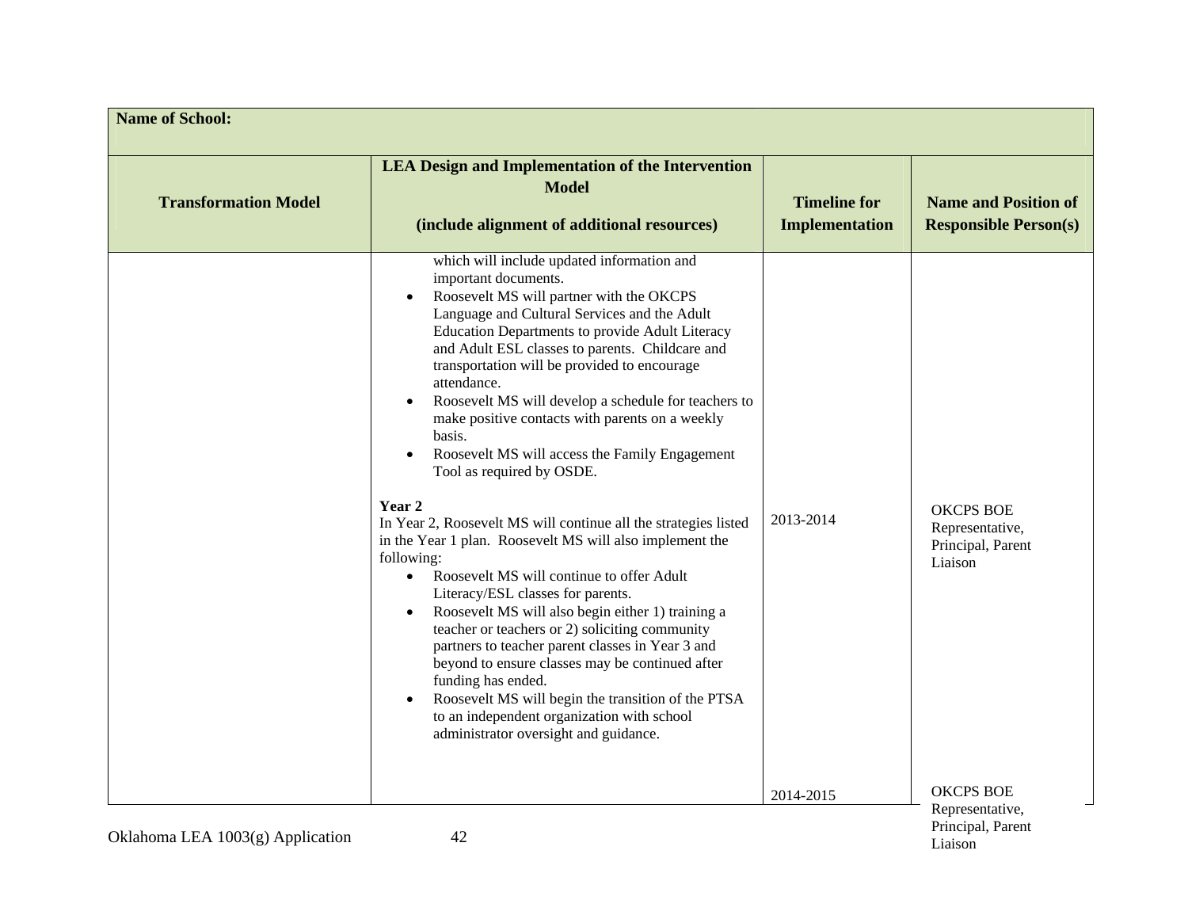| Name of School: | | | |
|---|---|---|---|
| **Transformation Model** | **LEA Design and Implementation of the Intervention Model**<br><br>**(include alignment of additional resources)** | **Timeline for Implementation** | **Name and Position of Responsible Person(s)** |
| | which will include updated information and important documents.<br>• Roosevelt MS will partner with the OKCPS Language and Cultural Services and the Adult Education Departments to provide Adult Literacy and Adult ESL classes to parents. Childcare and transportation will be provided to encourage attendance.<br>• Roosevelt MS will develop a schedule for teachers to make positive contacts with parents on a weekly basis.<br>• Roosevelt MS will access the Family Engagement Tool as required by OSDE. | | |
| | **Year 2**<br>In Year 2, Roosevelt MS will continue all the strategies listed in the Year 1 plan. Roosevelt MS will also implement the following:<br>• Roosevelt MS will continue to offer Adult Literacy/ESL classes for parents.<br>• Roosevelt MS will also begin either 1) training a teacher or teachers or 2) soliciting community partners to teacher parent classes in Year 3 and beyond to ensure classes may be continued after funding has ended.<br>• Roosevelt MS will begin the transition of the PTSA to an independent organization with school administrator oversight and guidance. | 2013-2014 | OKCPS BOE Representative, Principal, Parent Liaison |
| | | 2014-2015 | OKCPS BOE Representative, Principal, Parent Liaison |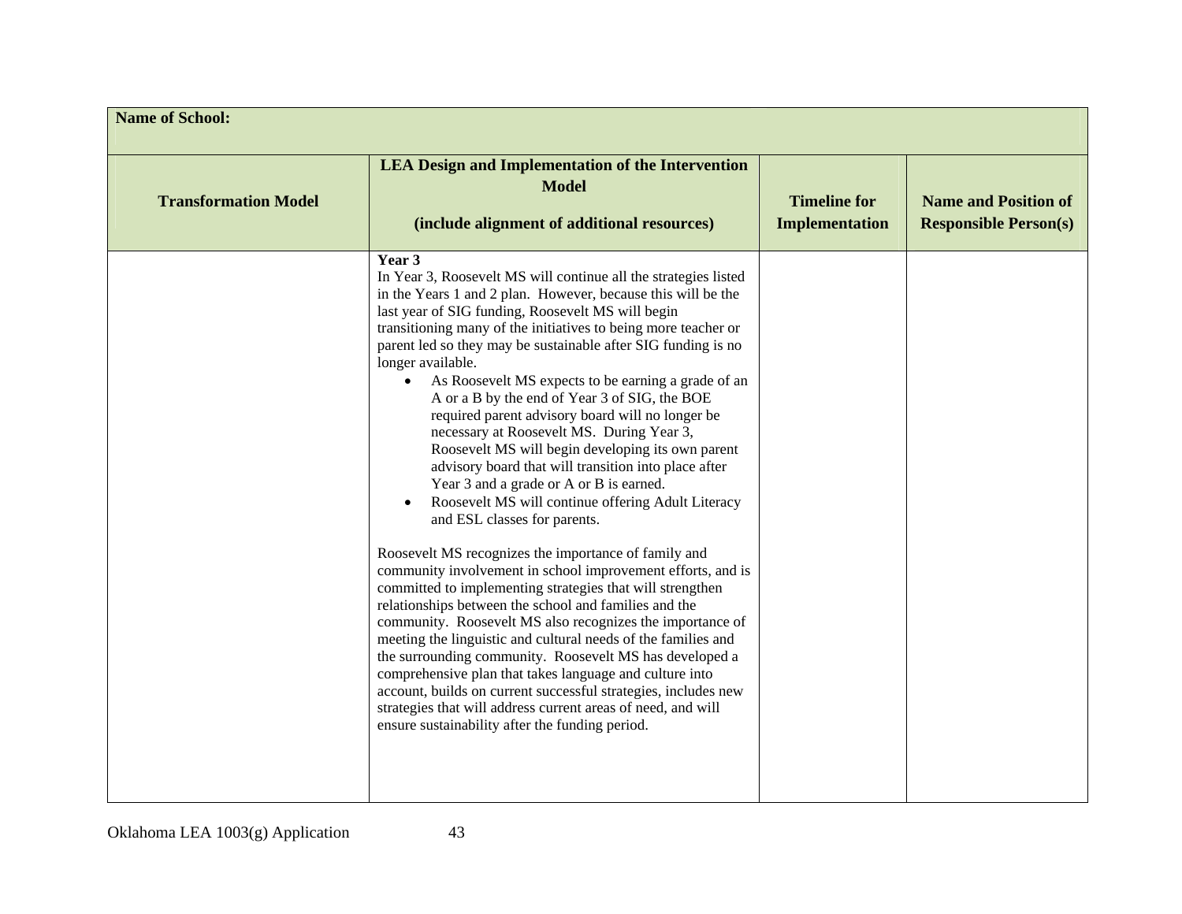| Name of School: | | | |
|---|---|---|---|
| **Transformation Model** | **LEA Design and Implementation of the Intervention Model**<br><br>**(include alignment of additional resources)** | **Timeline for Implementation** | **Name and Position of Responsible Person(s)** |
| | **Year 3**<br>In Year 3, Roosevelt MS will continue all the strategies listed in the Years 1 and 2 plan. However, because this will be the last year of SIG funding, Roosevelt MS will begin transitioning many of the initiatives to being more teacher or parent led so they may be sustainable after SIG funding is no longer available.<br>• As Roosevelt MS expects to be earning a grade of an A or a B by the end of Year 3 of SIG, the BOE required parent advisory board will no longer be necessary at Roosevelt MS. During Year 3, Roosevelt MS will begin developing its own parent advisory board that will transition into place after Year 3 and a grade or A or B is earned.<br>• Roosevelt MS will continue offering Adult Literacy and ESL classes for parents.<br><br>Roosevelt MS recognizes the importance of family and community involvement in school improvement efforts, and is committed to implementing strategies that will strengthen relationships between the school and families and the community. Roosevelt MS also recognizes the importance of meeting the linguistic and cultural needs of the families and the surrounding community. Roosevelt MS has developed a comprehensive plan that takes language and culture into account, builds on current successful strategies, includes new strategies that will address current areas of need, and will ensure sustainability after the funding period. | | |

Oklahoma LEA 1003(g) Application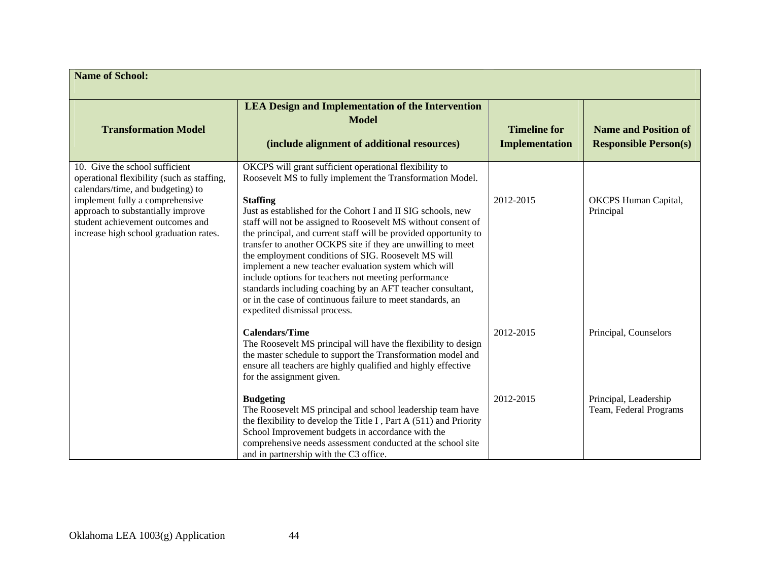| **Name of School:** | | | |
|---|---|---|---|
| **Transformation Model** | **LEA Design and Implementation of the Intervention Model**<br><br>**(include alignment of additional resources)** | **Timeline for Implementation** | **Name and Position of Responsible Person(s)** |
| 10. Give the school sufficient operational flexibility (such as staffing, calendars/time, and budgeting) to implement fully a comprehensive approach to substantially improve student achievement outcomes and increase high school graduation rates. | OKCPS will grant sufficient operational flexibility to Roosevelt MS to fully implement the Transformation Model.<br><br>**Staffing**<br>Just as established for the Cohort I and II SIG schools, new staff will not be assigned to Roosevelt MS without consent of the principal, and current staff will be provided opportunity to transfer to another OCKPS site if they are unwilling to meet the employment conditions of SIG. Roosevelt MS will implement a new teacher evaluation system which will include options for teachers not meeting performance standards including coaching by an AFT teacher consultant, or in the case of continuous failure to meet standards, an expedited dismissal process. | 2012-2015 | OKCPS Human Capital, Principal |
| | **Calendars/Time**<br>The Roosevelt MS principal will have the flexibility to design the master schedule to support the Transformation model and ensure all teachers are highly qualified and highly effective for the assignment given. | 2012-2015 | Principal, Counselors |
| | **Budgeting**<br>The Roosevelt MS principal and school leadership team have the flexibility to develop the Title I , Part A (511) and Priority School Improvement budgets in accordance with the comprehensive needs assessment conducted at the school site and in partnership with the C3 office. | 2012-2015 | Principal, Leadership Team, Federal Programs |

Oklahoma LEA 1003(g) Application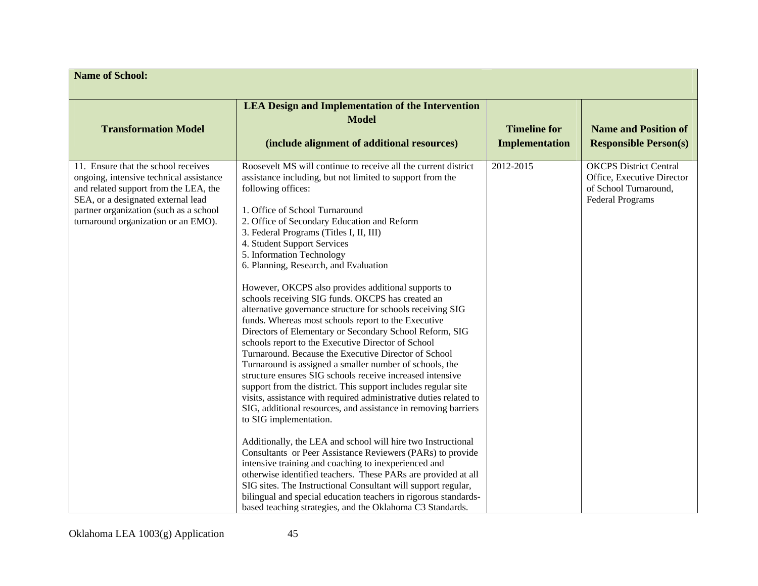| **Name of School:** | | | |
|---|---|---|---|
| **Transformation Model** | **LEA Design and Implementation of the Intervention Model**<br><br>**(include alignment of additional resources)** | **Timeline for Implementation** | **Name and Position of Responsible Person(s)** |
| 11. Ensure that the school receives ongoing, intensive technical assistance and related support from the LEA, the SEA, or a designated external lead partner organization (such as a school turnaround organization or an EMO). | Roosevelt MS will continue to receive all the current district assistance including, but not limited to support from the following offices:<br><br>1. Office of School Turnaround<br>2. Office of Secondary Education and Reform<br>3. Federal Programs (Titles I, II, III)<br>4. Student Support Services<br>5. Information Technology<br>6. Planning, Research, and Evaluation<br><br>However, OKCPS also provides additional supports to schools receiving SIG funds. OKCPS has created an alternative governance structure for schools receiving SIG funds. Whereas most schools report to the Executive Directors of Elementary or Secondary School Reform, SIG schools report to the Executive Director of School Turnaround. Because the Executive Director of School Turnaround is assigned a smaller number of schools, the structure ensures SIG schools receive increased intensive support from the district. This support includes regular site visits, assistance with required administrative duties related to SIG, additional resources, and assistance in removing barriers to SIG implementation.<br><br>Additionally, the LEA and school will hire two Instructional Consultants or Peer Assistance Reviewers (PARs) to provide intensive training and coaching to inexperienced and otherwise identified teachers. These PARs are provided at all SIG sites. The Instructional Consultant will support regular, bilingual and special education teachers in rigorous standards-based teaching strategies, and the Oklahoma C3 Standards. | 2012-2015 | OKCPS District Central Office, Executive Director of School Turnaround, Federal Programs |

Oklahoma LEA 1003(g) Application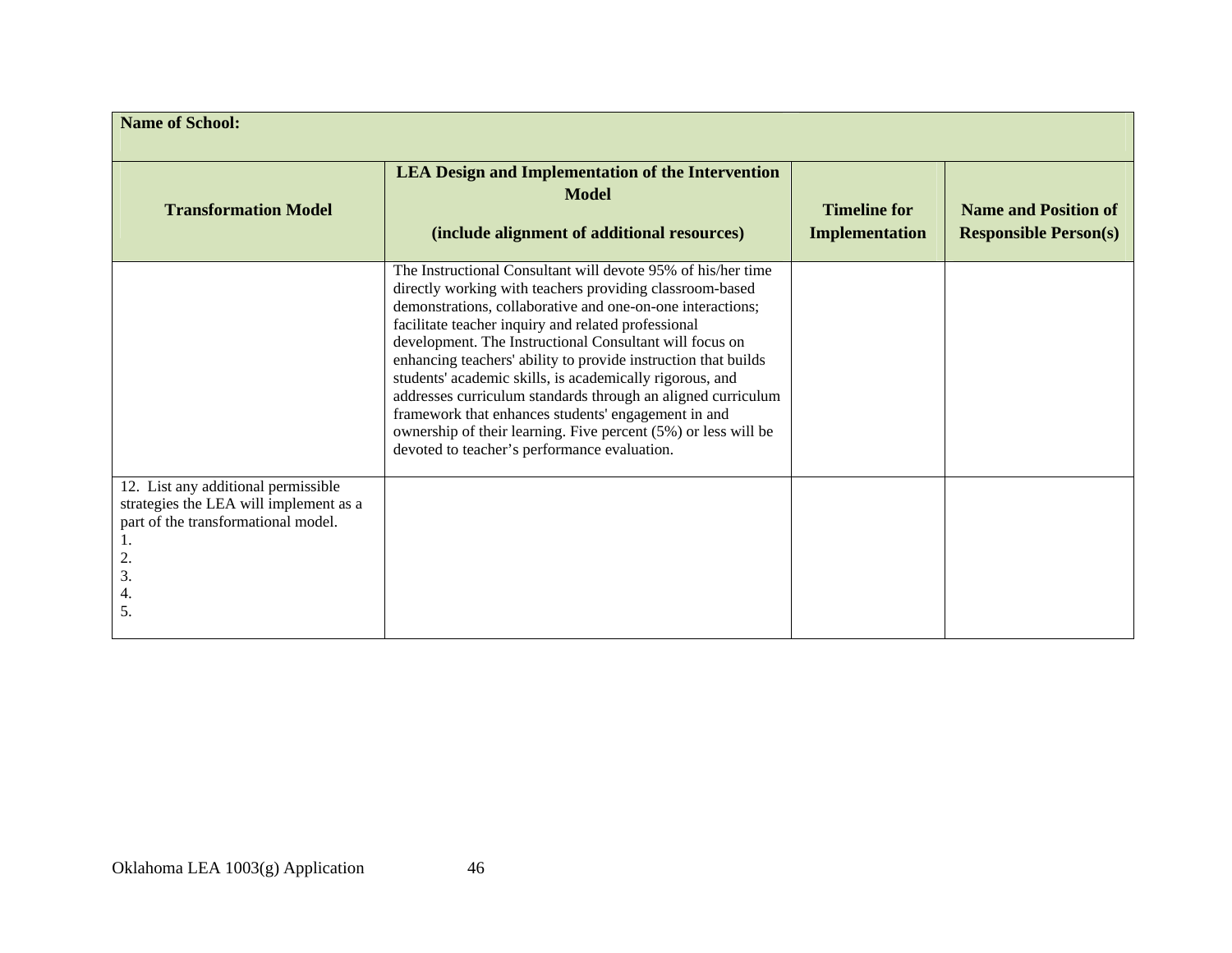| Name of School: | | | |
|---|---|---|---|
| **Transformation Model** | **LEA Design and Implementation of the Intervention Model (include alignment of additional resources)** | **Timeline for Implementation** | **Name and Position of Responsible Person(s)** |
| | The Instructional Consultant will devote 95% of his/her time directly working with teachers providing classroom-based demonstrations, collaborative and one-on-one interactions; facilitate teacher inquiry and related professional development. The Instructional Consultant will focus on enhancing teachers' ability to provide instruction that builds students' academic skills, is academically rigorous, and addresses curriculum standards through an aligned curriculum framework that enhances students' engagement in and ownership of their learning. Five percent (5%) or less will be devoted to teacher's performance evaluation. | | |
| 12. List any additional permissible strategies the LEA will implement as a part of the transformational model.<br>1.<br>2.<br>3.<br>4.<br>5. | | | |

Oklahoma LEA 1003(g) Application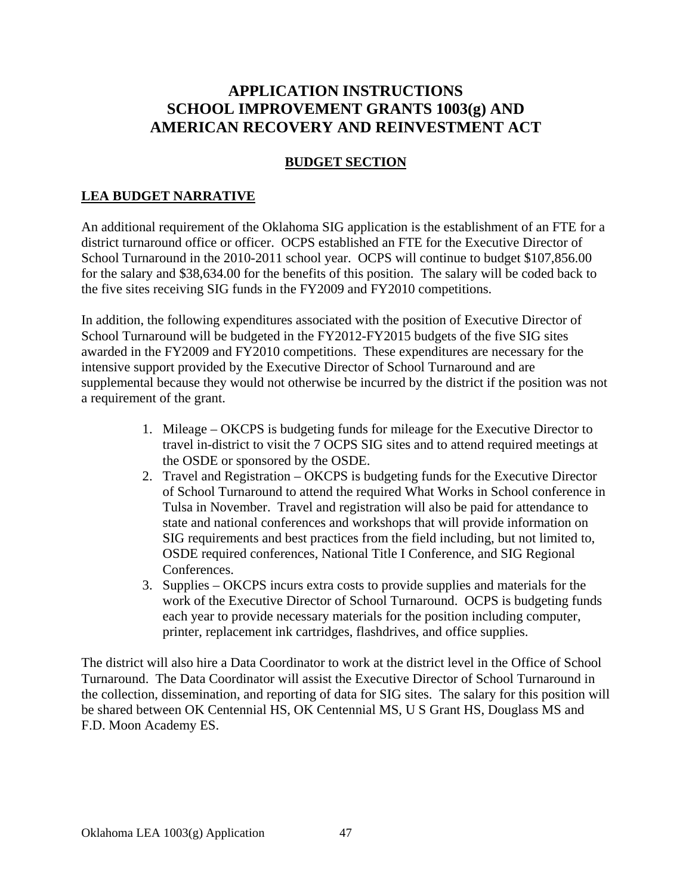# APPLICATION INSTRUCTIONS
# SCHOOL IMPROVEMENT GRANTS 1003(g) AND AMERICAN RECOVERY AND REINVESTMENT ACT

## BUDGET SECTION

### LEA BUDGET NARRATIVE

An additional requirement of the Oklahoma SIG application is the establishment of an FTE for a district turnaround office or officer. OCPS established an FTE for the Executive Director of School Turnaround in the 2010-2011 school year. OCPS will continue to budget $107,856.00 for the salary and $38,634.00 for the benefits of this position. The salary will be coded back to the five sites receiving SIG funds in the FY2009 and FY2010 competitions.

In addition, the following expenditures associated with the position of Executive Director of School Turnaround will be budgeted in the FY2012-FY2015 budgets of the five SIG sites awarded in the FY2009 and FY2010 competitions. These expenditures are necessary for the intensive support provided by the Executive Director of School Turnaround and are supplemental because they would not otherwise be incurred by the district if the position was not a requirement of the grant.

1. Mileage – OKCPS is budgeting funds for mileage for the Executive Director to travel in-district to visit the 7 OCPS SIG sites and to attend required meetings at the OSDE or sponsored by the OSDE.
2. Travel and Registration – OKCPS is budgeting funds for the Executive Director of School Turnaround to attend the required What Works in School conference in Tulsa in November. Travel and registration will also be paid for attendance to state and national conferences and workshops that will provide information on SIG requirements and best practices from the field including, but not limited to, OSDE required conferences, National Title I Conference, and SIG Regional Conferences.
3. Supplies – OKCPS incurs extra costs to provide supplies and materials for the work of the Executive Director of School Turnaround. OCPS is budgeting funds each year to provide necessary materials for the position including computer, printer, replacement ink cartridges, flashdrives, and office supplies.

The district will also hire a Data Coordinator to work at the district level in the Office of School Turnaround. The Data Coordinator will assist the Executive Director of School Turnaround in the collection, dissemination, and reporting of data for SIG sites. The salary for this position will be shared between OK Centennial HS, OK Centennial MS, U S Grant HS, Douglass MS and F.D. Moon Academy ES.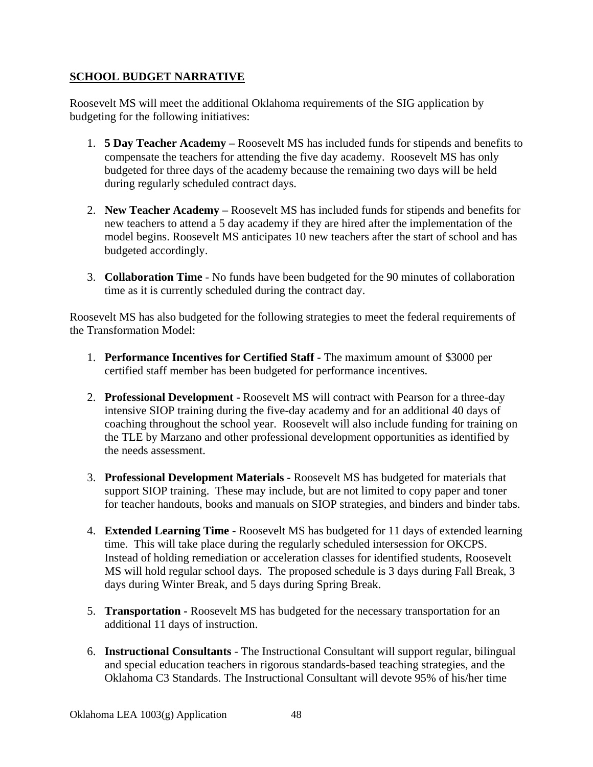**SCHOOL BUDGET NARRATIVE**

Roosevelt MS will meet the additional Oklahoma requirements of the SIG application by budgeting for the following initiatives:

1. **5 Day Teacher Academy –** Roosevelt MS has included funds for stipends and benefits to compensate the teachers for attending the five day academy. Roosevelt MS has only budgeted for three days of the academy because the remaining two days will be held during regularly scheduled contract days.

2. **New Teacher Academy –** Roosevelt MS has included funds for stipends and benefits for new teachers to attend a 5 day academy if they are hired after the implementation of the model begins. Roosevelt MS anticipates 10 new teachers after the start of school and has budgeted accordingly.

3. **Collaboration Time** - No funds have been budgeted for the 90 minutes of collaboration time as it is currently scheduled during the contract day.

Roosevelt MS has also budgeted for the following strategies to meet the federal requirements of the Transformation Model:

1. **Performance Incentives for Certified Staff -** The maximum amount of $3000 per certified staff member has been budgeted for performance incentives.

2. **Professional Development -** Roosevelt MS will contract with Pearson for a three-day intensive SIOP training during the five-day academy and for an additional 40 days of coaching throughout the school year. Roosevelt will also include funding for training on the TLE by Marzano and other professional development opportunities as identified by the needs assessment.

3. **Professional Development Materials -** Roosevelt MS has budgeted for materials that support SIOP training. These may include, but are not limited to copy paper and toner for teacher handouts, books and manuals on SIOP strategies, and binders and binder tabs.

4. **Extended Learning Time -** Roosevelt MS has budgeted for 11 days of extended learning time. This will take place during the regularly scheduled intersession for OKCPS. Instead of holding remediation or acceleration classes for identified students, Roosevelt MS will hold regular school days. The proposed schedule is 3 days during Fall Break, 3 days during Winter Break, and 5 days during Spring Break.

5. **Transportation -** Roosevelt MS has budgeted for the necessary transportation for an additional 11 days of instruction.

6. **Instructional Consultants** - The Instructional Consultant will support regular, bilingual and special education teachers in rigorous standards-based teaching strategies, and the Oklahoma C3 Standards. The Instructional Consultant will devote 95% of his/her time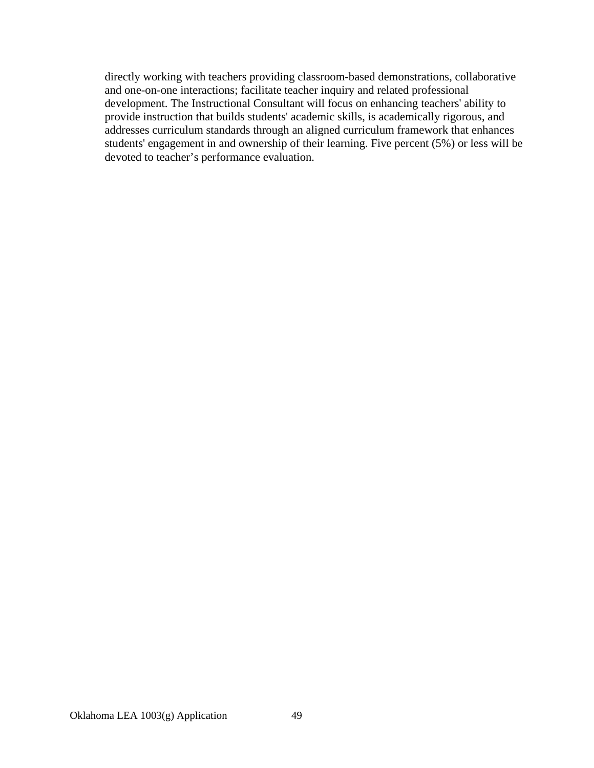directly working with teachers providing classroom-based demonstrations, collaborative and one-on-one interactions; facilitate teacher inquiry and related professional development. The Instructional Consultant will focus on enhancing teachers' ability to provide instruction that builds students' academic skills, is academically rigorous, and addresses curriculum standards through an aligned curriculum framework that enhances students' engagement in and ownership of their learning. Five percent (5%) or less will be devoted to teacher's performance evaluation.